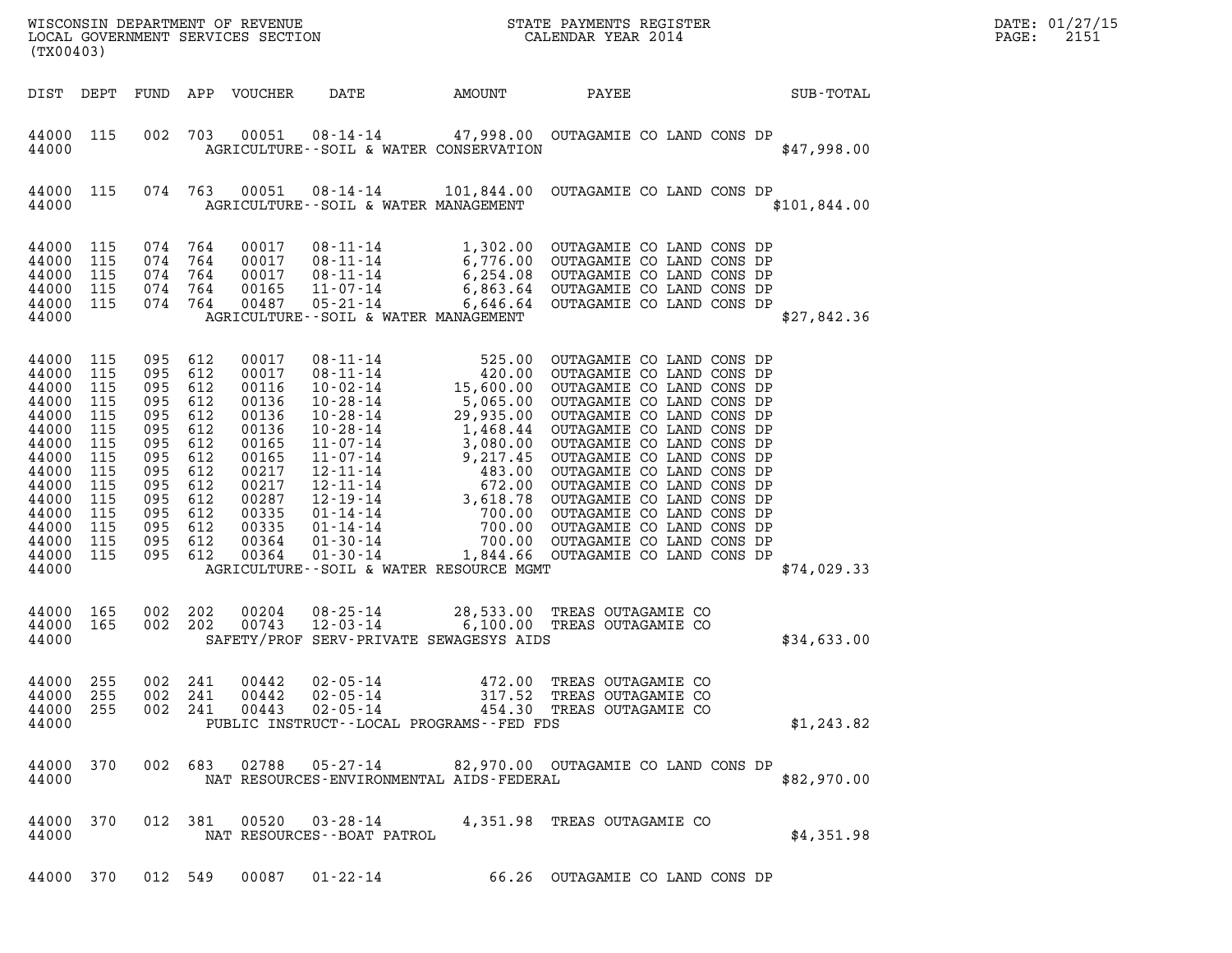WISCONSIN DEPARTMENT OF REVENUE
LOCAL GOVERNMENT SERVICES SECTION
(TX00403)

STATE PAYMENTS REGISTER
CALENDAR YEAR 2014

DATE: 01/27/15
PAGE: 2151

| DIST | DEPT | FUND | APP | VOUCHER | DATE | AMOUNT | PAYEE | SUB-TOTAL |
|---|---|---|---|---|---|---|---|---|
| 44000 | 115 | 002 | 703 | 00051 | 08-14-14 | 47,998.00 | OUTAGAMIE CO LAND CONS DP | |
| 44000 | | | | | AGRICULTURE--SOIL & WATER CONSERVATION | | | $47,998.00 |
| 44000 | 115 | 074 | 763 | 00051 | 08-14-14 | 101,844.00 | OUTAGAMIE CO LAND CONS DP | |
| 44000 | | | | | AGRICULTURE--SOIL & WATER MANAGEMENT | | | $101,844.00 |
| 44000 | 115 | 074 | 764 | 00017 | 08-11-14 | 1,302.00 | OUTAGAMIE CO LAND CONS DP | |
| 44000 | 115 | 074 | 764 | 00017 | 08-11-14 | 6,776.00 | OUTAGAMIE CO LAND CONS DP | |
| 44000 | 115 | 074 | 764 | 00017 | 08-11-14 | 6,254.08 | OUTAGAMIE CO LAND CONS DP | |
| 44000 | 115 | 074 | 764 | 00165 | 11-07-14 | 6,863.64 | OUTAGAMIE CO LAND CONS DP | |
| 44000 | 115 | 074 | 764 | 00487 | 05-21-14 | 6,646.64 | OUTAGAMIE CO LAND CONS DP | |
| 44000 | | | | | AGRICULTURE--SOIL & WATER MANAGEMENT | | | $27,842.36 |
| 44000 | 115 | 095 | 612 | 00017 | 08-11-14 | 525.00 | OUTAGAMIE CO LAND CONS DP | |
| 44000 | 115 | 095 | 612 | 00017 | 08-11-14 | 420.00 | OUTAGAMIE CO LAND CONS DP | |
| 44000 | 115 | 095 | 612 | 00116 | 10-02-14 | 15,600.00 | OUTAGAMIE CO LAND CONS DP | |
| 44000 | 115 | 095 | 612 | 00136 | 10-28-14 | 5,065.00 | OUTAGAMIE CO LAND CONS DP | |
| 44000 | 115 | 095 | 612 | 00136 | 10-28-14 | 29,935.00 | OUTAGAMIE CO LAND CONS DP | |
| 44000 | 115 | 095 | 612 | 00136 | 10-28-14 | 1,468.44 | OUTAGAMIE CO LAND CONS DP | |
| 44000 | 115 | 095 | 612 | 00165 | 11-07-14 | 3,080.00 | OUTAGAMIE CO LAND CONS DP | |
| 44000 | 115 | 095 | 612 | 00165 | 11-07-14 | 9,217.45 | OUTAGAMIE CO LAND CONS DP | |
| 44000 | 115 | 095 | 612 | 00217 | 12-11-14 | 483.00 | OUTAGAMIE CO LAND CONS DP | |
| 44000 | 115 | 095 | 612 | 00217 | 12-11-14 | 672.00 | OUTAGAMIE CO LAND CONS DP | |
| 44000 | 115 | 095 | 612 | 00287 | 12-19-14 | 3,618.78 | OUTAGAMIE CO LAND CONS DP | |
| 44000 | 115 | 095 | 612 | 00335 | 01-14-14 | 700.00 | OUTAGAMIE CO LAND CONS DP | |
| 44000 | 115 | 095 | 612 | 00335 | 01-14-14 | 700.00 | OUTAGAMIE CO LAND CONS DP | |
| 44000 | 115 | 095 | 612 | 00364 | 01-30-14 | 700.00 | OUTAGAMIE CO LAND CONS DP | |
| 44000 | 115 | 095 | 612 | 00364 | 01-30-14 | 1,844.66 | OUTAGAMIE CO LAND CONS DP | |
| 44000 | | | | | AGRICULTURE--SOIL & WATER RESOURCE MGMT | | | $74,029.33 |
| 44000 | 165 | 002 | 202 | 00204 | 08-25-14 | 28,533.00 | TREAS OUTAGAMIE CO | |
| 44000 | 165 | 002 | 202 | 00743 | 12-03-14 | 6,100.00 | TREAS OUTAGAMIE CO | |
| 44000 | | | | | SAFETY/PROF SERV-PRIVATE SEWAGESYS AIDS | | | $34,633.00 |
| 44000 | 255 | 002 | 241 | 00442 | 02-05-14 | 472.00 | TREAS OUTAGAMIE CO | |
| 44000 | 255 | 002 | 241 | 00442 | 02-05-14 | 317.52 | TREAS OUTAGAMIE CO | |
| 44000 | 255 | 002 | 241 | 00443 | 02-05-14 | 454.30 | TREAS OUTAGAMIE CO | |
| 44000 | | | | | PUBLIC INSTRUCT--LOCAL PROGRAMS--FED FDS | | | $1,243.82 |
| 44000 | 370 | 002 | 683 | 02788 | 05-27-14 | 82,970.00 | OUTAGAMIE CO LAND CONS DP | |
| 44000 | | | | | NAT RESOURCES-ENVIRONMENTAL AIDS-FEDERAL | | | $82,970.00 |
| 44000 | 370 | 012 | 381 | 00520 | 03-28-14 | 4,351.98 | TREAS OUTAGAMIE CO | |
| 44000 | | | | | NAT RESOURCES--BOAT PATROL | | | $4,351.98 |
| 44000 | 370 | 012 | 549 | 00087 | 01-22-14 | 66.26 | OUTAGAMIE CO LAND CONS DP | |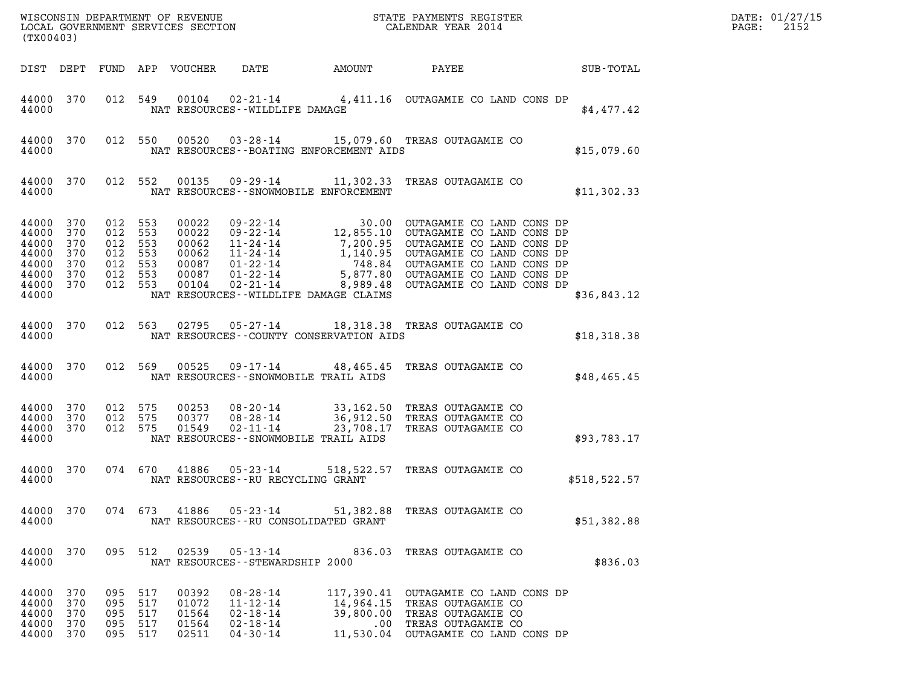WISCONSIN DEPARTMENT OF REVENUE
LOCAL GOVERNMENT SERVICES SECTION
(TX00403)

STATE PAYMENTS REGISTER
CALENDAR YEAR 2014

DATE: 01/27/15

| DIST | DEPT | FUND | APP | VOUCHER | DATE | AMOUNT | PAYEE | SUB-TOTAL |
|---|---|---|---|---|---|---|---|---|
| 44000 | 370 | 012 | 549 | 00104 | 02-21-14 | 4,411.16 | OUTAGAMIE CO LAND CONS DP | |
| 44000 | | | | NAT RESOURCES--WILDLIFE DAMAGE | | | | $4,477.42 |
| 44000 | 370 | 012 | 550 | 00520 | 03-28-14 | 15,079.60 | TREAS OUTAGAMIE CO | |
| 44000 | | | | NAT RESOURCES--BOATING ENFORCEMENT AIDS | | | | $15,079.60 |
| 44000 | 370 | 012 | 552 | 00135 | 09-29-14 | 11,302.33 | TREAS OUTAGAMIE CO | |
| 44000 | | | | NAT RESOURCES--SNOWMOBILE ENFORCEMENT | | | | $11,302.33 |
| 44000 | 370 | 012 | 553 | 00022 | 09-22-14 | 30.00 | OUTAGAMIE CO LAND CONS DP | |
| 44000 | 370 | 012 | 553 | 00022 | 09-22-14 | 12,855.10 | OUTAGAMIE CO LAND CONS DP | |
| 44000 | 370 | 012 | 553 | 00062 | 11-24-14 | 7,200.95 | OUTAGAMIE CO LAND CONS DP | |
| 44000 | 370 | 012 | 553 | 00062 | 11-24-14 | 1,140.95 | OUTAGAMIE CO LAND CONS DP | |
| 44000 | 370 | 012 | 553 | 00087 | 01-22-14 | 748.84 | OUTAGAMIE CO LAND CONS DP | |
| 44000 | 370 | 012 | 553 | 00087 | 01-22-14 | 5,877.80 | OUTAGAMIE CO LAND CONS DP | |
| 44000 | 370 | 012 | 553 | 00104 | 02-21-14 | 8,989.48 | OUTAGAMIE CO LAND CONS DP | |
| 44000 | | | | NAT RESOURCES--WILDLIFE DAMAGE CLAIMS | | | | $36,843.12 |
| 44000 | 370 | 012 | 563 | 02795 | 05-27-14 | 18,318.38 | TREAS OUTAGAMIE CO | |
| 44000 | | | | NAT RESOURCES--COUNTY CONSERVATION AIDS | | | | $18,318.38 |
| 44000 | 370 | 012 | 569 | 00525 | 09-17-14 | 48,465.45 | TREAS OUTAGAMIE CO | |
| 44000 | | | | NAT RESOURCES--SNOWMOBILE TRAIL AIDS | | | | $48,465.45 |
| 44000 | 370 | 012 | 575 | 00253 | 08-20-14 | 33,162.50 | TREAS OUTAGAMIE CO | |
| 44000 | 370 | 012 | 575 | 00377 | 08-28-14 | 36,912.50 | TREAS OUTAGAMIE CO | |
| 44000 | 370 | 012 | 575 | 01549 | 02-11-14 | 23,708.17 | TREAS OUTAGAMIE CO | |
| 44000 | | | | NAT RESOURCES--SNOWMOBILE TRAIL AIDS | | | | $93,783.17 |
| 44000 | 370 | 074 | 670 | 41886 | 05-23-14 | 518,522.57 | TREAS OUTAGAMIE CO | |
| 44000 | | | | NAT RESOURCES--RU RECYCLING GRANT | | | | $518,522.57 |
| 44000 | 370 | 074 | 673 | 41886 | 05-23-14 | 51,382.88 | TREAS OUTAGAMIE CO | |
| 44000 | | | | NAT RESOURCES--RU CONSOLIDATED GRANT | | | | $51,382.88 |
| 44000 | 370 | 095 | 512 | 02539 | 05-13-14 | 836.03 | TREAS OUTAGAMIE CO | |
| 44000 | | | | NAT RESOURCES--STEWARDSHIP 2000 | | | | $836.03 |
| 44000 | 370 | 095 | 517 | 00392 | 08-28-14 | 117,390.41 | OUTAGAMIE CO LAND CONS DP | |
| 44000 | 370 | 095 | 517 | 01072 | 11-12-14 | 14,964.15 | TREAS OUTAGAMIE CO | |
| 44000 | 370 | 095 | 517 | 01564 | 02-18-14 | 39,800.00 | TREAS OUTAGAMIE CO | |
| 44000 | 370 | 095 | 517 | 01564 | 02-18-14 | .00 | TREAS OUTAGAMIE CO | |
| 44000 | 370 | 095 | 517 | 02511 | 04-30-14 | 11,530.04 | OUTAGAMIE CO LAND CONS DP | |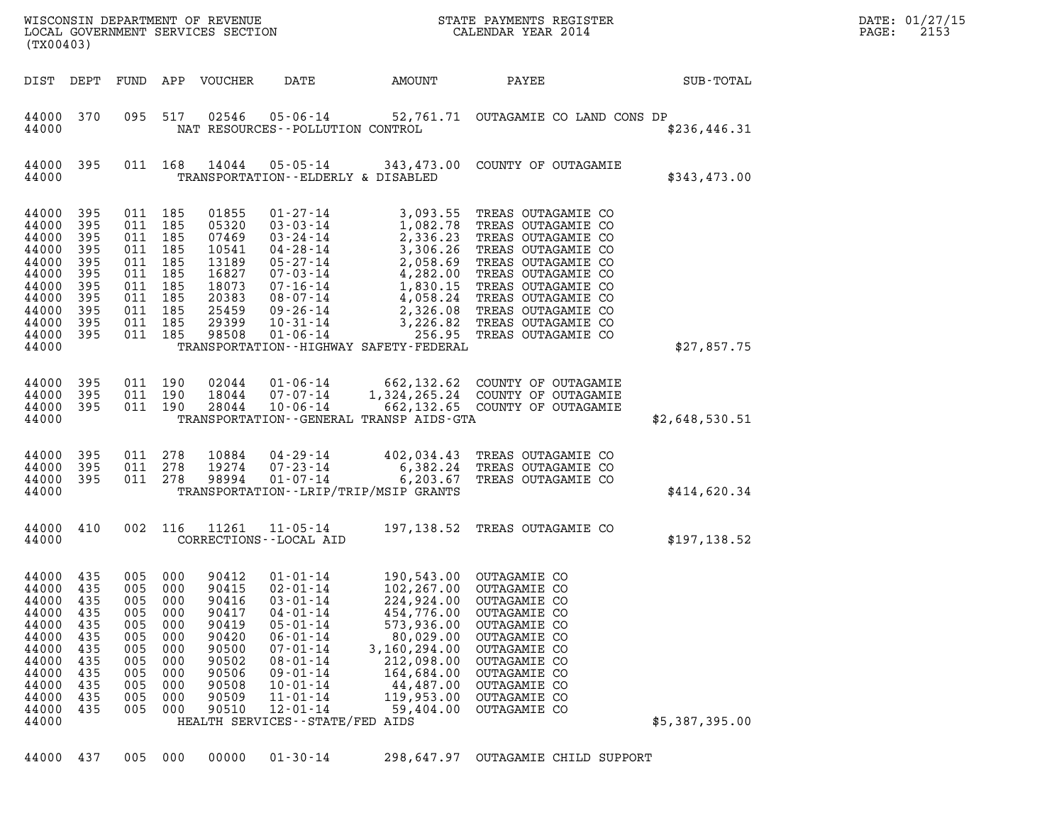WISCONSIN DEPARTMENT OF REVENUE
LOCAL GOVERNMENT SERVICES SECTION
(TX00403)

STATE PAYMENTS REGISTER
CALENDAR YEAR 2014

DATE: 01/27/15
PAGE: 2153

| DIST | DEPT | FUND | APP | VOUCHER | DATE | AMOUNT | PAYEE | SUB-TOTAL |
|---|---|---|---|---|---|---|---|---|
| 44000 | 370 | 095 | 517 | 02546 | 05-06-14 | 52,761.71 | OUTAGAMIE CO LAND CONS DP | |
| 44000 | | | | | NAT RESOURCES--POLLUTION CONTROL | | | $236,446.31 |
| 44000 | 395 | 011 | 168 | 14044 | 05-05-14 | 343,473.00 | COUNTY OF OUTAGAMIE | |
| 44000 | | | | | TRANSPORTATION--ELDERLY & DISABLED | | | $343,473.00 |
| 44000 | 395 | 011 | 185 | 01855 | 01-27-14 | 3,093.55 | TREAS OUTAGAMIE CO | |
| 44000 | 395 | 011 | 185 | 05320 | 03-03-14 | 1,082.78 | TREAS OUTAGAMIE CO | |
| 44000 | 395 | 011 | 185 | 07469 | 03-24-14 | 2,336.23 | TREAS OUTAGAMIE CO | |
| 44000 | 395 | 011 | 185 | 10541 | 04-28-14 | 3,306.26 | TREAS OUTAGAMIE CO | |
| 44000 | 395 | 011 | 185 | 13189 | 05-27-14 | 2,058.69 | TREAS OUTAGAMIE CO | |
| 44000 | 395 | 011 | 185 | 16827 | 07-03-14 | 4,282.00 | TREAS OUTAGAMIE CO | |
| 44000 | 395 | 011 | 185 | 18073 | 07-16-14 | 1,830.15 | TREAS OUTAGAMIE CO | |
| 44000 | 395 | 011 | 185 | 20383 | 08-07-14 | 4,058.24 | TREAS OUTAGAMIE CO | |
| 44000 | 395 | 011 | 185 | 25459 | 09-26-14 | 2,326.08 | TREAS OUTAGAMIE CO | |
| 44000 | 395 | 011 | 185 | 29399 | 10-31-14 | 3,226.82 | TREAS OUTAGAMIE CO | |
| 44000 | 395 | 011 | 185 | 98508 | 01-06-14 | 256.95 | TREAS OUTAGAMIE CO | |
| 44000 | | | | | TRANSPORTATION--HIGHWAY SAFETY-FEDERAL | | | $27,857.75 |
| 44000 | 395 | 011 | 190 | 02044 | 01-06-14 | 662,132.62 | COUNTY OF OUTAGAMIE | |
| 44000 | 395 | 011 | 190 | 18044 | 07-07-14 | 1,324,265.24 | COUNTY OF OUTAGAMIE | |
| 44000 | 395 | 011 | 190 | 28044 | 10-06-14 | 662,132.65 | COUNTY OF OUTAGAMIE | |
| 44000 | | | | | TRANSPORTATION--GENERAL TRANSP AIDS-GTA | | | $2,648,530.51 |
| 44000 | 395 | 011 | 278 | 10884 | 04-29-14 | 402,034.43 | TREAS OUTAGAMIE CO | |
| 44000 | 395 | 011 | 278 | 19274 | 07-23-14 | 6,382.24 | TREAS OUTAGAMIE CO | |
| 44000 | 395 | 011 | 278 | 98994 | 01-07-14 | 6,203.67 | TREAS OUTAGAMIE CO | |
| 44000 | | | | | TRANSPORTATION--LRIP/TRIP/MSIP GRANTS | | | $414,620.34 |
| 44000 | 410 | 002 | 116 | 11261 | 11-05-14 | 197,138.52 | TREAS OUTAGAMIE CO | |
| 44000 | | | | | CORRECTIONS--LOCAL AID | | | $197,138.52 |
| 44000 | 435 | 005 | 000 | 90412 | 01-01-14 | 190,543.00 | OUTAGAMIE CO | |
| 44000 | 435 | 005 | 000 | 90415 | 02-01-14 | 102,267.00 | OUTAGAMIE CO | |
| 44000 | 435 | 005 | 000 | 90416 | 03-01-14 | 224,924.00 | OUTAGAMIE CO | |
| 44000 | 435 | 005 | 000 | 90417 | 04-01-14 | 454,776.00 | OUTAGAMIE CO | |
| 44000 | 435 | 005 | 000 | 90419 | 05-01-14 | 573,936.00 | OUTAGAMIE CO | |
| 44000 | 435 | 005 | 000 | 90420 | 06-01-14 | 80,029.00 | OUTAGAMIE CO | |
| 44000 | 435 | 005 | 000 | 90500 | 07-01-14 | 3,160,294.00 | OUTAGAMIE CO | |
| 44000 | 435 | 005 | 000 | 90502 | 08-01-14 | 212,098.00 | OUTAGAMIE CO | |
| 44000 | 435 | 005 | 000 | 90506 | 09-01-14 | 164,684.00 | OUTAGAMIE CO | |
| 44000 | 435 | 005 | 000 | 90508 | 10-01-14 | 44,487.00 | OUTAGAMIE CO | |
| 44000 | 435 | 005 | 000 | 90509 | 11-01-14 | 119,953.00 | OUTAGAMIE CO | |
| 44000 | 435 | 005 | 000 | 90510 | 12-01-14 | 59,404.00 | OUTAGAMIE CO | |
| 44000 | | | | | HEALTH SERVICES--STATE/FED AIDS | | | $5,387,395.00 |
| 44000 | 437 | 005 | 000 | 00000 | 01-30-14 | 298,647.97 | OUTAGAMIE CHILD SUPPORT | |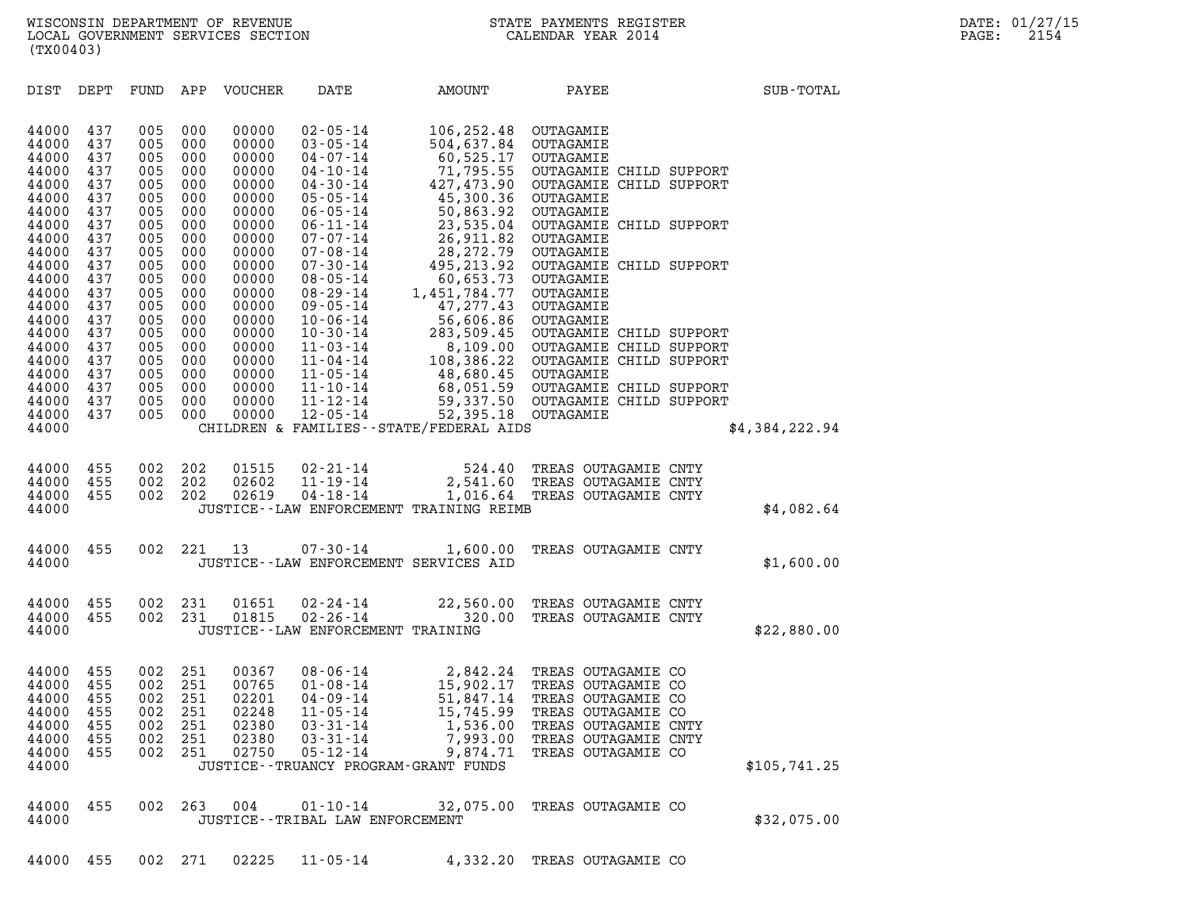WISCONSIN DEPARTMENT OF REVENUE
LOCAL GOVERNMENT SERVICES SECTION
(TX00403)

STATE PAYMENTS REGISTER
CALENDAR YEAR 2014

DATE: 01/27/15
PAGE: 2154

| DIST | DEPT | FUND | APP | VOUCHER | DATE | AMOUNT | PAYEE | SUB-TOTAL |
|---|---|---|---|---|---|---|---|---|
| 44000 | 437 | 005 | 000 | 00000 | 02-05-14 | 106,252.48 | OUTAGAMIE | |
| 44000 | 437 | 005 | 000 | 00000 | 03-05-14 | 504,637.84 | OUTAGAMIE | |
| 44000 | 437 | 005 | 000 | 00000 | 04-07-14 | 60,525.17 | OUTAGAMIE | |
| 44000 | 437 | 005 | 000 | 00000 | 04-10-14 | 71,795.55 | OUTAGAMIE CHILD SUPPORT | |
| 44000 | 437 | 005 | 000 | 00000 | 04-30-14 | 427,473.90 | OUTAGAMIE CHILD SUPPORT | |
| 44000 | 437 | 005 | 000 | 00000 | 05-05-14 | 45,300.36 | OUTAGAMIE | |
| 44000 | 437 | 005 | 000 | 00000 | 06-05-14 | 50,863.92 | OUTAGAMIE | |
| 44000 | 437 | 005 | 000 | 00000 | 06-11-14 | 23,535.04 | OUTAGAMIE CHILD SUPPORT | |
| 44000 | 437 | 005 | 000 | 00000 | 07-07-14 | 26,911.82 | OUTAGAMIE | |
| 44000 | 437 | 005 | 000 | 00000 | 07-08-14 | 28,272.79 | OUTAGAMIE | |
| 44000 | 437 | 005 | 000 | 00000 | 07-30-14 | 495,213.92 | OUTAGAMIE CHILD SUPPORT | |
| 44000 | 437 | 005 | 000 | 00000 | 08-05-14 | 60,653.73 | OUTAGAMIE | |
| 44000 | 437 | 005 | 000 | 00000 | 08-29-14 | 1,451,784.77 | OUTAGAMIE | |
| 44000 | 437 | 005 | 000 | 00000 | 09-05-14 | 47,277.43 | OUTAGAMIE | |
| 44000 | 437 | 005 | 000 | 00000 | 10-06-14 | 56,606.86 | OUTAGAMIE | |
| 44000 | 437 | 005 | 000 | 00000 | 10-30-14 | 283,509.45 | OUTAGAMIE CHILD SUPPORT | |
| 44000 | 437 | 005 | 000 | 00000 | 11-03-14 | 8,109.00 | OUTAGAMIE CHILD SUPPORT | |
| 44000 | 437 | 005 | 000 | 00000 | 11-04-14 | 108,386.22 | OUTAGAMIE CHILD SUPPORT | |
| 44000 | 437 | 005 | 000 | 00000 | 11-05-14 | 48,680.45 | OUTAGAMIE | |
| 44000 | 437 | 005 | 000 | 00000 | 11-10-14 | 68,051.59 | OUTAGAMIE CHILD SUPPORT | |
| 44000 | 437 | 005 | 000 | 00000 | 11-12-14 | 59,337.50 | OUTAGAMIE CHILD SUPPORT | |
| 44000 | 437 | 005 | 000 | 00000 | 12-05-14 | 52,395.18 | OUTAGAMIE | |
| 44000 | | | | | CHILDREN & FAMILIES--STATE/FEDERAL AIDS | | | $4,384,222.94 |
| 44000 | 455 | 002 | 202 | 01515 | 02-21-14 | 524.40 | TREAS OUTAGAMIE CNTY | |
| 44000 | 455 | 002 | 202 | 02602 | 11-19-14 | 2,541.60 | TREAS OUTAGAMIE CNTY | |
| 44000 | 455 | 002 | 202 | 02619 | 04-18-14 | 1,016.64 | TREAS OUTAGAMIE CNTY | |
| 44000 | | | | | JUSTICE--LAW ENFORCEMENT TRAINING REIMB | | | $4,082.64 |
| 44000 | 455 | 002 | 221 | 13 | 07-30-14 | 1,600.00 | TREAS OUTAGAMIE CNTY | |
| 44000 | | | | | JUSTICE--LAW ENFORCEMENT SERVICES AID | | | $1,600.00 |
| 44000 | 455 | 002 | 231 | 01651 | 02-24-14 | 22,560.00 | TREAS OUTAGAMIE CNTY | |
| 44000 | 455 | 002 | 231 | 01815 | 02-26-14 | 320.00 | TREAS OUTAGAMIE CNTY | |
| 44000 | | | | | JUSTICE--LAW ENFORCEMENT TRAINING | | | $22,880.00 |
| 44000 | 455 | 002 | 251 | 00367 | 08-06-14 | 2,842.24 | TREAS OUTAGAMIE CO | |
| 44000 | 455 | 002 | 251 | 00765 | 01-08-14 | 15,902.17 | TREAS OUTAGAMIE CO | |
| 44000 | 455 | 002 | 251 | 02201 | 04-09-14 | 51,847.14 | TREAS OUTAGAMIE CO | |
| 44000 | 455 | 002 | 251 | 02248 | 11-05-14 | 15,745.99 | TREAS OUTAGAMIE CO | |
| 44000 | 455 | 002 | 251 | 02380 | 03-31-14 | 1,536.00 | TREAS OUTAGAMIE CNTY | |
| 44000 | 455 | 002 | 251 | 02380 | 03-31-14 | 7,993.00 | TREAS OUTAGAMIE CNTY | |
| 44000 | 455 | 002 | 251 | 02750 | 05-12-14 | 9,874.71 | TREAS OUTAGAMIE CO | |
| 44000 | | | | | JUSTICE--TRUANCY PROGRAM-GRANT FUNDS | | | $105,741.25 |
| 44000 | 455 | 002 | 263 | 004 | 01-10-14 | 32,075.00 | TREAS OUTAGAMIE CO | |
| 44000 | | | | | JUSTICE--TRIBAL LAW ENFORCEMENT | | | $32,075.00 |
| 44000 | 455 | 002 | 271 | 02225 | 11-05-14 | 4,332.20 | TREAS OUTAGAMIE CO | |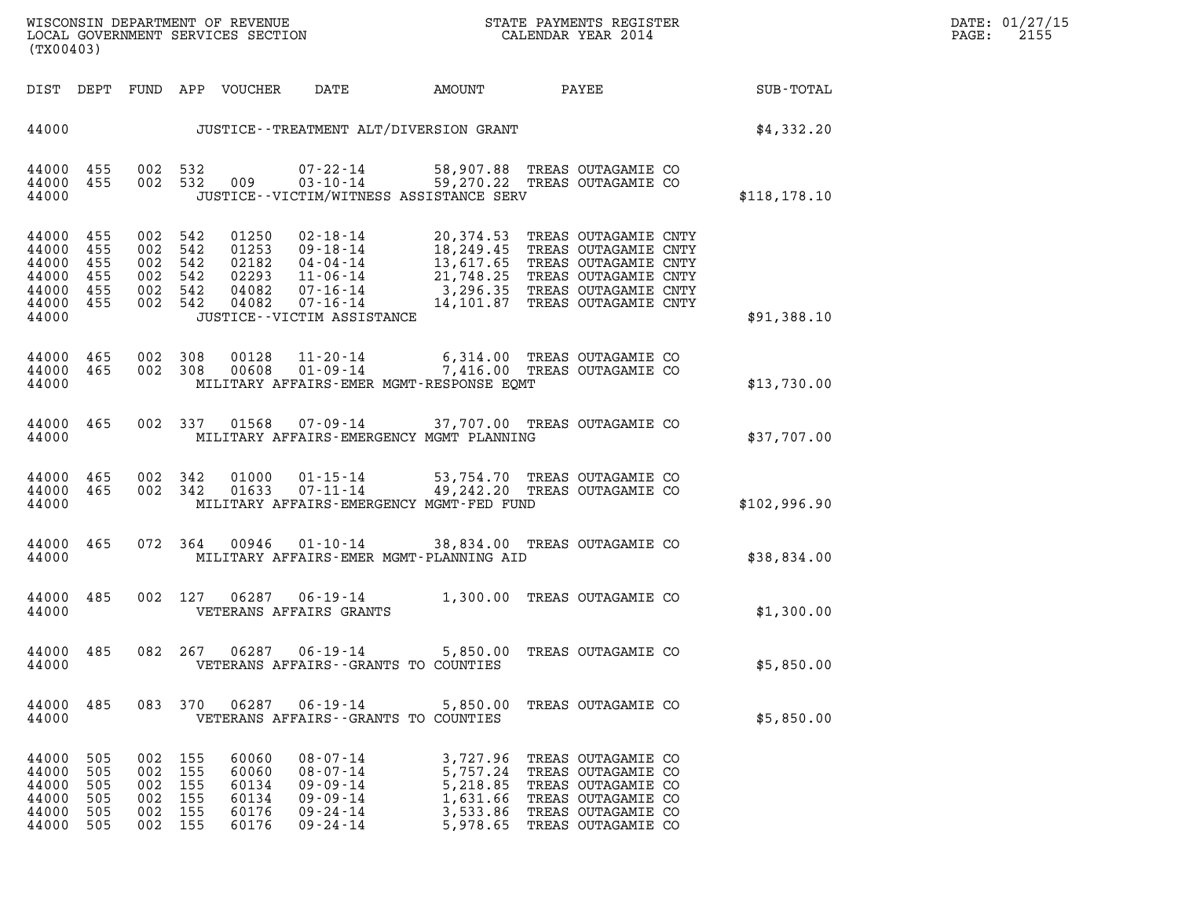WISCONSIN DEPARTMENT OF REVENUE
LOCAL GOVERNMENT SERVICES SECTION
(TX00403)

STATE PAYMENTS REGISTER
CALENDAR YEAR 2014

DATE: 01/27/15

| DIST | DEPT | FUND | APP | VOUCHER | DATE | AMOUNT | PAYEE | SUB-TOTAL |
|---|---|---|---|---|---|---|---|---|
| 44000 | | | | | JUSTICE--TREATMENT ALT/DIVERSION GRANT | | | $4,332.20 |
| 44000 | 455 | 002 | 532 | | 07-22-14 | 58,907.88 | TREAS OUTAGAMIE CO | |
| 44000 | 455 | 002 | 532 | 009 | 03-10-14 | 59,270.22 | TREAS OUTAGAMIE CO | |
| 44000 | | | | | JUSTICE--VICTIM/WITNESS ASSISTANCE SERV | | | $118,178.10 |
| 44000 | 455 | 002 | 542 | 01250 | 02-18-14 | 20,374.53 | TREAS OUTAGAMIE CNTY | |
| 44000 | 455 | 002 | 542 | 01253 | 09-18-14 | 18,249.45 | TREAS OUTAGAMIE CNTY | |
| 44000 | 455 | 002 | 542 | 02182 | 04-04-14 | 13,617.65 | TREAS OUTAGAMIE CNTY | |
| 44000 | 455 | 002 | 542 | 02293 | 11-06-14 | 21,748.25 | TREAS OUTAGAMIE CNTY | |
| 44000 | 455 | 002 | 542 | 04082 | 07-16-14 | 3,296.35 | TREAS OUTAGAMIE CNTY | |
| 44000 | 455 | 002 | 542 | 04082 | 07-16-14 | 14,101.87 | TREAS OUTAGAMIE CNTY | |
| 44000 | | | | | JUSTICE--VICTIM ASSISTANCE | | | $91,388.10 |
| 44000 | 465 | 002 | 308 | 00128 | 11-20-14 | 6,314.00 | TREAS OUTAGAMIE CO | |
| 44000 | 465 | 002 | 308 | 00608 | 01-09-14 | 7,416.00 | TREAS OUTAGAMIE CO | |
| 44000 | | | | | MILITARY AFFAIRS-EMER MGMT-RESPONSE EQMT | | | $13,730.00 |
| 44000 | 465 | 002 | 337 | 01568 | 07-09-14 | 37,707.00 | TREAS OUTAGAMIE CO | |
| 44000 | | | | | MILITARY AFFAIRS-EMERGENCY MGMT PLANNING | | | $37,707.00 |
| 44000 | 465 | 002 | 342 | 01000 | 01-15-14 | 53,754.70 | TREAS OUTAGAMIE CO | |
| 44000 | 465 | 002 | 342 | 01633 | 07-11-14 | 49,242.20 | TREAS OUTAGAMIE CO | |
| 44000 | | | | | MILITARY AFFAIRS-EMERGENCY MGMT-FED FUND | | | $102,996.90 |
| 44000 | 465 | 072 | 364 | 00946 | 01-10-14 | 38,834.00 | TREAS OUTAGAMIE CO | |
| 44000 | | | | | MILITARY AFFAIRS-EMER MGMT-PLANNING AID | | | $38,834.00 |
| 44000 | 485 | 002 | 127 | 06287 | 06-19-14 | 1,300.00 | TREAS OUTAGAMIE CO | |
| 44000 | | | | | VETERANS AFFAIRS GRANTS | | | $1,300.00 |
| 44000 | 485 | 082 | 267 | 06287 | 06-19-14 | 5,850.00 | TREAS OUTAGAMIE CO | |
| 44000 | | | | | VETERANS AFFAIRS--GRANTS TO COUNTIES | | | $5,850.00 |
| 44000 | 485 | 083 | 370 | 06287 | 06-19-14 | 5,850.00 | TREAS OUTAGAMIE CO | |
| 44000 | | | | | VETERANS AFFAIRS--GRANTS TO COUNTIES | | | $5,850.00 |
| 44000 | 505 | 002 | 155 | 60060 | 08-07-14 | 3,727.96 | TREAS OUTAGAMIE CO | |
| 44000 | 505 | 002 | 155 | 60060 | 08-07-14 | 5,757.24 | TREAS OUTAGAMIE CO | |
| 44000 | 505 | 002 | 155 | 60134 | 09-09-14 | 5,218.85 | TREAS OUTAGAMIE CO | |
| 44000 | 505 | 002 | 155 | 60134 | 09-09-14 | 1,631.66 | TREAS OUTAGAMIE CO | |
| 44000 | 505 | 002 | 155 | 60176 | 09-24-14 | 3,533.86 | TREAS OUTAGAMIE CO | |
| 44000 | 505 | 002 | 155 | 60176 | 09-24-14 | 5,978.65 | TREAS OUTAGAMIE CO | |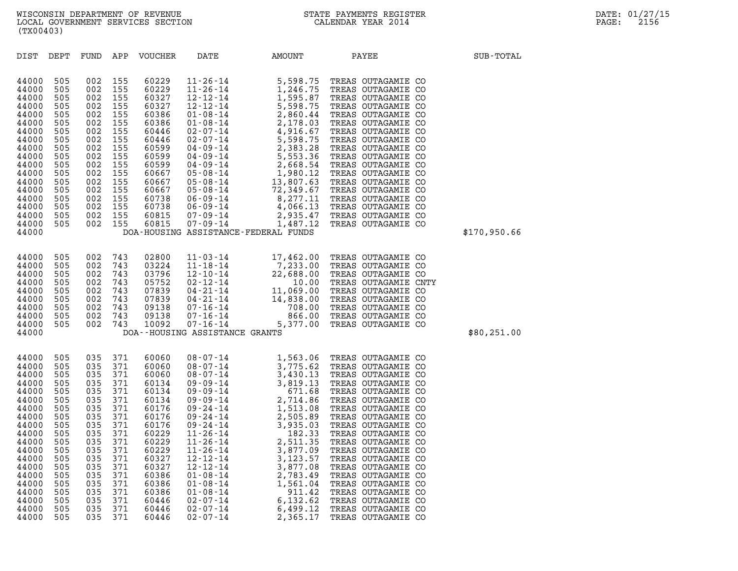| DIST | DEPT | FUND | APP | VOUCHER | DATE | AMOUNT | PAYEE | SUB-TOTAL |
|---|---|---|---|---|---|---|---|---|
| 44000 | 505 | 002 | 155 | 60229 | 11-26-14 | 5,598.75 | TREAS OUTAGAMIE CO | |
| 44000 | 505 | 002 | 155 | 60229 | 11-26-14 | 1,246.75 | TREAS OUTAGAMIE CO | |
| 44000 | 505 | 002 | 155 | 60327 | 12-12-14 | 1,595.87 | TREAS OUTAGAMIE CO | |
| 44000 | 505 | 002 | 155 | 60327 | 12-12-14 | 5,598.75 | TREAS OUTAGAMIE CO | |
| 44000 | 505 | 002 | 155 | 60386 | 01-08-14 | 2,860.44 | TREAS OUTAGAMIE CO | |
| 44000 | 505 | 002 | 155 | 60386 | 01-08-14 | 2,178.03 | TREAS OUTAGAMIE CO | |
| 44000 | 505 | 002 | 155 | 60446 | 02-07-14 | 4,916.67 | TREAS OUTAGAMIE CO | |
| 44000 | 505 | 002 | 155 | 60446 | 02-07-14 | 5,598.75 | TREAS OUTAGAMIE CO | |
| 44000 | 505 | 002 | 155 | 60599 | 04-09-14 | 2,383.28 | TREAS OUTAGAMIE CO | |
| 44000 | 505 | 002 | 155 | 60599 | 04-09-14 | 5,553.36 | TREAS OUTAGAMIE CO | |
| 44000 | 505 | 002 | 155 | 60599 | 04-09-14 | 2,668.54 | TREAS OUTAGAMIE CO | |
| 44000 | 505 | 002 | 155 | 60667 | 05-08-14 | 1,980.12 | TREAS OUTAGAMIE CO | |
| 44000 | 505 | 002 | 155 | 60667 | 05-08-14 | 13,807.63 | TREAS OUTAGAMIE CO | |
| 44000 | 505 | 002 | 155 | 60667 | 05-08-14 | 72,349.67 | TREAS OUTAGAMIE CO | |
| 44000 | 505 | 002 | 155 | 60738 | 06-09-14 | 8,277.11 | TREAS OUTAGAMIE CO | |
| 44000 | 505 | 002 | 155 | 60738 | 06-09-14 | 4,066.13 | TREAS OUTAGAMIE CO | |
| 44000 | 505 | 002 | 155 | 60815 | 07-09-14 | 2,935.47 | TREAS OUTAGAMIE CO | |
| 44000 | 505 | 002 | 155 | 60815 | 07-09-14 | 1,487.12 | TREAS OUTAGAMIE CO | |
| 44000 | | | | | DOA-HOUSING ASSISTANCE-FEDERAL FUNDS | | | $170,950.66 |
| 44000 | 505 | 002 | 743 | 02800 | 11-03-14 | 17,462.00 | TREAS OUTAGAMIE CO | |
| 44000 | 505 | 002 | 743 | 03224 | 11-18-14 | 7,233.00 | TREAS OUTAGAMIE CO | |
| 44000 | 505 | 002 | 743 | 03796 | 12-10-14 | 22,688.00 | TREAS OUTAGAMIE CO | |
| 44000 | 505 | 002 | 743 | 05752 | 02-12-14 | 10.00 | TREAS OUTAGAMIE CNTY | |
| 44000 | 505 | 002 | 743 | 07839 | 04-21-14 | 11,069.00 | TREAS OUTAGAMIE CO | |
| 44000 | 505 | 002 | 743 | 07839 | 04-21-14 | 14,838.00 | TREAS OUTAGAMIE CO | |
| 44000 | 505 | 002 | 743 | 09138 | 07-16-14 | 708.00 | TREAS OUTAGAMIE CO | |
| 44000 | 505 | 002 | 743 | 09138 | 07-16-14 | 866.00 | TREAS OUTAGAMIE CO | |
| 44000 | 505 | 002 | 743 | 10092 | 07-16-14 | 5,377.00 | TREAS OUTAGAMIE CO | |
| 44000 | | | | | DOA--HOUSING ASSISTANCE GRANTS | | | $80,251.00 |
| 44000 | 505 | 035 | 371 | 60060 | 08-07-14 | 1,563.06 | TREAS OUTAGAMIE CO | |
| 44000 | 505 | 035 | 371 | 60060 | 08-07-14 | 3,775.62 | TREAS OUTAGAMIE CO | |
| 44000 | 505 | 035 | 371 | 60060 | 08-07-14 | 3,430.13 | TREAS OUTAGAMIE CO | |
| 44000 | 505 | 035 | 371 | 60134 | 09-09-14 | 3,819.13 | TREAS OUTAGAMIE CO | |
| 44000 | 505 | 035 | 371 | 60134 | 09-09-14 | 671.68 | TREAS OUTAGAMIE CO | |
| 44000 | 505 | 035 | 371 | 60134 | 09-09-14 | 2,714.86 | TREAS OUTAGAMIE CO | |
| 44000 | 505 | 035 | 371 | 60176 | 09-24-14 | 1,513.08 | TREAS OUTAGAMIE CO | |
| 44000 | 505 | 035 | 371 | 60176 | 09-24-14 | 2,505.89 | TREAS OUTAGAMIE CO | |
| 44000 | 505 | 035 | 371 | 60176 | 09-24-14 | 3,935.03 | TREAS OUTAGAMIE CO | |
| 44000 | 505 | 035 | 371 | 60229 | 11-26-14 | 182.33 | TREAS OUTAGAMIE CO | |
| 44000 | 505 | 035 | 371 | 60229 | 11-26-14 | 2,511.35 | TREAS OUTAGAMIE CO | |
| 44000 | 505 | 035 | 371 | 60229 | 11-26-14 | 3,877.09 | TREAS OUTAGAMIE CO | |
| 44000 | 505 | 035 | 371 | 60327 | 12-12-14 | 3,123.57 | TREAS OUTAGAMIE CO | |
| 44000 | 505 | 035 | 371 | 60327 | 12-12-14 | 3,877.08 | TREAS OUTAGAMIE CO | |
| 44000 | 505 | 035 | 371 | 60386 | 01-08-14 | 2,783.49 | TREAS OUTAGAMIE CO | |
| 44000 | 505 | 035 | 371 | 60386 | 01-08-14 | 1,561.04 | TREAS OUTAGAMIE CO | |
| 44000 | 505 | 035 | 371 | 60386 | 01-08-14 | 911.42 | TREAS OUTAGAMIE CO | |
| 44000 | 505 | 035 | 371 | 60446 | 02-07-14 | 6,132.62 | TREAS OUTAGAMIE CO | |
| 44000 | 505 | 035 | 371 | 60446 | 02-07-14 | 6,499.12 | TREAS OUTAGAMIE CO | |
| 44000 | 505 | 035 | 371 | 60446 | 02-07-14 | 2,365.17 | TREAS OUTAGAMIE CO | |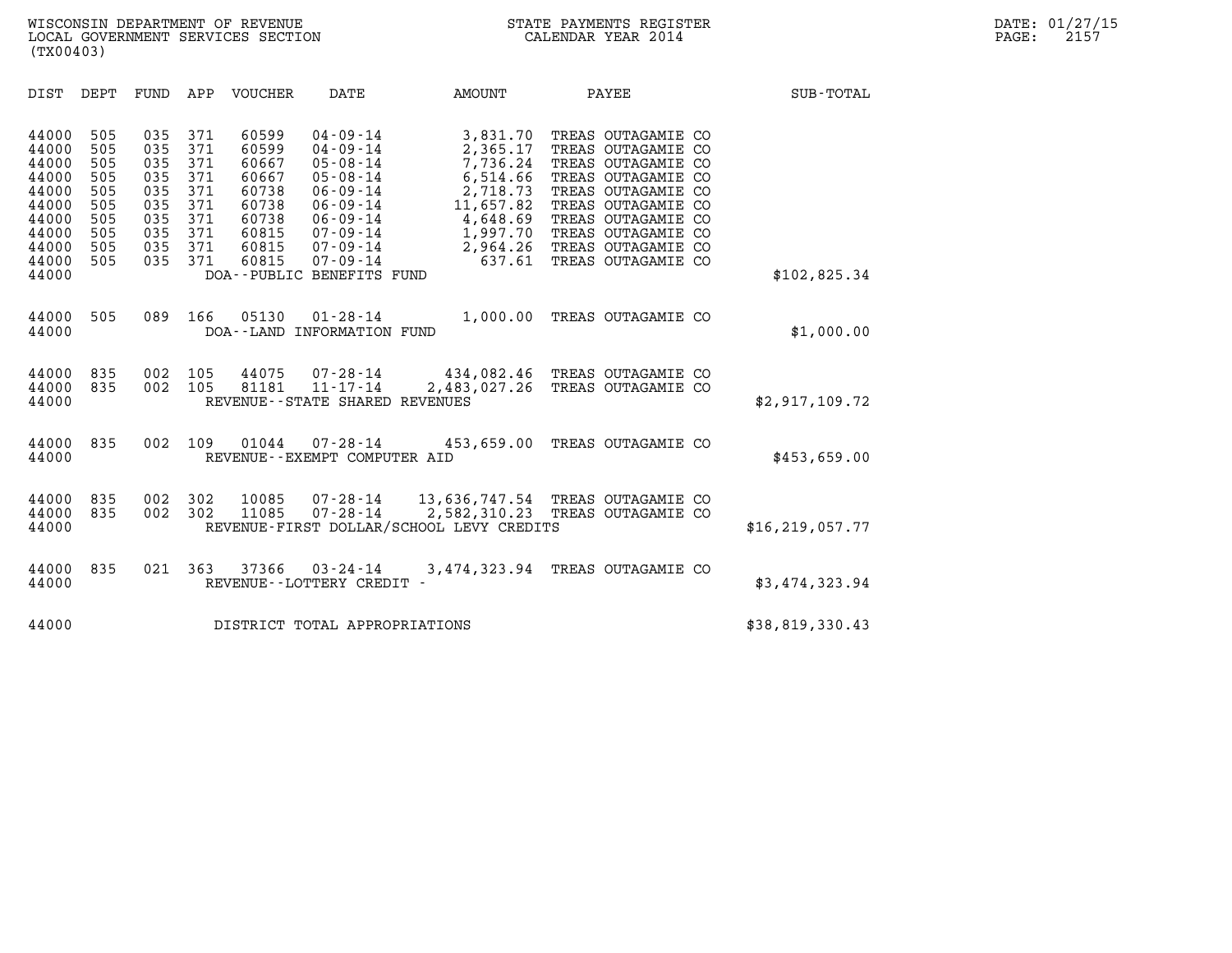WISCONSIN DEPARTMENT OF REVENUE
LOCAL GOVERNMENT SERVICES SECTION
(TX00403)

STATE PAYMENTS REGISTER
CALENDAR YEAR 2014

DATE: 01/27/15

| DIST | DEPT | FUND | APP | VOUCHER | DATE | AMOUNT | PAYEE | SUB-TOTAL |
|---|---|---|---|---|---|---|---|---|
| 44000 | 505 | 035 | 371 | 60599 | 04-09-14 | 3,831.70 | TREAS OUTAGAMIE CO | |
| 44000 | 505 | 035 | 371 | 60599 | 04-09-14 | 2,365.17 | TREAS OUTAGAMIE CO | |
| 44000 | 505 | 035 | 371 | 60667 | 05-08-14 | 7,736.24 | TREAS OUTAGAMIE CO | |
| 44000 | 505 | 035 | 371 | 60667 | 05-08-14 | 6,514.66 | TREAS OUTAGAMIE CO | |
| 44000 | 505 | 035 | 371 | 60738 | 06-09-14 | 2,718.73 | TREAS OUTAGAMIE CO | |
| 44000 | 505 | 035 | 371 | 60738 | 06-09-14 | 11,657.82 | TREAS OUTAGAMIE CO | |
| 44000 | 505 | 035 | 371 | 60738 | 06-09-14 | 4,648.69 | TREAS OUTAGAMIE CO | |
| 44000 | 505 | 035 | 371 | 60815 | 07-09-14 | 1,997.70 | TREAS OUTAGAMIE CO | |
| 44000 | 505 | 035 | 371 | 60815 | 07-09-14 | 2,964.26 | TREAS OUTAGAMIE CO | |
| 44000 | 505 | 035 | 371 | 60815 | 07-09-14 | 637.61 | TREAS OUTAGAMIE CO | |
| 44000 | | | | DOA--PUBLIC BENEFITS FUND | | | | $102,825.34 |
| 44000 | 505 | 089 | 166 | 05130 | 01-28-14 | 1,000.00 | TREAS OUTAGAMIE CO | |
| 44000 | | | | DOA--LAND INFORMATION FUND | | | | $1,000.00 |
| 44000 | 835 | 002 | 105 | 44075 | 07-28-14 | 434,082.46 | TREAS OUTAGAMIE CO | |
| 44000 | 835 | 002 | 105 | 81181 | 11-17-14 | 2,483,027.26 | TREAS OUTAGAMIE CO | |
| 44000 | | | | REVENUE--STATE SHARED REVENUES | | | | $2,917,109.72 |
| 44000 | 835 | 002 | 109 | 01044 | 07-28-14 | 453,659.00 | TREAS OUTAGAMIE CO | |
| 44000 | | | | REVENUE--EXEMPT COMPUTER AID | | | | $453,659.00 |
| 44000 | 835 | 002 | 302 | 10085 | 07-28-14 | 13,636,747.54 | TREAS OUTAGAMIE CO | |
| 44000 | 835 | 002 | 302 | 11085 | 07-28-14 | 2,582,310.23 | TREAS OUTAGAMIE CO | |
| 44000 | | | | REVENUE-FIRST DOLLAR/SCHOOL LEVY CREDITS | | | | $16,219,057.77 |
| 44000 | 835 | 021 | 363 | 37366 | 03-24-14 | 3,474,323.94 | TREAS OUTAGAMIE CO | |
| 44000 | | | | REVENUE--LOTTERY CREDIT - | | | | $3,474,323.94 |
| 44000 | | | | DISTRICT TOTAL APPROPRIATIONS | | | | $38,819,330.43 |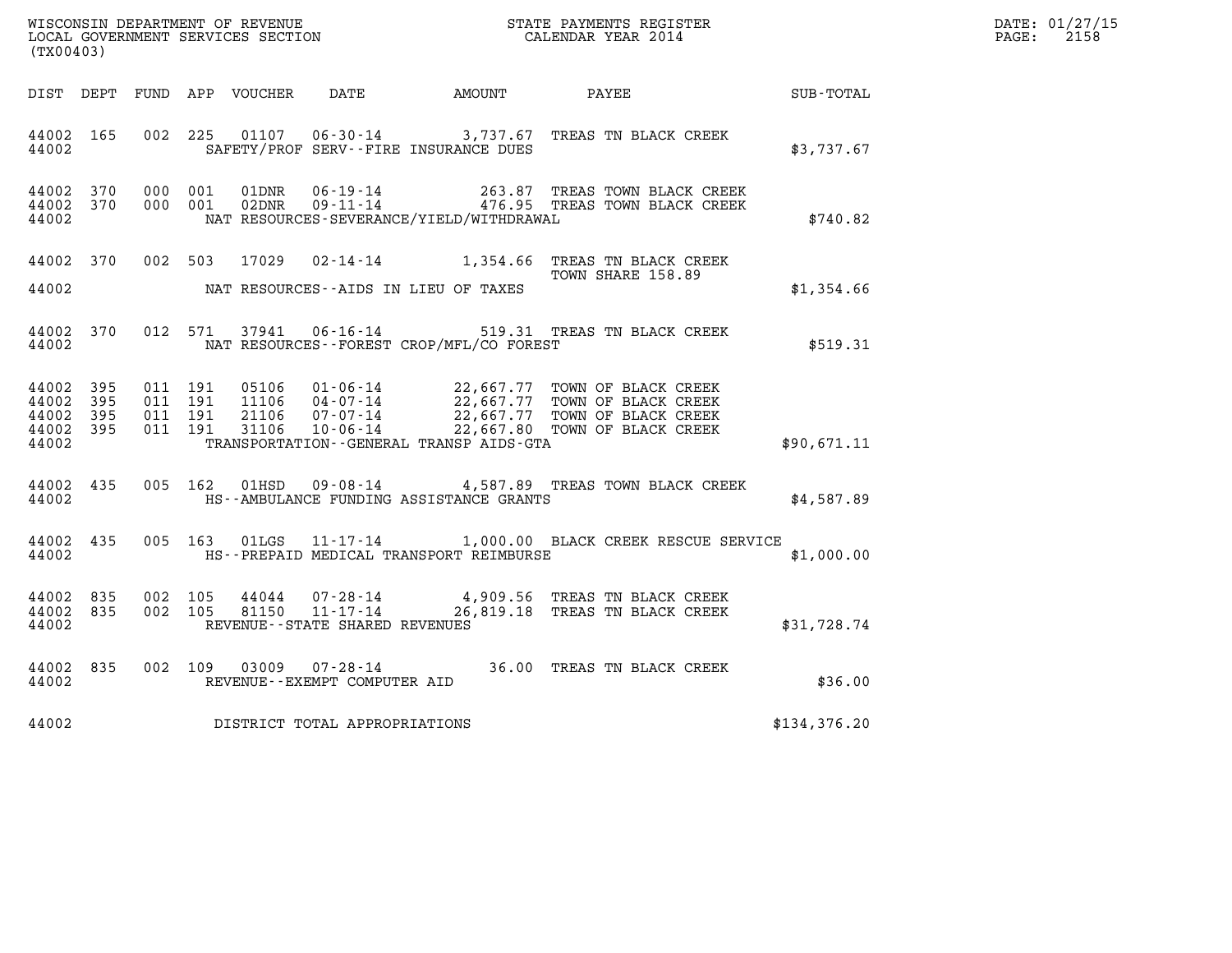WISCONSIN DEPARTMENT OF REVENUE
LOCAL GOVERNMENT SERVICES SECTION
(TX00403)

STATE PAYMENTS REGISTER
CALENDAR YEAR 2014

DATE: 01/27/15
PAGE: 2158

| DIST | DEPT | FUND | APP | VOUCHER | DATE | AMOUNT | PAYEE | SUB-TOTAL |
|---|---|---|---|---|---|---|---|---|
| 44002 | 165 | 002 | 225 | 01107 | 06-30-14 | 3,737.67 | TREAS TN BLACK CREEK | |
| 44002 | | | | | SAFETY/PROF SERV--FIRE INSURANCE DUES | | | $3,737.67 |
| 44002 | 370 | 000 | 001 | 01DNR | 06-19-14 | 263.87 | TREAS TOWN BLACK CREEK | |
| 44002 | 370 | 000 | 001 | 02DNR | 09-11-14 | 476.95 | TREAS TOWN BLACK CREEK | |
| 44002 | | | | | NAT RESOURCES-SEVERANCE/YIELD/WITHDRAWAL | | | $740.82 |
| 44002 | 370 | 002 | 503 | 17029 | 02-14-14 | 1,354.66 | TREAS TN BLACK CREEK TOWN SHARE 158.89 | |
| 44002 | | | | | NAT RESOURCES--AIDS IN LIEU OF TAXES | | | $1,354.66 |
| 44002 | 370 | 012 | 571 | 37941 | 06-16-14 | 519.31 | TREAS TN BLACK CREEK | |
| 44002 | | | | | NAT RESOURCES--FOREST CROP/MFL/CO FOREST | | | $519.31 |
| 44002 | 395 | 011 | 191 | 05106 | 01-06-14 | 22,667.77 | TOWN OF BLACK CREEK | |
| 44002 | 395 | 011 | 191 | 11106 | 04-07-14 | 22,667.77 | TOWN OF BLACK CREEK | |
| 44002 | 395 | 011 | 191 | 21106 | 07-07-14 | 22,667.77 | TOWN OF BLACK CREEK | |
| 44002 | 395 | 011 | 191 | 31106 | 10-06-14 | 22,667.80 | TOWN OF BLACK CREEK | |
| 44002 | | | | | TRANSPORTATION--GENERAL TRANSP AIDS-GTA | | | $90,671.11 |
| 44002 | 435 | 005 | 162 | 01HSD | 09-08-14 | 4,587.89 | TREAS TOWN BLACK CREEK | |
| 44002 | | | | | HS--AMBULANCE FUNDING ASSISTANCE GRANTS | | | $4,587.89 |
| 44002 | 435 | 005 | 163 | 01LGS | 11-17-14 | 1,000.00 | BLACK CREEK RESCUE SERVICE | |
| 44002 | | | | | HS--PREPAID MEDICAL TRANSPORT REIMBURSE | | | $1,000.00 |
| 44002 | 835 | 002 | 105 | 44044 | 07-28-14 | 4,909.56 | TREAS TN BLACK CREEK | |
| 44002 | 835 | 002 | 105 | 81150 | 11-17-14 | 26,819.18 | TREAS TN BLACK CREEK | |
| 44002 | | | | | REVENUE--STATE SHARED REVENUES | | | $31,728.74 |
| 44002 | 835 | 002 | 109 | 03009 | 07-28-14 | 36.00 | TREAS TN BLACK CREEK | |
| 44002 | | | | | REVENUE--EXEMPT COMPUTER AID | | | $36.00 |
| 44002 | | | | | DISTRICT TOTAL APPROPRIATIONS | | | $134,376.20 |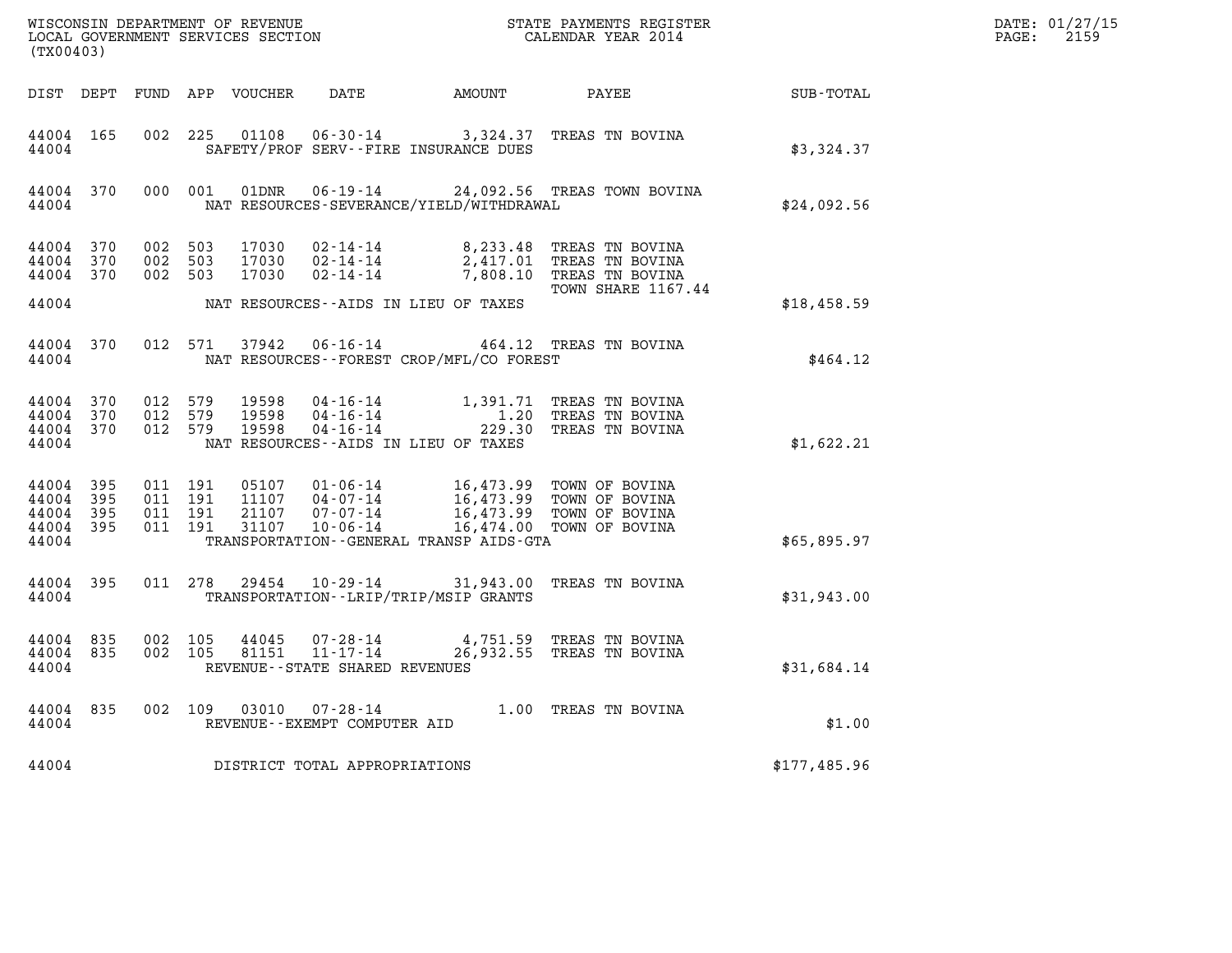WISCONSIN DEPARTMENT OF REVENUE
LOCAL GOVERNMENT SERVICES SECTION
(TX00403)

STATE PAYMENTS REGISTER
CALENDAR YEAR 2014

DATE: 01/27/15
PAGE: 2159

| DIST | DEPT | FUND | APP | VOUCHER | DATE | AMOUNT | PAYEE | SUB-TOTAL |
|---|---|---|---|---|---|---|---|---|
| 44004 | 165 | 002 | 225 | 01108 | 06-30-14 | 3,324.37 | TREAS TN BOVINA | |
| 44004 | | | | | SAFETY/PROF SERV--FIRE INSURANCE DUES | | | $3,324.37 |
| 44004 | 370 | 000 | 001 | 01DNR | 06-19-14 | 24,092.56 | TREAS TOWN BOVINA | |
| 44004 | | | | | NAT RESOURCES-SEVERANCE/YIELD/WITHDRAWAL | | | $24,092.56 |
| 44004 | 370 | 002 | 503 | 17030 | 02-14-14 | 8,233.48 | TREAS TN BOVINA | |
| 44004 | 370 | 002 | 503 | 17030 | 02-14-14 | 2,417.01 | TREAS TN BOVINA | |
| 44004 | 370 | 002 | 503 | 17030 | 02-14-14 | 7,808.10 | TREAS TN BOVINA TOWN SHARE 1167.44 | |
| 44004 | | | | | NAT RESOURCES--AIDS IN LIEU OF TAXES | | | $18,458.59 |
| 44004 | 370 | 012 | 571 | 37942 | 06-16-14 | 464.12 | TREAS TN BOVINA | |
| 44004 | | | | | NAT RESOURCES--FOREST CROP/MFL/CO FOREST | | | $464.12 |
| 44004 | 370 | 012 | 579 | 19598 | 04-16-14 | 1,391.71 | TREAS TN BOVINA | |
| 44004 | 370 | 012 | 579 | 19598 | 04-16-14 | 1.20 | TREAS TN BOVINA | |
| 44004 | 370 | 012 | 579 | 19598 | 04-16-14 | 229.30 | TREAS TN BOVINA | |
| 44004 | | | | | NAT RESOURCES--AIDS IN LIEU OF TAXES | | | $1,622.21 |
| 44004 | 395 | 011 | 191 | 05107 | 01-06-14 | 16,473.99 | TOWN OF BOVINA | |
| 44004 | 395 | 011 | 191 | 11107 | 04-07-14 | 16,473.99 | TOWN OF BOVINA | |
| 44004 | 395 | 011 | 191 | 21107 | 07-07-14 | 16,473.99 | TOWN OF BOVINA | |
| 44004 | 395 | 011 | 191 | 31107 | 10-06-14 | 16,474.00 | TOWN OF BOVINA | |
| 44004 | | | | | TRANSPORTATION--GENERAL TRANSP AIDS-GTA | | | $65,895.97 |
| 44004 | 395 | 011 | 278 | 29454 | 10-29-14 | 31,943.00 | TREAS TN BOVINA | |
| 44004 | | | | | TRANSPORTATION--LRIP/TRIP/MSIP GRANTS | | | $31,943.00 |
| 44004 | 835 | 002 | 105 | 44045 | 07-28-14 | 4,751.59 | TREAS TN BOVINA | |
| 44004 | 835 | 002 | 105 | 81151 | 11-17-14 | 26,932.55 | TREAS TN BOVINA | |
| 44004 | | | | | REVENUE--STATE SHARED REVENUES | | | $31,684.14 |
| 44004 | 835 | 002 | 109 | 03010 | 07-28-14 | 1.00 | TREAS TN BOVINA | |
| 44004 | | | | | REVENUE--EXEMPT COMPUTER AID | | | $1.00 |
| 44004 | | | | | DISTRICT TOTAL APPROPRIATIONS | | | $177,485.96 |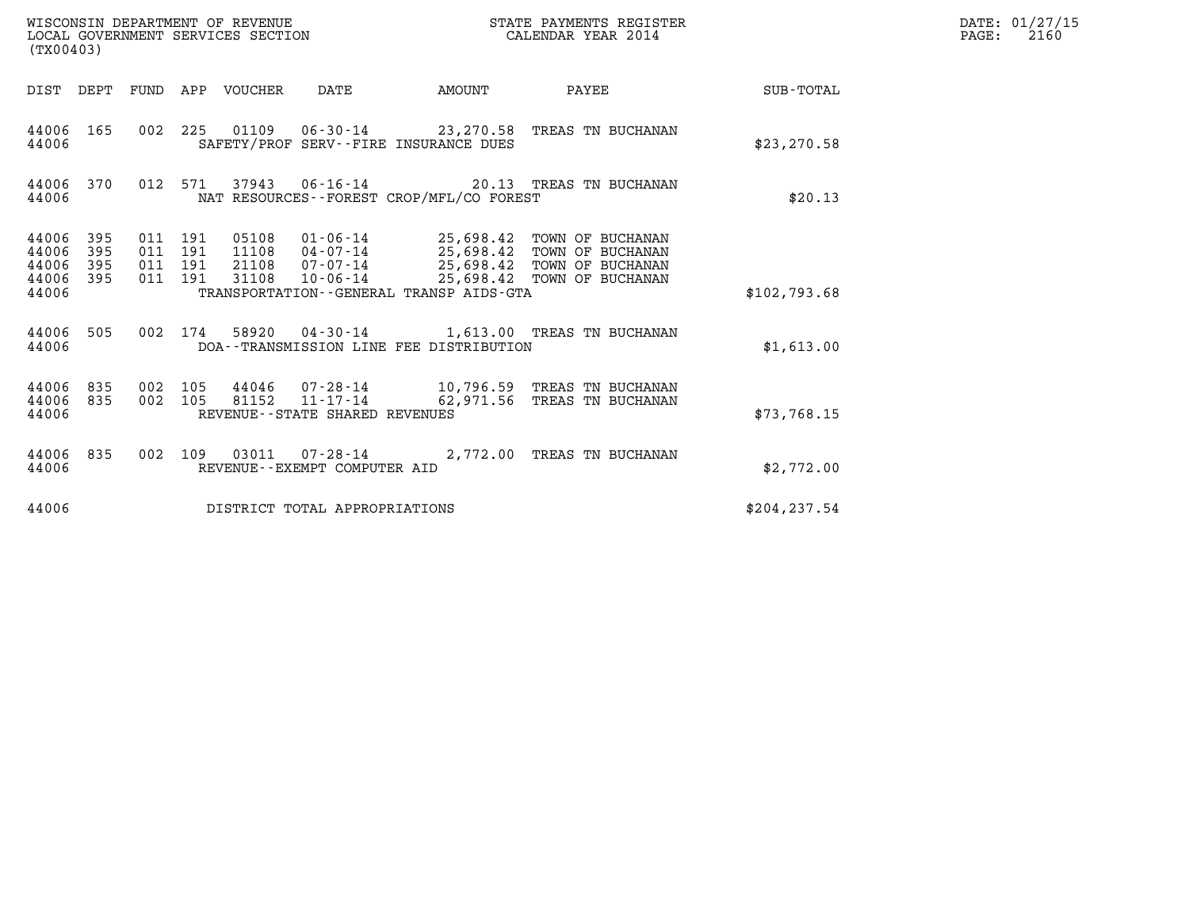WISCONSIN DEPARTMENT OF REVENUE
LOCAL GOVERNMENT SERVICES SECTION
(TX00403)

STATE PAYMENTS REGISTER
CALENDAR YEAR 2014

DATE: 01/27/15
PAGE: 2160

| DIST | DEPT | FUND | APP | VOUCHER | DATE | AMOUNT | PAYEE | SUB-TOTAL |
|---|---|---|---|---|---|---|---|---|
| 44006 | 165 | 002 | 225 | 01109 | 06-30-14 | 23,270.58 | TREAS TN BUCHANAN | |
| 44006 | | | | | SAFETY/PROF SERV--FIRE INSURANCE DUES | | | $23,270.58 |
| 44006 | 370 | 012 | 571 | 37943 | 06-16-14 | 20.13 | TREAS TN BUCHANAN | |
| 44006 | | | | | NAT RESOURCES--FOREST CROP/MFL/CO FOREST | | | $20.13 |
| 44006 | 395 | 011 | 191 | 05108 | 01-06-14 | 25,698.42 | TOWN OF BUCHANAN | |
| 44006 | 395 | 011 | 191 | 11108 | 04-07-14 | 25,698.42 | TOWN OF BUCHANAN | |
| 44006 | 395 | 011 | 191 | 21108 | 07-07-14 | 25,698.42 | TOWN OF BUCHANAN | |
| 44006 | 395 | 011 | 191 | 31108 | 10-06-14 | 25,698.42 | TOWN OF BUCHANAN | |
| 44006 | | | | | TRANSPORTATION--GENERAL TRANSP AIDS-GTA | | | $102,793.68 |
| 44006 | 505 | 002 | 174 | 58920 | 04-30-14 | 1,613.00 | TREAS TN BUCHANAN | |
| 44006 | | | | | DOA--TRANSMISSION LINE FEE DISTRIBUTION | | | $1,613.00 |
| 44006 | 835 | 002 | 105 | 44046 | 07-28-14 | 10,796.59 | TREAS TN BUCHANAN | |
| 44006 | 835 | 002 | 105 | 81152 | 11-17-14 | 62,971.56 | TREAS TN BUCHANAN | |
| 44006 | | | | | REVENUE--STATE SHARED REVENUES | | | $73,768.15 |
| 44006 | 835 | 002 | 109 | 03011 | 07-28-14 | 2,772.00 | TREAS TN BUCHANAN | |
| 44006 | | | | | REVENUE--EXEMPT COMPUTER AID | | | $2,772.00 |
| 44006 | | | | | DISTRICT TOTAL APPROPRIATIONS | | | $204,237.54 |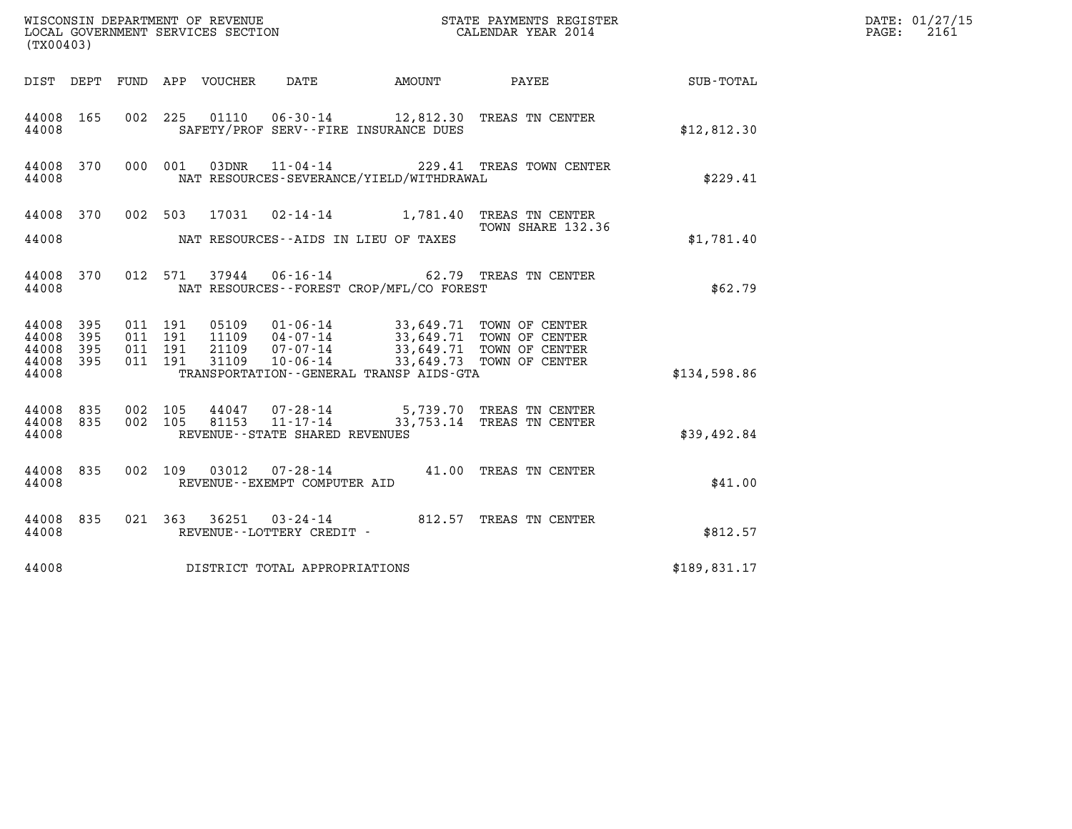WISCONSIN DEPARTMENT OF REVENUE
LOCAL GOVERNMENT SERVICES SECTION
(TX00403)

STATE PAYMENTS REGISTER
CALENDAR YEAR 2014

DATE: 01/27/15
PAGE: 2161

| DIST | DEPT | FUND | APP | VOUCHER | DATE | AMOUNT | PAYEE | SUB-TOTAL |
|---|---|---|---|---|---|---|---|---|
| 44008 | 165 | 002 | 225 | 01110 | 06-30-14 | 12,812.30 | TREAS TN CENTER | |
| 44008 | | | | SAFETY/PROF SERV--FIRE INSURANCE DUES | | | | $12,812.30 |
| 44008 | 370 | 000 | 001 | 03DNR | 11-04-14 | 229.41 | TREAS TOWN CENTER | |
| 44008 | | | | NAT RESOURCES-SEVERANCE/YIELD/WITHDRAWAL | | | | $229.41 |
| 44008 | 370 | 002 | 503 | 17031 | 02-14-14 | 1,781.40 | TREAS TN CENTER TOWN SHARE 132.36 | |
| 44008 | | | | NAT RESOURCES--AIDS IN LIEU OF TAXES | | | | $1,781.40 |
| 44008 | 370 | 012 | 571 | 37944 | 06-16-14 | 62.79 | TREAS TN CENTER | |
| 44008 | | | | NAT RESOURCES--FOREST CROP/MFL/CO FOREST | | | | $62.79 |
| 44008 | 395 | 011 | 191 | 05109 | 01-06-14 | 33,649.71 | TOWN OF CENTER | |
| 44008 | 395 | 011 | 191 | 11109 | 04-07-14 | 33,649.71 | TOWN OF CENTER | |
| 44008 | 395 | 011 | 191 | 21109 | 07-07-14 | 33,649.71 | TOWN OF CENTER | |
| 44008 | 395 | 011 | 191 | 31109 | 10-06-14 | 33,649.73 | TOWN OF CENTER | |
| 44008 | | | | TRANSPORTATION--GENERAL TRANSP AIDS-GTA | | | | $134,598.86 |
| 44008 | 835 | 002 | 105 | 44047 | 07-28-14 | 5,739.70 | TREAS TN CENTER | |
| 44008 | 835 | 002 | 105 | 81153 | 11-17-14 | 33,753.14 | TREAS TN CENTER | |
| 44008 | | | | REVENUE--STATE SHARED REVENUES | | | | $39,492.84 |
| 44008 | 835 | 002 | 109 | 03012 | 07-28-14 | 41.00 | TREAS TN CENTER | |
| 44008 | | | | REVENUE--EXEMPT COMPUTER AID | | | | $41.00 |
| 44008 | 835 | 021 | 363 | 36251 | 03-24-14 | 812.57 | TREAS TN CENTER | |
| 44008 | | | | REVENUE--LOTTERY CREDIT - | | | | $812.57 |
| 44008 | | | | DISTRICT TOTAL APPROPRIATIONS | | | | $189,831.17 |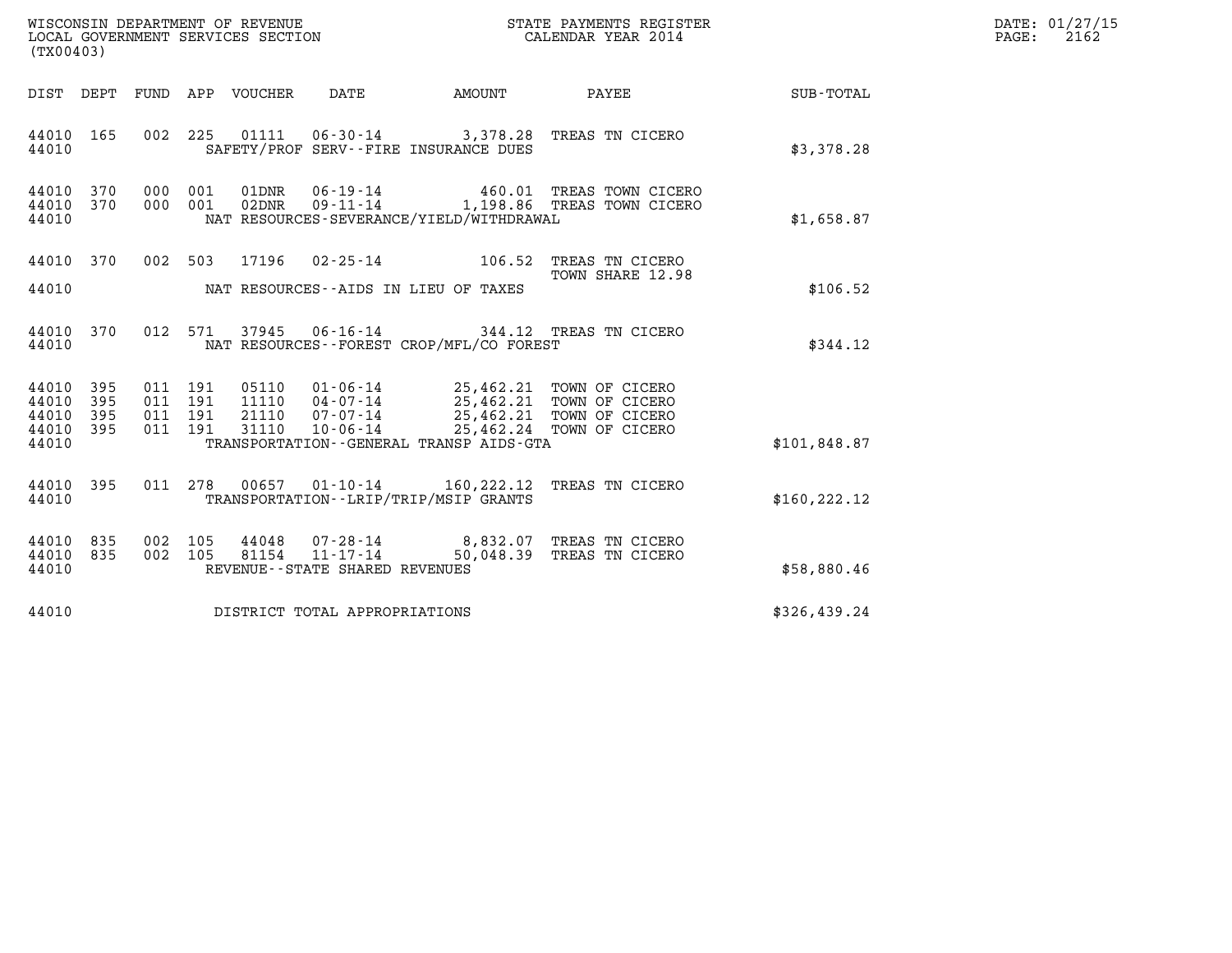WISCONSIN DEPARTMENT OF REVENUE
LOCAL GOVERNMENT SERVICES SECTION
(TX00403)

STATE PAYMENTS REGISTER
CALENDAR YEAR 2014

DATE: 01/27/15
PAGE: 2162

| DIST | DEPT | FUND | APP | VOUCHER | DATE | AMOUNT | PAYEE | SUB-TOTAL |
|---|---|---|---|---|---|---|---|---|
| 44010 | 165 | 002 | 225 | 01111 | 06-30-14 | 3,378.28 | TREAS TN CICERO | |
| 44010 | | | | | SAFETY/PROF SERV--FIRE INSURANCE DUES | | | $3,378.28 |
| 44010 | 370 | 000 | 001 | 01DNR | 06-19-14 | 460.01 | TREAS TOWN CICERO | |
| 44010 | 370 | 000 | 001 | 02DNR | 09-11-14 | 1,198.86 | TREAS TOWN CICERO | |
| 44010 | | | | | NAT RESOURCES-SEVERANCE/YIELD/WITHDRAWAL | | | $1,658.87 |
| 44010 | 370 | 002 | 503 | 17196 | 02-25-14 | 106.52 | TREAS TN CICERO TOWN SHARE 12.98 | |
| 44010 | | | | | NAT RESOURCES--AIDS IN LIEU OF TAXES | | | $106.52 |
| 44010 | 370 | 012 | 571 | 37945 | 06-16-14 | 344.12 | TREAS TN CICERO | |
| 44010 | | | | | NAT RESOURCES--FOREST CROP/MFL/CO FOREST | | | $344.12 |
| 44010 | 395 | 011 | 191 | 05110 | 01-06-14 | 25,462.21 | TOWN OF CICERO | |
| 44010 | 395 | 011 | 191 | 11110 | 04-07-14 | 25,462.21 | TOWN OF CICERO | |
| 44010 | 395 | 011 | 191 | 21110 | 07-07-14 | 25,462.21 | TOWN OF CICERO | |
| 44010 | 395 | 011 | 191 | 31110 | 10-06-14 | 25,462.24 | TOWN OF CICERO | |
| 44010 | | | | | TRANSPORTATION--GENERAL TRANSP AIDS-GTA | | | $101,848.87 |
| 44010 | 395 | 011 | 278 | 00657 | 01-10-14 | 160,222.12 | TREAS TN CICERO | |
| 44010 | | | | | TRANSPORTATION--LRIP/TRIP/MSIP GRANTS | | | $160,222.12 |
| 44010 | 835 | 002 | 105 | 44048 | 07-28-14 | 8,832.07 | TREAS TN CICERO | |
| 44010 | 835 | 002 | 105 | 81154 | 11-17-14 | 50,048.39 | TREAS TN CICERO | |
| 44010 | | | | | REVENUE--STATE SHARED REVENUES | | | $58,880.46 |
| 44010 | | | | | DISTRICT TOTAL APPROPRIATIONS | | | $326,439.24 |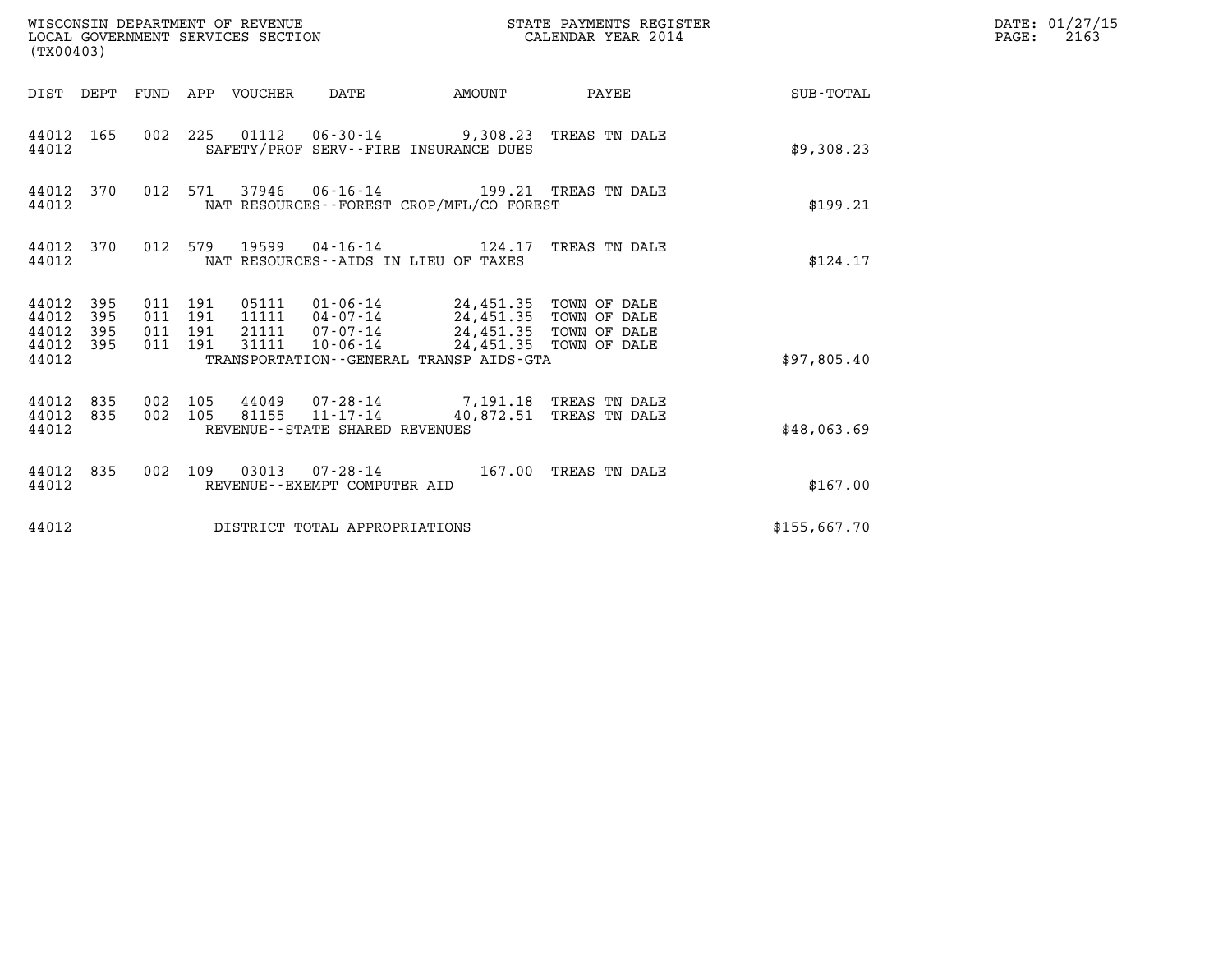WISCONSIN DEPARTMENT OF REVENUE
LOCAL GOVERNMENT SERVICES SECTION
(TX00403)

STATE PAYMENTS REGISTER
CALENDAR YEAR 2014

DATE: 01/27/15
PAGE: 2163

| DIST | DEPT | FUND | APP | VOUCHER | DATE | AMOUNT | PAYEE | SUB-TOTAL |
|---|---|---|---|---|---|---|---|---|
| 44012 | 165 | 002 | 225 | 01112 | 06-30-14 | 9,308.23 | TREAS TN DALE | |
| 44012 | | | | SAFETY/PROF SERV--FIRE INSURANCE DUES | | | | $9,308.23 |
| 44012 | 370 | 012 | 571 | 37946 | 06-16-14 | 199.21 | TREAS TN DALE | |
| 44012 | | | | NAT RESOURCES--FOREST CROP/MFL/CO FOREST | | | | $199.21 |
| 44012 | 370 | 012 | 579 | 19599 | 04-16-14 | 124.17 | TREAS TN DALE | |
| 44012 | | | | NAT RESOURCES--AIDS IN LIEU OF TAXES | | | | $124.17 |
| 44012 | 395 | 011 | 191 | 05111 | 01-06-14 | 24,451.35 | TOWN OF DALE | |
| 44012 | 395 | 011 | 191 | 11111 | 04-07-14 | 24,451.35 | TOWN OF DALE | |
| 44012 | 395 | 011 | 191 | 21111 | 07-07-14 | 24,451.35 | TOWN OF DALE | |
| 44012 | 395 | 011 | 191 | 31111 | 10-06-14 | 24,451.35 | TOWN OF DALE | |
| 44012 | | | | TRANSPORTATION--GENERAL TRANSP AIDS-GTA | | | | $97,805.40 |
| 44012 | 835 | 002 | 105 | 44049 | 07-28-14 | 7,191.18 | TREAS TN DALE | |
| 44012 | 835 | 002 | 105 | 81155 | 11-17-14 | 40,872.51 | TREAS TN DALE | |
| 44012 | | | | REVENUE--STATE SHARED REVENUES | | | | $48,063.69 |
| 44012 | 835 | 002 | 109 | 03013 | 07-28-14 | 167.00 | TREAS TN DALE | |
| 44012 | | | | REVENUE--EXEMPT COMPUTER AID | | | | $167.00 |
| 44012 | | | | DISTRICT TOTAL APPROPRIATIONS | | | | $155,667.70 |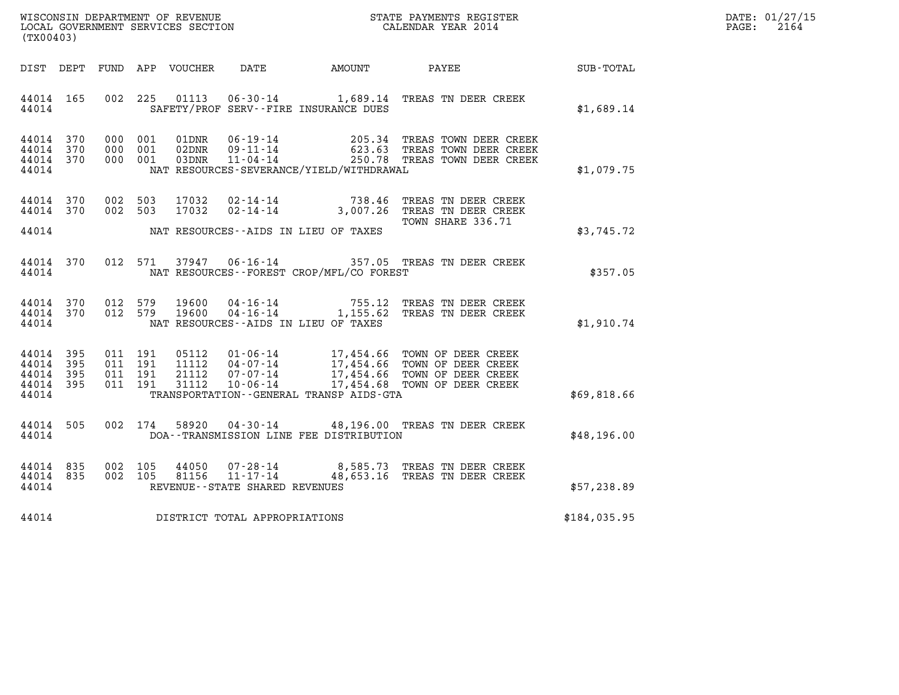WISCONSIN DEPARTMENT OF REVENUE
LOCAL GOVERNMENT SERVICES SECTION
(TX00403)

STATE PAYMENTS REGISTER
CALENDAR YEAR 2014

DATE: 01/27/15
PAGE: 2164

| DIST | DEPT | FUND | APP | VOUCHER | DATE | AMOUNT | PAYEE | SUB-TOTAL |
|---|---|---|---|---|---|---|---|---|
| 44014 | 165 | 002 | 225 | 01113 | 06-30-14 | 1,689.14 | TREAS TN DEER CREEK | |
| 44014 | | | | | SAFETY/PROF SERV--FIRE INSURANCE DUES | | | $1,689.14 |
| 44014 | 370 | 000 | 001 | 01DNR | 06-19-14 | 205.34 | TREAS TOWN DEER CREEK | |
| 44014 | 370 | 000 | 001 | 02DNR | 09-11-14 | 623.63 | TREAS TOWN DEER CREEK | |
| 44014 | 370 | 000 | 001 | 03DNR | 11-04-14 | 250.78 | TREAS TOWN DEER CREEK | |
| 44014 | | | | | NAT RESOURCES-SEVERANCE/YIELD/WITHDRAWAL | | | $1,079.75 |
| 44014 | 370 | 002 | 503 | 17032 | 02-14-14 | 738.46 | TREAS TN DEER CREEK | |
| 44014 | 370 | 002 | 503 | 17032 | 02-14-14 | 3,007.26 | TREAS TN DEER CREEK<br>TOWN SHARE 336.71 | |
| 44014 | | | | | NAT RESOURCES--AIDS IN LIEU OF TAXES | | | $3,745.72 |
| 44014 | 370 | 012 | 571 | 37947 | 06-16-14 | 357.05 | TREAS TN DEER CREEK | |
| 44014 | | | | | NAT RESOURCES--FOREST CROP/MFL/CO FOREST | | | $357.05 |
| 44014 | 370 | 012 | 579 | 19600 | 04-16-14 | 755.12 | TREAS TN DEER CREEK | |
| 44014 | 370 | 012 | 579 | 19600 | 04-16-14 | 1,155.62 | TREAS TN DEER CREEK | |
| 44014 | | | | | NAT RESOURCES--AIDS IN LIEU OF TAXES | | | $1,910.74 |
| 44014 | 395 | 011 | 191 | 05112 | 01-06-14 | 17,454.66 | TOWN OF DEER CREEK | |
| 44014 | 395 | 011 | 191 | 11112 | 04-07-14 | 17,454.66 | TOWN OF DEER CREEK | |
| 44014 | 395 | 011 | 191 | 21112 | 07-07-14 | 17,454.66 | TOWN OF DEER CREEK | |
| 44014 | 395 | 011 | 191 | 31112 | 10-06-14 | 17,454.68 | TOWN OF DEER CREEK | |
| 44014 | | | | | TRANSPORTATION--GENERAL TRANSP AIDS-GTA | | | $69,818.66 |
| 44014 | 505 | 002 | 174 | 58920 | 04-30-14 | 48,196.00 | TREAS TN DEER CREEK | |
| 44014 | | | | | DOA--TRANSMISSION LINE FEE DISTRIBUTION | | | $48,196.00 |
| 44014 | 835 | 002 | 105 | 44050 | 07-28-14 | 8,585.73 | TREAS TN DEER CREEK | |
| 44014 | 835 | 002 | 105 | 81156 | 11-17-14 | 48,653.16 | TREAS TN DEER CREEK | |
| 44014 | | | | | REVENUE--STATE SHARED REVENUES | | | $57,238.89 |
| 44014 | | | | | DISTRICT TOTAL APPROPRIATIONS | | | $184,035.95 |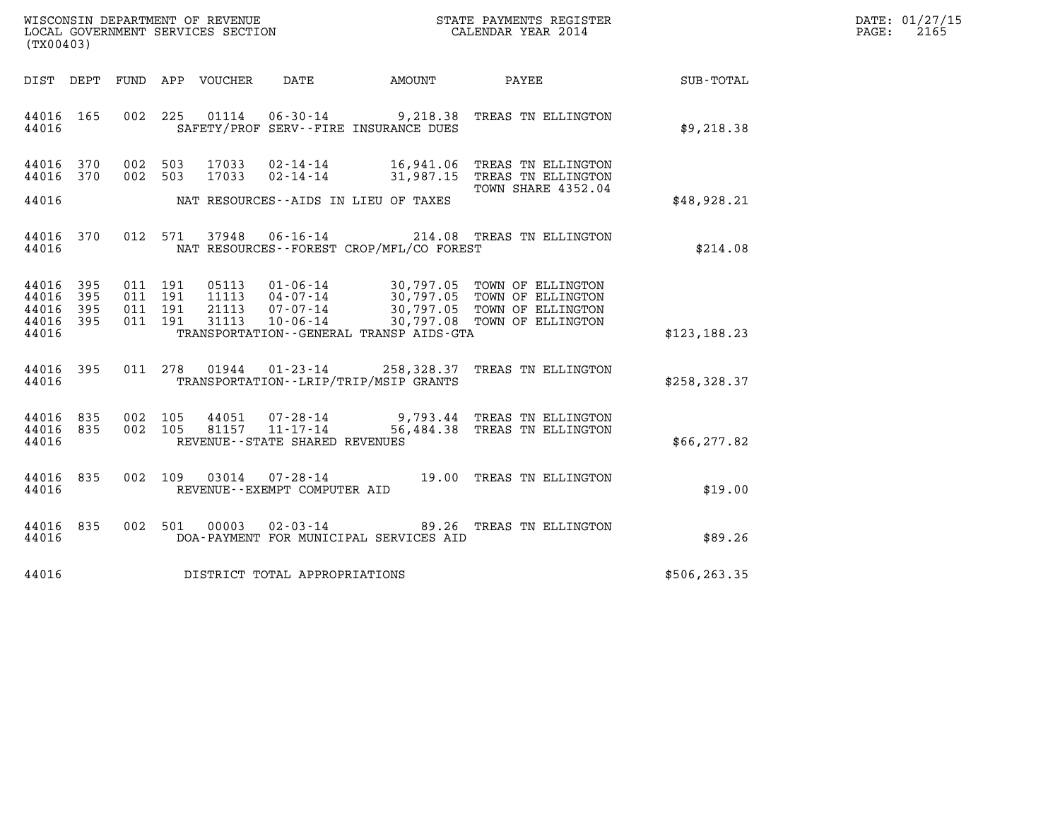WISCONSIN DEPARTMENT OF REVENUE
LOCAL GOVERNMENT SERVICES SECTION
(TX00403)

STATE PAYMENTS REGISTER
CALENDAR YEAR 2014

DATE: 01/27/15

| DIST | DEPT | FUND | APP | VOUCHER | DATE | AMOUNT | PAYEE | SUB-TOTAL |
|---|---|---|---|---|---|---|---|---|
| 44016 | 165 | 002 | 225 | 01114 | 06-30-14 | 9,218.38 | TREAS TN ELLINGTON | |
| 44016 | | | | SAFETY/PROF SERV--FIRE INSURANCE DUES | | | | $9,218.38 |
| 44016 | 370 | 002 | 503 | 17033 | 02-14-14 | 16,941.06 | TREAS TN ELLINGTON | |
| 44016 | 370 | 002 | 503 | 17033 | 02-14-14 | 31,987.15 | TREAS TN ELLINGTON TOWN SHARE 4352.04 | |
| 44016 | | | | NAT RESOURCES--AIDS IN LIEU OF TAXES | | | | $48,928.21 |
| 44016 | 370 | 012 | 571 | 37948 | 06-16-14 | 214.08 | TREAS TN ELLINGTON | |
| 44016 | | | | NAT RESOURCES--FOREST CROP/MFL/CO FOREST | | | | $214.08 |
| 44016 | 395 | 011 | 191 | 05113 | 01-06-14 | 30,797.05 | TOWN OF ELLINGTON | |
| 44016 | 395 | 011 | 191 | 11113 | 04-07-14 | 30,797.05 | TOWN OF ELLINGTON | |
| 44016 | 395 | 011 | 191 | 21113 | 07-07-14 | 30,797.05 | TOWN OF ELLINGTON | |
| 44016 | 395 | 011 | 191 | 31113 | 10-06-14 | 30,797.08 | TOWN OF ELLINGTON | |
| 44016 | | | | TRANSPORTATION--GENERAL TRANSP AIDS-GTA | | | | $123,188.23 |
| 44016 | 395 | 011 | 278 | 01944 | 01-23-14 | 258,328.37 | TREAS TN ELLINGTON | |
| 44016 | | | | TRANSPORTATION--LRIP/TRIP/MSIP GRANTS | | | | $258,328.37 |
| 44016 | 835 | 002 | 105 | 44051 | 07-28-14 | 9,793.44 | TREAS TN ELLINGTON | |
| 44016 | 835 | 002 | 105 | 81157 | 11-17-14 | 56,484.38 | TREAS TN ELLINGTON | |
| 44016 | | | | REVENUE--STATE SHARED REVENUES | | | | $66,277.82 |
| 44016 | 835 | 002 | 109 | 03014 | 07-28-14 | 19.00 | TREAS TN ELLINGTON | |
| 44016 | | | | REVENUE--EXEMPT COMPUTER AID | | | | $19.00 |
| 44016 | 835 | 002 | 501 | 00003 | 02-03-14 | 89.26 | TREAS TN ELLINGTON | |
| 44016 | | | | DOA-PAYMENT FOR MUNICIPAL SERVICES AID | | | | $89.26 |
| 44016 | | | | DISTRICT TOTAL APPROPRIATIONS | | | | $506,263.35 |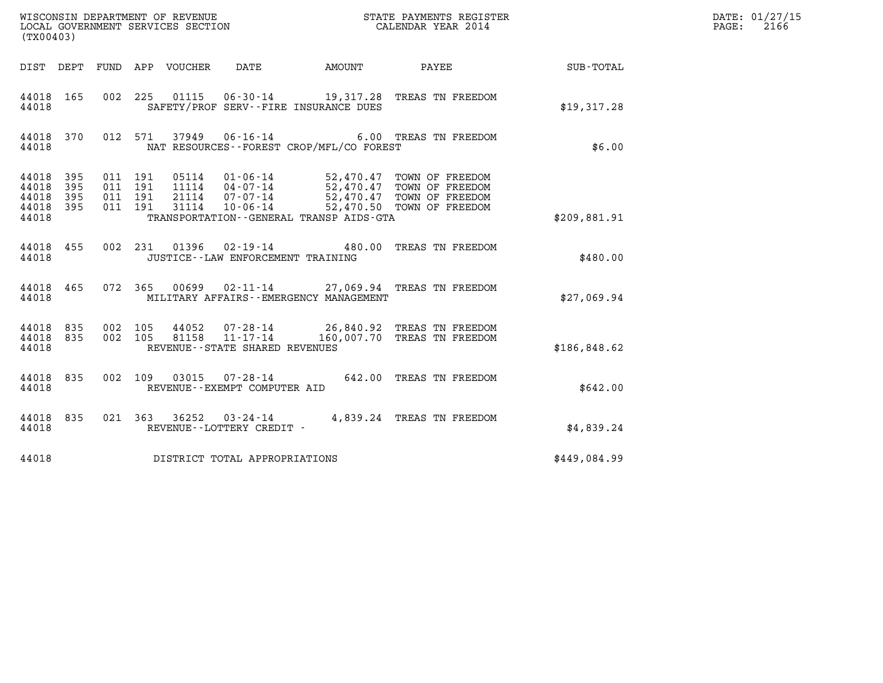WISCONSIN DEPARTMENT OF REVENUE
LOCAL GOVERNMENT SERVICES SECTION
(TX00403)

STATE PAYMENTS REGISTER
CALENDAR YEAR 2014

DATE: 01/27/15

| DIST | DEPT | FUND | APP | VOUCHER | DATE | AMOUNT | PAYEE | SUB-TOTAL |
|---|---|---|---|---|---|---|---|---|
| 44018 | 165 | 002 | 225 | 01115 | 06-30-14 | 19,317.28 | TREAS TN FREEDOM | |
| 44018 | | | | SAFETY/PROF SERV--FIRE INSURANCE DUES | | | | $19,317.28 |
| 44018 | 370 | 012 | 571 | 37949 | 06-16-14 | 6.00 | TREAS TN FREEDOM | |
| 44018 | | | | NAT RESOURCES--FOREST CROP/MFL/CO FOREST | | | | $6.00 |
| 44018 | 395 | 011 | 191 | 05114 | 01-06-14 | 52,470.47 | TOWN OF FREEDOM | |
| 44018 | 395 | 011 | 191 | 11114 | 04-07-14 | 52,470.47 | TOWN OF FREEDOM | |
| 44018 | 395 | 011 | 191 | 21114 | 07-07-14 | 52,470.47 | TOWN OF FREEDOM | |
| 44018 | 395 | 011 | 191 | 31114 | 10-06-14 | 52,470.50 | TOWN OF FREEDOM | |
| 44018 | | | | TRANSPORTATION--GENERAL TRANSP AIDS-GTA | | | | $209,881.91 |
| 44018 | 455 | 002 | 231 | 01396 | 02-19-14 | 480.00 | TREAS TN FREEDOM | |
| 44018 | | | | JUSTICE--LAW ENFORCEMENT TRAINING | | | | $480.00 |
| 44018 | 465 | 072 | 365 | 00699 | 02-11-14 | 27,069.94 | TREAS TN FREEDOM | |
| 44018 | | | | MILITARY AFFAIRS--EMERGENCY MANAGEMENT | | | | $27,069.94 |
| 44018 | 835 | 002 | 105 | 44052 | 07-28-14 | 26,840.92 | TREAS TN FREEDOM | |
| 44018 | 835 | 002 | 105 | 81158 | 11-17-14 | 160,007.70 | TREAS TN FREEDOM | |
| 44018 | | | | REVENUE--STATE SHARED REVENUES | | | | $186,848.62 |
| 44018 | 835 | 002 | 109 | 03015 | 07-28-14 | 642.00 | TREAS TN FREEDOM | |
| 44018 | | | | REVENUE--EXEMPT COMPUTER AID | | | | $642.00 |
| 44018 | 835 | 021 | 363 | 36252 | 03-24-14 | 4,839.24 | TREAS TN FREEDOM | |
| 44018 | | | | REVENUE--LOTTERY CREDIT - | | | | $4,839.24 |
| 44018 | | | | DISTRICT TOTAL APPROPRIATIONS | | | | $449,084.99 |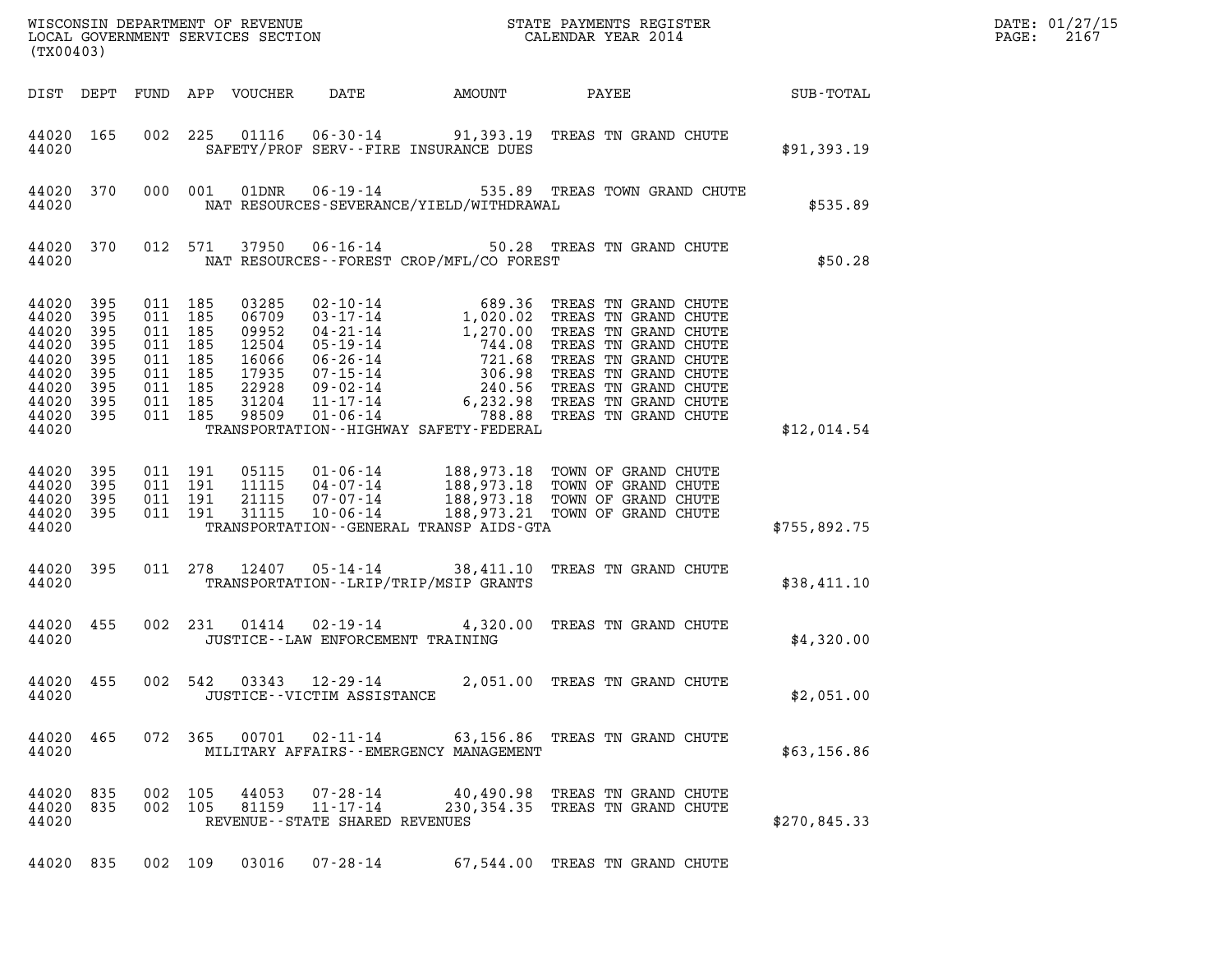WISCONSIN DEPARTMENT OF REVENUE
LOCAL GOVERNMENT SERVICES SECTION
(TX00403)

STATE PAYMENTS REGISTER
CALENDAR YEAR 2014

DATE: 01/27/15
PAGE: 2167

| DIST | DEPT | FUND | APP | VOUCHER | DATE | AMOUNT | PAYEE | SUB-TOTAL |
|---|---|---|---|---|---|---|---|---|
| 44020 | 165 | 002 | 225 | 01116 | 06-30-14 | 91,393.19 | TREAS TN GRAND CHUTE | |
| 44020 | | | | | SAFETY/PROF SERV--FIRE INSURANCE DUES | | | $91,393.19 |
| 44020 | 370 | 000 | 001 | 01DNR | 06-19-14 | 535.89 | TREAS TOWN GRAND CHUTE | |
| 44020 | | | | | NAT RESOURCES-SEVERANCE/YIELD/WITHDRAWAL | | | $535.89 |
| 44020 | 370 | 012 | 571 | 37950 | 06-16-14 | 50.28 | TREAS TN GRAND CHUTE | |
| 44020 | | | | | NAT RESOURCES--FOREST CROP/MFL/CO FOREST | | | $50.28 |
| 44020 | 395 | 011 | 185 | 03285 | 02-10-14 | 689.36 | TREAS TN GRAND CHUTE | |
| 44020 | 395 | 011 | 185 | 06709 | 03-17-14 | 1,020.02 | TREAS TN GRAND CHUTE | |
| 44020 | 395 | 011 | 185 | 09952 | 04-21-14 | 1,270.00 | TREAS TN GRAND CHUTE | |
| 44020 | 395 | 011 | 185 | 12504 | 05-19-14 | 744.08 | TREAS TN GRAND CHUTE | |
| 44020 | 395 | 011 | 185 | 16066 | 06-26-14 | 721.68 | TREAS TN GRAND CHUTE | |
| 44020 | 395 | 011 | 185 | 17935 | 07-15-14 | 306.98 | TREAS TN GRAND CHUTE | |
| 44020 | 395 | 011 | 185 | 22928 | 09-02-14 | 240.56 | TREAS TN GRAND CHUTE | |
| 44020 | 395 | 011 | 185 | 31204 | 11-17-14 | 6,232.98 | TREAS TN GRAND CHUTE | |
| 44020 | 395 | 011 | 185 | 98509 | 01-06-14 | 788.88 | TREAS TN GRAND CHUTE | |
| 44020 | | | | | TRANSPORTATION--HIGHWAY SAFETY-FEDERAL | | | $12,014.54 |
| 44020 | 395 | 011 | 191 | 05115 | 01-06-14 | 188,973.18 | TOWN OF GRAND CHUTE | |
| 44020 | 395 | 011 | 191 | 11115 | 04-07-14 | 188,973.18 | TOWN OF GRAND CHUTE | |
| 44020 | 395 | 011 | 191 | 21115 | 07-07-14 | 188,973.18 | TOWN OF GRAND CHUTE | |
| 44020 | 395 | 011 | 191 | 31115 | 10-06-14 | 188,973.21 | TOWN OF GRAND CHUTE | |
| 44020 | | | | | TRANSPORTATION--GENERAL TRANSP AIDS-GTA | | | $755,892.75 |
| 44020 | 395 | 011 | 278 | 12407 | 05-14-14 | 38,411.10 | TREAS TN GRAND CHUTE | |
| 44020 | | | | | TRANSPORTATION--LRIP/TRIP/MSIP GRANTS | | | $38,411.10 |
| 44020 | 455 | 002 | 231 | 01414 | 02-19-14 | 4,320.00 | TREAS TN GRAND CHUTE | |
| 44020 | | | | | JUSTICE--LAW ENFORCEMENT TRAINING | | | $4,320.00 |
| 44020 | 455 | 002 | 542 | 03343 | 12-29-14 | 2,051.00 | TREAS TN GRAND CHUTE | |
| 44020 | | | | | JUSTICE--VICTIM ASSISTANCE | | | $2,051.00 |
| 44020 | 465 | 072 | 365 | 00701 | 02-11-14 | 63,156.86 | TREAS TN GRAND CHUTE | |
| 44020 | | | | | MILITARY AFFAIRS--EMERGENCY MANAGEMENT | | | $63,156.86 |
| 44020 | 835 | 002 | 105 | 44053 | 07-28-14 | 40,490.98 | TREAS TN GRAND CHUTE | |
| 44020 | 835 | 002 | 105 | 81159 | 11-17-14 | 230,354.35 | TREAS TN GRAND CHUTE | |
| 44020 | | | | | REVENUE--STATE SHARED REVENUES | | | $270,845.33 |
| 44020 | 835 | 002 | 109 | 03016 | 07-28-14 | 67,544.00 | TREAS TN GRAND CHUTE | |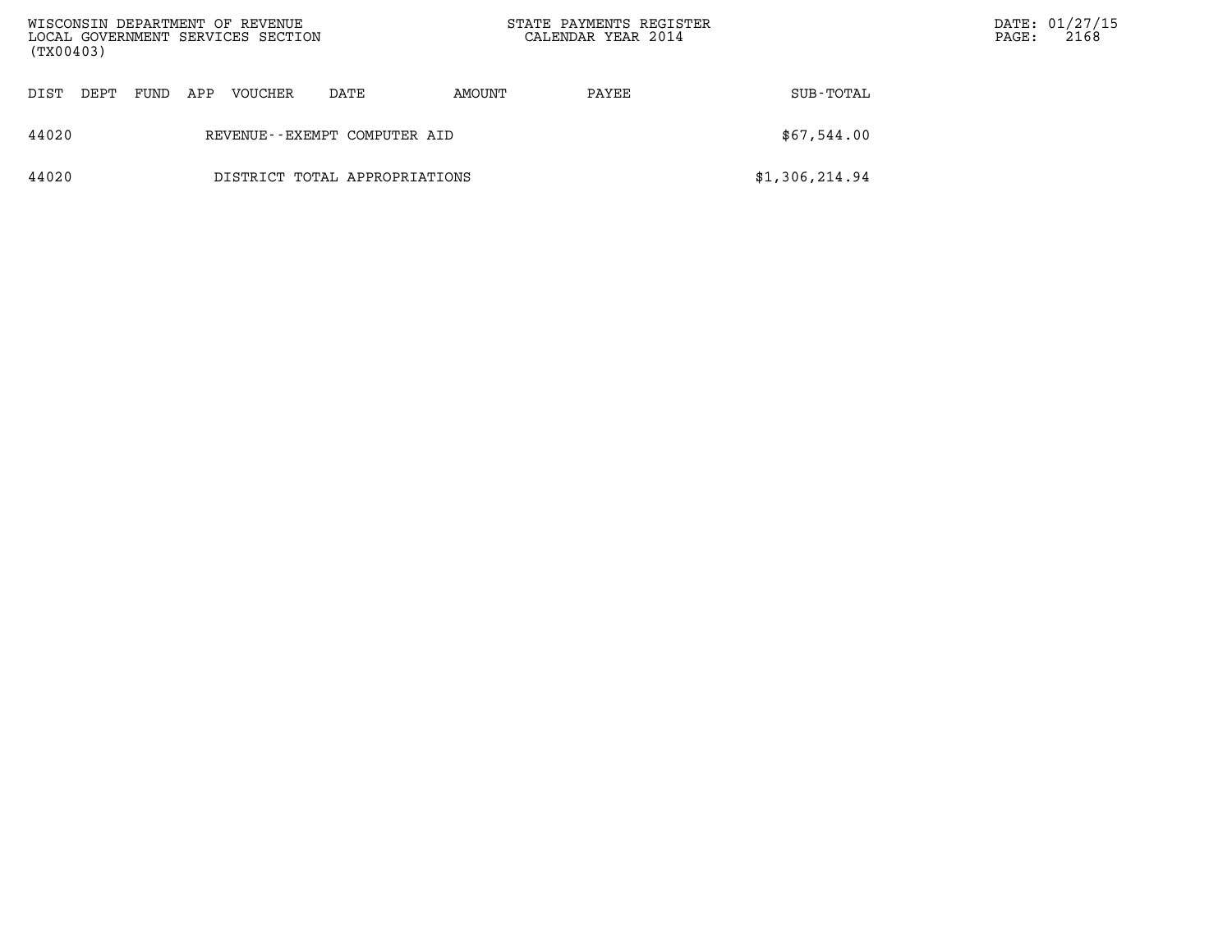| DIST | DEPT | FUND | APP | VOUCHER | DATE | AMOUNT | PAYEE | SUB-TOTAL |
|---|---|---|---|---|---|---|---|---|
| 44020 | | | | REVENUE--EXEMPT COMPUTER AID | | | | $67,544.00 |
| 44020 | | | | DISTRICT TOTAL APPROPRIATIONS | | | | $1,306,214.94 |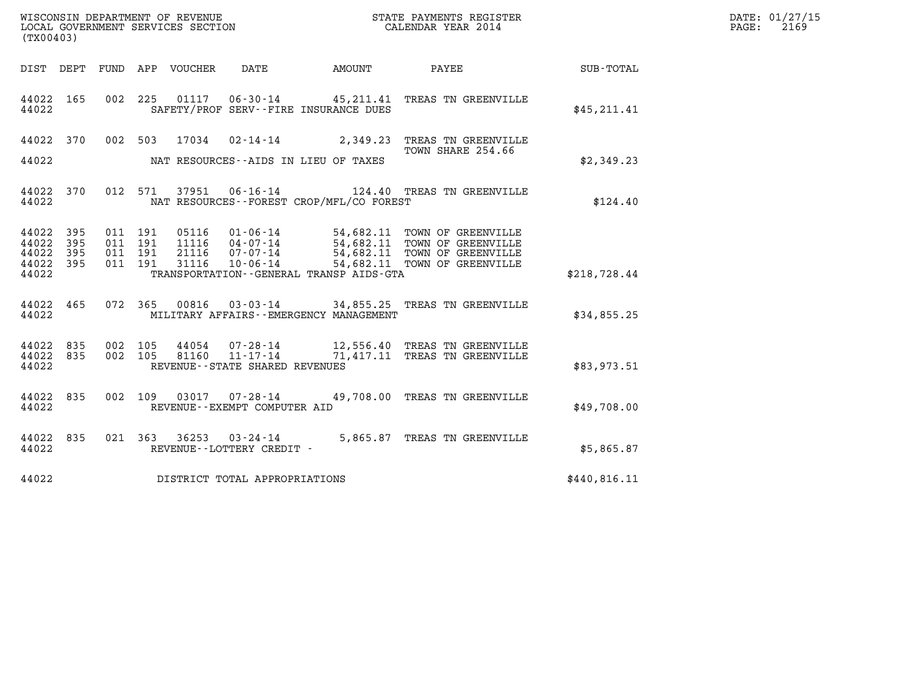WISCONSIN DEPARTMENT OF REVENUE
LOCAL GOVERNMENT SERVICES SECTION
(TX00403)

STATE PAYMENTS REGISTER
CALENDAR YEAR 2014

DATE: 01/27/15
PAGE: 2169

| DIST | DEPT | FUND | APP | VOUCHER | DATE | AMOUNT | PAYEE | SUB-TOTAL |
|---|---|---|---|---|---|---|---|---|
| 44022 | 165 | 002 | 225 | 01117 | 06-30-14 | 45,211.41 | TREAS TN GREENVILLE | |
| 44022 | | | | | SAFETY/PROF SERV--FIRE INSURANCE DUES | | | $45,211.41 |
| 44022 | 370 | 002 | 503 | 17034 | 02-14-14 | 2,349.23 | TREAS TN GREENVILLE TOWN SHARE 254.66 | |
| 44022 | | | | | NAT RESOURCES--AIDS IN LIEU OF TAXES | | | $2,349.23 |
| 44022 | 370 | 012 | 571 | 37951 | 06-16-14 | 124.40 | TREAS TN GREENVILLE | |
| 44022 | | | | | NAT RESOURCES--FOREST CROP/MFL/CO FOREST | | | $124.40 |
| 44022 | 395 | 011 | 191 | 05116 | 01-06-14 | 54,682.11 | TOWN OF GREENVILLE | |
| 44022 | 395 | 011 | 191 | 11116 | 04-07-14 | 54,682.11 | TOWN OF GREENVILLE | |
| 44022 | 395 | 011 | 191 | 21116 | 07-07-14 | 54,682.11 | TOWN OF GREENVILLE | |
| 44022 | 395 | 011 | 191 | 31116 | 10-06-14 | 54,682.11 | TOWN OF GREENVILLE | |
| 44022 | | | | | TRANSPORTATION--GENERAL TRANSP AIDS-GTA | | | $218,728.44 |
| 44022 | 465 | 072 | 365 | 00816 | 03-03-14 | 34,855.25 | TREAS TN GREENVILLE | |
| 44022 | | | | | MILITARY AFFAIRS--EMERGENCY MANAGEMENT | | | $34,855.25 |
| 44022 | 835 | 002 | 105 | 44054 | 07-28-14 | 12,556.40 | TREAS TN GREENVILLE | |
| 44022 | 835 | 002 | 105 | 81160 | 11-17-14 | 71,417.11 | TREAS TN GREENVILLE | |
| 44022 | | | | | REVENUE--STATE SHARED REVENUES | | | $83,973.51 |
| 44022 | 835 | 002 | 109 | 03017 | 07-28-14 | 49,708.00 | TREAS TN GREENVILLE | |
| 44022 | | | | | REVENUE--EXEMPT COMPUTER AID | | | $49,708.00 |
| 44022 | 835 | 021 | 363 | 36253 | 03-24-14 | 5,865.87 | TREAS TN GREENVILLE | |
| 44022 | | | | | REVENUE--LOTTERY CREDIT - | | | $5,865.87 |
| 44022 | | | | | DISTRICT TOTAL APPROPRIATIONS | | | $440,816.11 |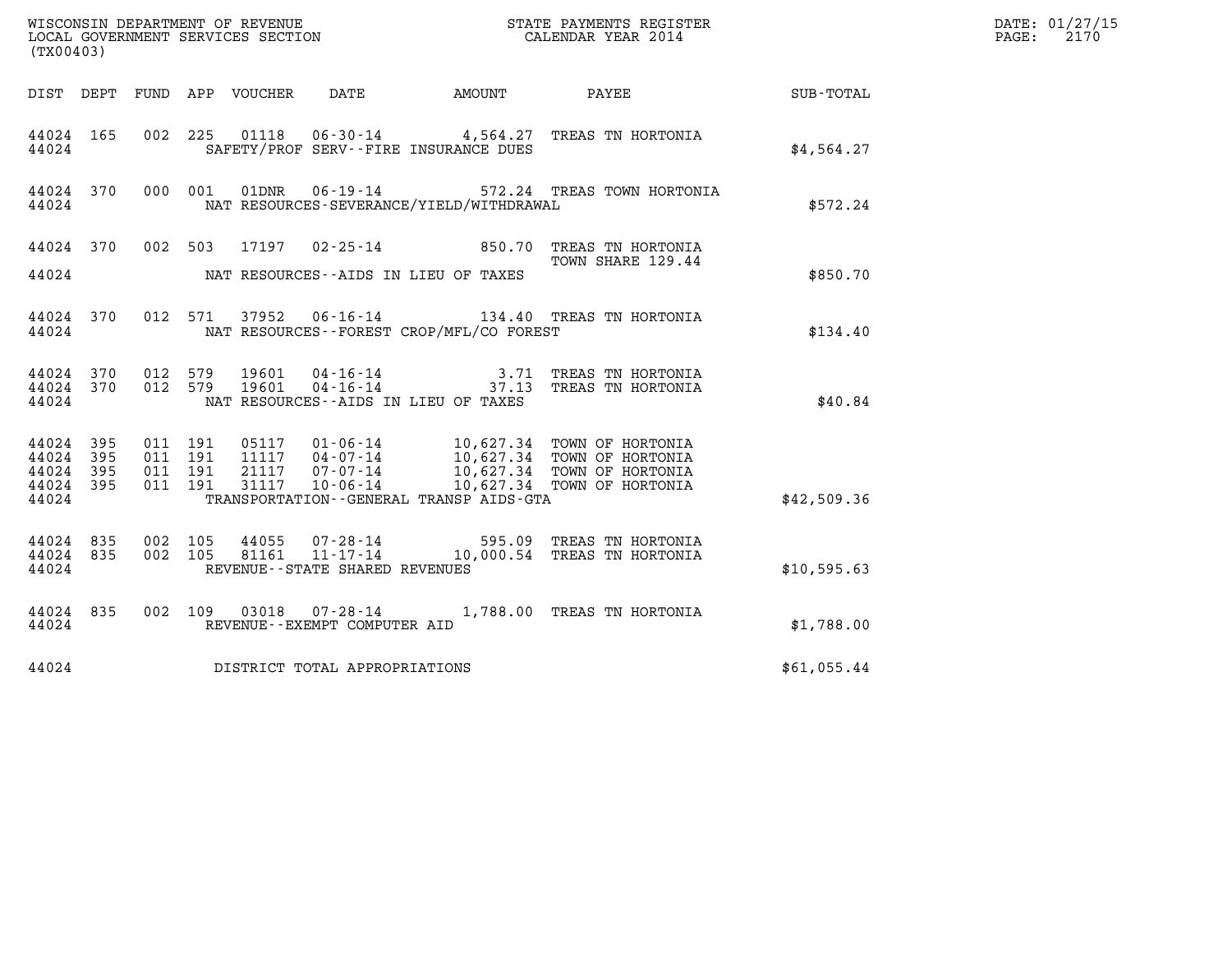WISCONSIN DEPARTMENT OF REVENUE
LOCAL GOVERNMENT SERVICES SECTION
(TX00403)

STATE PAYMENTS REGISTER
CALENDAR YEAR 2014

DATE: 01/27/15
PAGE: 2170

| DIST | DEPT | FUND | APP | VOUCHER | DATE | AMOUNT | PAYEE | SUB-TOTAL |
|---|---|---|---|---|---|---|---|---|
| 44024 | 165 | 002 | 225 | 01118 | 06-30-14 | 4,564.27 | TREAS TN HORTONIA | |
| 44024 | | | | SAFETY/PROF SERV--FIRE INSURANCE DUES | | | | $4,564.27 |
| 44024 | 370 | 000 | 001 | 01DNR | 06-19-14 | 572.24 | TREAS TOWN HORTONIA | |
| 44024 | | | | NAT RESOURCES-SEVERANCE/YIELD/WITHDRAWAL | | | | $572.24 |
| 44024 | 370 | 002 | 503 | 17197 | 02-25-14 | 850.70 | TREAS TN HORTONIA TOWN SHARE 129.44 | |
| 44024 | | | | NAT RESOURCES--AIDS IN LIEU OF TAXES | | | | $850.70 |
| 44024 | 370 | 012 | 571 | 37952 | 06-16-14 | 134.40 | TREAS TN HORTONIA | |
| 44024 | | | | NAT RESOURCES--FOREST CROP/MFL/CO FOREST | | | | $134.40 |
| 44024 | 370 | 012 | 579 | 19601 | 04-16-14 | 3.71 | TREAS TN HORTONIA | |
| 44024 | 370 | 012 | 579 | 19601 | 04-16-14 | 37.13 | TREAS TN HORTONIA | |
| 44024 | | | | NAT RESOURCES--AIDS IN LIEU OF TAXES | | | | $40.84 |
| 44024 | 395 | 011 | 191 | 05117 | 01-06-14 | 10,627.34 | TOWN OF HORTONIA | |
| 44024 | 395 | 011 | 191 | 11117 | 04-07-14 | 10,627.34 | TOWN OF HORTONIA | |
| 44024 | 395 | 011 | 191 | 21117 | 07-07-14 | 10,627.34 | TOWN OF HORTONIA | |
| 44024 | 395 | 011 | 191 | 31117 | 10-06-14 | 10,627.34 | TOWN OF HORTONIA | |
| 44024 | | | | TRANSPORTATION--GENERAL TRANSP AIDS-GTA | | | | $42,509.36 |
| 44024 | 835 | 002 | 105 | 44055 | 07-28-14 | 595.09 | TREAS TN HORTONIA | |
| 44024 | 835 | 002 | 105 | 81161 | 11-17-14 | 10,000.54 | TREAS TN HORTONIA | |
| 44024 | | | | REVENUE--STATE SHARED REVENUES | | | | $10,595.63 |
| 44024 | 835 | 002 | 109 | 03018 | 07-28-14 | 1,788.00 | TREAS TN HORTONIA | |
| 44024 | | | | REVENUE--EXEMPT COMPUTER AID | | | | $1,788.00 |
| 44024 | | | | DISTRICT TOTAL APPROPRIATIONS | | | | $61,055.44 |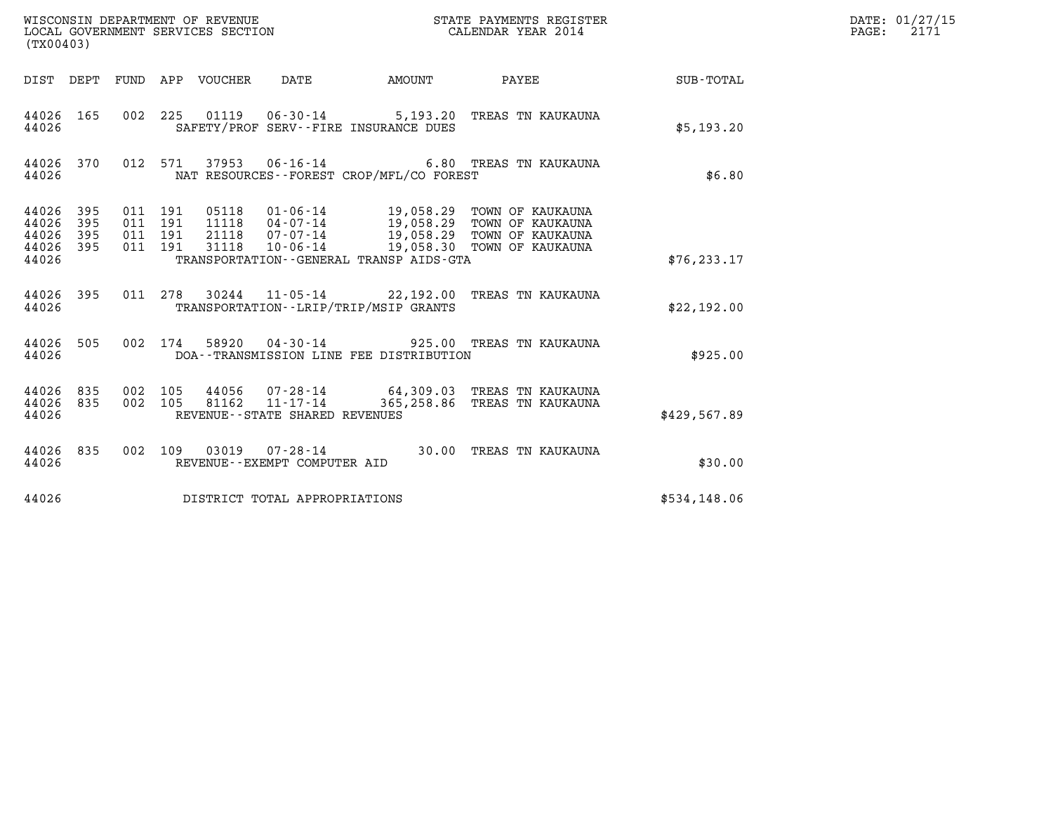WISCONSIN DEPARTMENT OF REVENUE
LOCAL GOVERNMENT SERVICES SECTION
(TX00403)

STATE PAYMENTS REGISTER
CALENDAR YEAR 2014

DATE: 01/27/15
PAGE: 2171

| DIST | DEPT | FUND | APP | VOUCHER | DATE | AMOUNT | PAYEE | SUB-TOTAL |
|---|---|---|---|---|---|---|---|---|
| 44026 | 165 | 002 | 225 | 01119 | 06-30-14 | 5,193.20 | TREAS TN KAUKAUNA | |
| 44026 | | | | | SAFETY/PROF SERV--FIRE INSURANCE DUES | | | $5,193.20 |
| 44026 | 370 | 012 | 571 | 37953 | 06-16-14 | 6.80 | TREAS TN KAUKAUNA | |
| 44026 | | | | | NAT RESOURCES--FOREST CROP/MFL/CO FOREST | | | $6.80 |
| 44026 | 395 | 011 | 191 | 05118 | 01-06-14 | 19,058.29 | TOWN OF KAUKAUNA | |
| 44026 | 395 | 011 | 191 | 11118 | 04-07-14 | 19,058.29 | TOWN OF KAUKAUNA | |
| 44026 | 395 | 011 | 191 | 21118 | 07-07-14 | 19,058.29 | TOWN OF KAUKAUNA | |
| 44026 | 395 | 011 | 191 | 31118 | 10-06-14 | 19,058.30 | TOWN OF KAUKAUNA | |
| 44026 | | | | | TRANSPORTATION--GENERAL TRANSP AIDS-GTA | | | $76,233.17 |
| 44026 | 395 | 011 | 278 | 30244 | 11-05-14 | 22,192.00 | TREAS TN KAUKAUNA | |
| 44026 | | | | | TRANSPORTATION--LRIP/TRIP/MSIP GRANTS | | | $22,192.00 |
| 44026 | 505 | 002 | 174 | 58920 | 04-30-14 | 925.00 | TREAS TN KAUKAUNA | |
| 44026 | | | | | DOA--TRANSMISSION LINE FEE DISTRIBUTION | | | $925.00 |
| 44026 | 835 | 002 | 105 | 44056 | 07-28-14 | 64,309.03 | TREAS TN KAUKAUNA | |
| 44026 | 835 | 002 | 105 | 81162 | 11-17-14 | 365,258.86 | TREAS TN KAUKAUNA | |
| 44026 | | | | | REVENUE--STATE SHARED REVENUES | | | $429,567.89 |
| 44026 | 835 | 002 | 109 | 03019 | 07-28-14 | 30.00 | TREAS TN KAUKAUNA | |
| 44026 | | | | | REVENUE--EXEMPT COMPUTER AID | | | $30.00 |
| 44026 | | | | | DISTRICT TOTAL APPROPRIATIONS | | | $534,148.06 |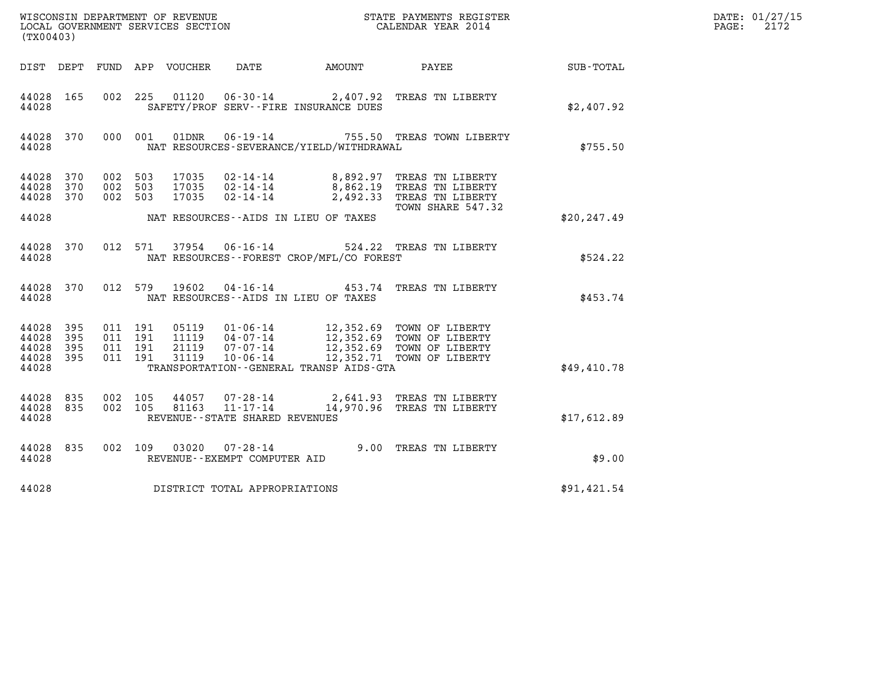WISCONSIN DEPARTMENT OF REVENUE
LOCAL GOVERNMENT SERVICES SECTION
(TX00403)

STATE PAYMENTS REGISTER
CALENDAR YEAR 2014

DATE: 01/27/15

| DIST | DEPT | FUND | APP | VOUCHER | DATE | AMOUNT | PAYEE | SUB-TOTAL |
|---|---|---|---|---|---|---|---|---|
| 44028 | 165 | 002 | 225 | 01120 | 06-30-14 | 2,407.92 | TREAS TN LIBERTY | |
| 44028 | | | | | SAFETY/PROF SERV--FIRE INSURANCE DUES | | | $2,407.92 |
| 44028 | 370 | 000 | 001 | 01DNR | 06-19-14 | 755.50 | TREAS TOWN LIBERTY | |
| 44028 | | | | | NAT RESOURCES-SEVERANCE/YIELD/WITHDRAWAL | | | $755.50 |
| 44028 | 370 | 002 | 503 | 17035 | 02-14-14 | 8,892.97 | TREAS TN LIBERTY | |
| 44028 | 370 | 002 | 503 | 17035 | 02-14-14 | 8,862.19 | TREAS TN LIBERTY | |
| 44028 | 370 | 002 | 503 | 17035 | 02-14-14 | 2,492.33 | TREAS TN LIBERTY TOWN SHARE 547.32 | |
| 44028 | | | | | NAT RESOURCES--AIDS IN LIEU OF TAXES | | | $20,247.49 |
| 44028 | 370 | 012 | 571 | 37954 | 06-16-14 | 524.22 | TREAS TN LIBERTY | |
| 44028 | | | | | NAT RESOURCES--FOREST CROP/MFL/CO FOREST | | | $524.22 |
| 44028 | 370 | 012 | 579 | 19602 | 04-16-14 | 453.74 | TREAS TN LIBERTY | |
| 44028 | | | | | NAT RESOURCES--AIDS IN LIEU OF TAXES | | | $453.74 |
| 44028 | 395 | 011 | 191 | 05119 | 01-06-14 | 12,352.69 | TOWN OF LIBERTY | |
| 44028 | 395 | 011 | 191 | 11119 | 04-07-14 | 12,352.69 | TOWN OF LIBERTY | |
| 44028 | 395 | 011 | 191 | 21119 | 07-07-14 | 12,352.69 | TOWN OF LIBERTY | |
| 44028 | 395 | 011 | 191 | 31119 | 10-06-14 | 12,352.71 | TOWN OF LIBERTY | |
| 44028 | | | | | TRANSPORTATION--GENERAL TRANSP AIDS-GTA | | | $49,410.78 |
| 44028 | 835 | 002 | 105 | 44057 | 07-28-14 | 2,641.93 | TREAS TN LIBERTY | |
| 44028 | 835 | 002 | 105 | 81163 | 11-17-14 | 14,970.96 | TREAS TN LIBERTY | |
| 44028 | | | | | REVENUE--STATE SHARED REVENUES | | | $17,612.89 |
| 44028 | 835 | 002 | 109 | 03020 | 07-28-14 | 9.00 | TREAS TN LIBERTY | |
| 44028 | | | | | REVENUE--EXEMPT COMPUTER AID | | | $9.00 |
| 44028 | | | | | DISTRICT TOTAL APPROPRIATIONS | | | $91,421.54 |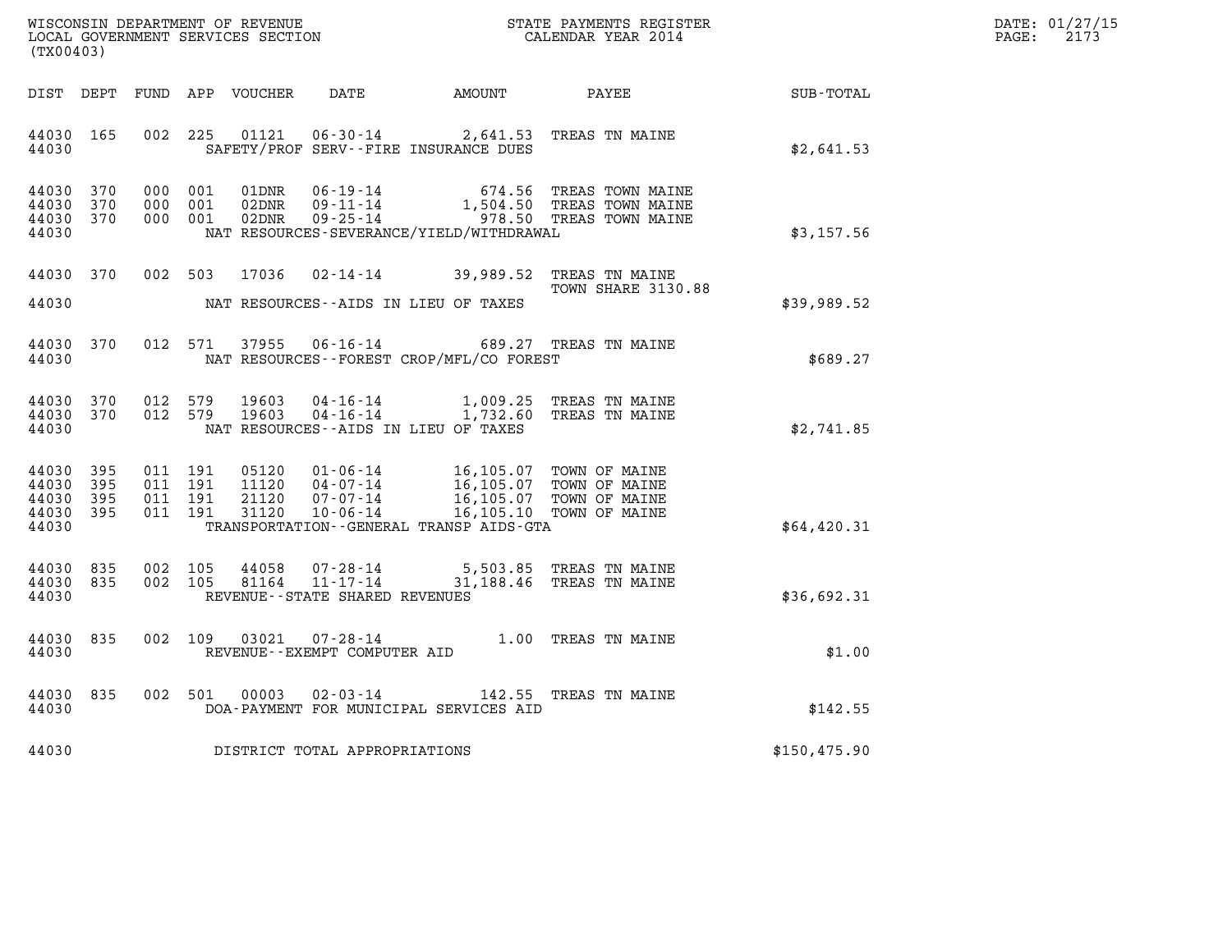WISCONSIN DEPARTMENT OF REVENUE
LOCAL GOVERNMENT SERVICES SECTION
(TX00403)

STATE PAYMENTS REGISTER
CALENDAR YEAR 2014

DATE: 01/27/15
PAGE: 2173

| DIST | DEPT | FUND | APP | VOUCHER | DATE | AMOUNT | PAYEE | SUB-TOTAL |
|---|---|---|---|---|---|---|---|---|
| 44030 | 165 | 002 | 225 | 01121 | 06-30-14 | 2,641.53 | TREAS TN MAINE | |
| 44030 | | | | | SAFETY/PROF SERV--FIRE INSURANCE DUES | | | $2,641.53 |
| 44030 | 370 | 000 | 001 | 01DNR | 06-19-14 | 674.56 | TREAS TOWN MAINE | |
| 44030 | 370 | 000 | 001 | 02DNR | 09-11-14 | 1,504.50 | TREAS TOWN MAINE | |
| 44030 | 370 | 000 | 001 | 02DNR | 09-25-14 | 978.50 | TREAS TOWN MAINE | |
| 44030 | | | | | NAT RESOURCES-SEVERANCE/YIELD/WITHDRAWAL | | | $3,157.56 |
| 44030 | 370 | 002 | 503 | 17036 | 02-14-14 | 39,989.52 | TREAS TN MAINE<br>TOWN SHARE 3130.88 | |
| 44030 | | | | | NAT RESOURCES--AIDS IN LIEU OF TAXES | | | $39,989.52 |
| 44030 | 370 | 012 | 571 | 37955 | 06-16-14 | 689.27 | TREAS TN MAINE | |
| 44030 | | | | | NAT RESOURCES--FOREST CROP/MFL/CO FOREST | | | $689.27 |
| 44030 | 370 | 012 | 579 | 19603 | 04-16-14 | 1,009.25 | TREAS TN MAINE | |
| 44030 | 370 | 012 | 579 | 19603 | 04-16-14 | 1,732.60 | TREAS TN MAINE | |
| 44030 | | | | | NAT RESOURCES--AIDS IN LIEU OF TAXES | | | $2,741.85 |
| 44030 | 395 | 011 | 191 | 05120 | 01-06-14 | 16,105.07 | TOWN OF MAINE | |
| 44030 | 395 | 011 | 191 | 11120 | 04-07-14 | 16,105.07 | TOWN OF MAINE | |
| 44030 | 395 | 011 | 191 | 21120 | 07-07-14 | 16,105.07 | TOWN OF MAINE | |
| 44030 | 395 | 011 | 191 | 31120 | 10-06-14 | 16,105.10 | TOWN OF MAINE | |
| 44030 | | | | | TRANSPORTATION--GENERAL TRANSP AIDS-GTA | | | $64,420.31 |
| 44030 | 835 | 002 | 105 | 44058 | 07-28-14 | 5,503.85 | TREAS TN MAINE | |
| 44030 | 835 | 002 | 105 | 81164 | 11-17-14 | 31,188.46 | TREAS TN MAINE | |
| 44030 | | | | | REVENUE--STATE SHARED REVENUES | | | $36,692.31 |
| 44030 | 835 | 002 | 109 | 03021 | 07-28-14 | 1.00 | TREAS TN MAINE | |
| 44030 | | | | | REVENUE--EXEMPT COMPUTER AID | | | $1.00 |
| 44030 | 835 | 002 | 501 | 00003 | 02-03-14 | 142.55 | TREAS TN MAINE | |
| 44030 | | | | | DOA-PAYMENT FOR MUNICIPAL SERVICES AID | | | $142.55 |
| 44030 | | | | | DISTRICT TOTAL APPROPRIATIONS | | | $150,475.90 |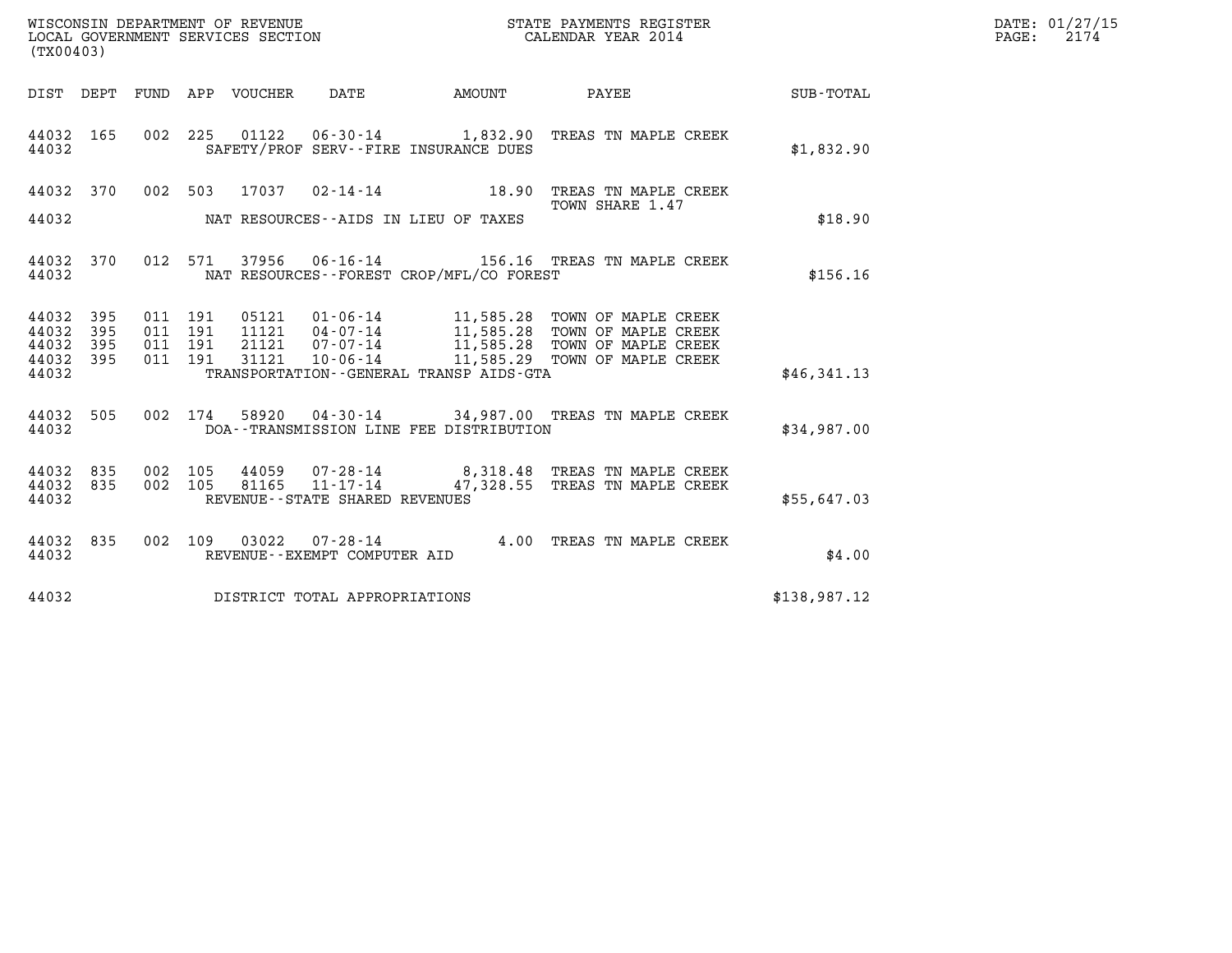WISCONSIN DEPARTMENT OF REVENUE
LOCAL GOVERNMENT SERVICES SECTION
(TX00403)

STATE PAYMENTS REGISTER
CALENDAR YEAR 2014

DATE: 01/27/15
PAGE: 2174

| DIST | DEPT | FUND | APP | VOUCHER | DATE | AMOUNT | PAYEE | SUB-TOTAL |
|---|---|---|---|---|---|---|---|---|
| 44032 | 165 | 002 | 225 | 01122 | 06-30-14 | 1,832.90 | TREAS TN MAPLE CREEK | |
| 44032 | | | | | SAFETY/PROF SERV--FIRE INSURANCE DUES | | | $1,832.90 |
| 44032 | 370 | 002 | 503 | 17037 | 02-14-14 | 18.90 | TREAS TN MAPLE CREEK TOWN SHARE 1.47 | |
| 44032 | | | | | NAT RESOURCES--AIDS IN LIEU OF TAXES | | | $18.90 |
| 44032 | 370 | 012 | 571 | 37956 | 06-16-14 | 156.16 | TREAS TN MAPLE CREEK | |
| 44032 | | | | | NAT RESOURCES--FOREST CROP/MFL/CO FOREST | | | $156.16 |
| 44032 | 395 | 011 | 191 | 05121 | 01-06-14 | 11,585.28 | TOWN OF MAPLE CREEK | |
| 44032 | 395 | 011 | 191 | 11121 | 04-07-14 | 11,585.28 | TOWN OF MAPLE CREEK | |
| 44032 | 395 | 011 | 191 | 21121 | 07-07-14 | 11,585.28 | TOWN OF MAPLE CREEK | |
| 44032 | 395 | 011 | 191 | 31121 | 10-06-14 | 11,585.29 | TOWN OF MAPLE CREEK | |
| 44032 | | | | | TRANSPORTATION--GENERAL TRANSP AIDS-GTA | | | $46,341.13 |
| 44032 | 505 | 002 | 174 | 58920 | 04-30-14 | 34,987.00 | TREAS TN MAPLE CREEK | |
| 44032 | | | | | DOA--TRANSMISSION LINE FEE DISTRIBUTION | | | $34,987.00 |
| 44032 | 835 | 002 | 105 | 44059 | 07-28-14 | 8,318.48 | TREAS TN MAPLE CREEK | |
| 44032 | 835 | 002 | 105 | 81165 | 11-17-14 | 47,328.55 | TREAS TN MAPLE CREEK | |
| 44032 | | | | | REVENUE--STATE SHARED REVENUES | | | $55,647.03 |
| 44032 | 835 | 002 | 109 | 03022 | 07-28-14 | 4.00 | TREAS TN MAPLE CREEK | |
| 44032 | | | | | REVENUE--EXEMPT COMPUTER AID | | | $4.00 |
| 44032 | | | | | DISTRICT TOTAL APPROPRIATIONS | | | $138,987.12 |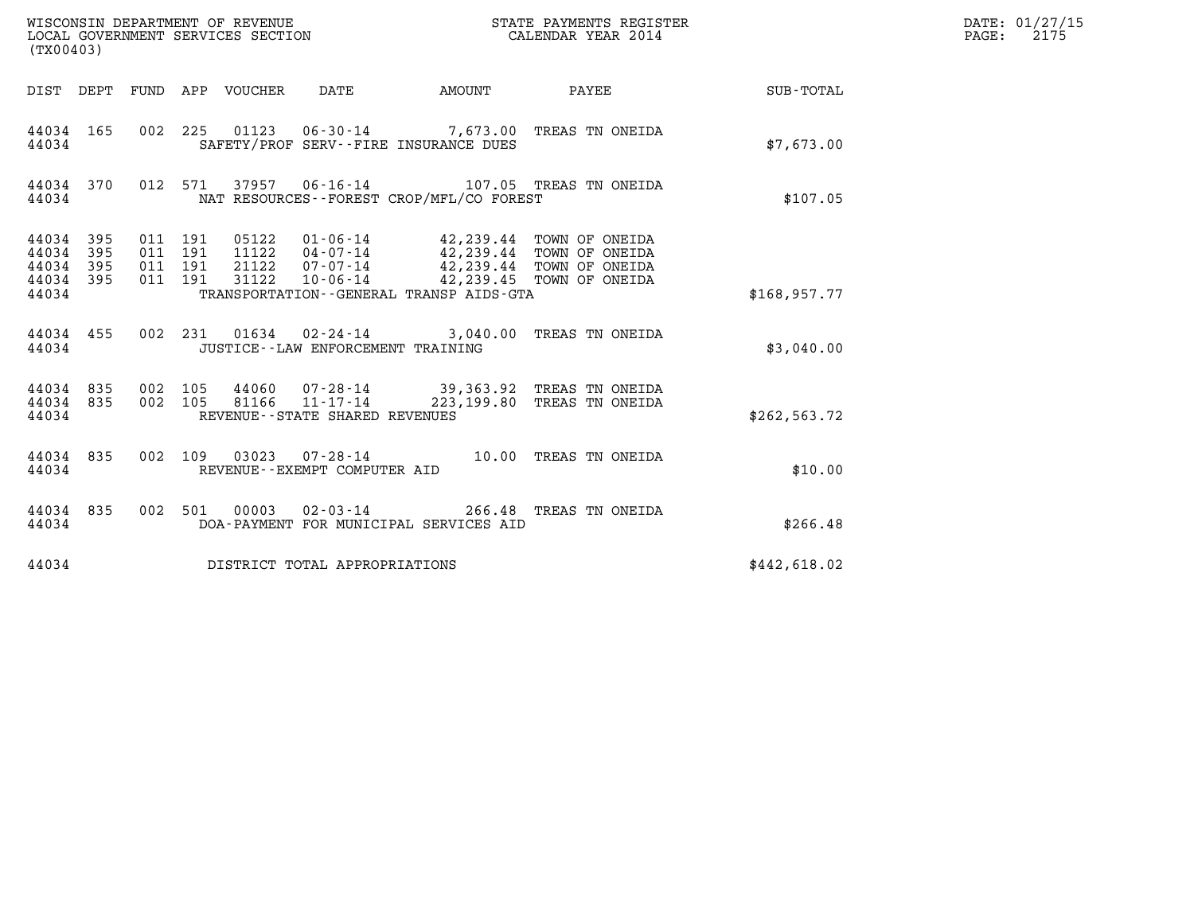WISCONSIN DEPARTMENT OF REVENUE
LOCAL GOVERNMENT SERVICES SECTION
(TX00403)

STATE PAYMENTS REGISTER
CALENDAR YEAR 2014

| DIST | DEPT | FUND | APP | VOUCHER | DATE | AMOUNT | PAYEE | SUB-TOTAL |
|---|---|---|---|---|---|---|---|---|
| 44034 | 165 | 002 | 225 | 01123 | 06-30-14 | 7,673.00 | TREAS TN ONEIDA | |
| 44034 | | | | | SAFETY/PROF SERV--FIRE INSURANCE DUES | | | $7,673.00 |
| 44034 | 370 | 012 | 571 | 37957 | 06-16-14 | 107.05 | TREAS TN ONEIDA | |
| 44034 | | | | | NAT RESOURCES--FOREST CROP/MFL/CO FOREST | | | $107.05 |
| 44034 | 395 | 011 | 191 | 05122 | 01-06-14 | 42,239.44 | TOWN OF ONEIDA | |
| 44034 | 395 | 011 | 191 | 11122 | 04-07-14 | 42,239.44 | TOWN OF ONEIDA | |
| 44034 | 395 | 011 | 191 | 21122 | 07-07-14 | 42,239.44 | TOWN OF ONEIDA | |
| 44034 | 395 | 011 | 191 | 31122 | 10-06-14 | 42,239.45 | TOWN OF ONEIDA | |
| 44034 | | | | | TRANSPORTATION--GENERAL TRANSP AIDS-GTA | | | $168,957.77 |
| 44034 | 455 | 002 | 231 | 01634 | 02-24-14 | 3,040.00 | TREAS TN ONEIDA | |
| 44034 | | | | | JUSTICE--LAW ENFORCEMENT TRAINING | | | $3,040.00 |
| 44034 | 835 | 002 | 105 | 44060 | 07-28-14 | 39,363.92 | TREAS TN ONEIDA | |
| 44034 | 835 | 002 | 105 | 81166 | 11-17-14 | 223,199.80 | TREAS TN ONEIDA | |
| 44034 | | | | | REVENUE--STATE SHARED REVENUES | | | $262,563.72 |
| 44034 | 835 | 002 | 109 | 03023 | 07-28-14 | 10.00 | TREAS TN ONEIDA | |
| 44034 | | | | | REVENUE--EXEMPT COMPUTER AID | | | $10.00 |
| 44034 | 835 | 002 | 501 | 00003 | 02-03-14 | 266.48 | TREAS TN ONEIDA | |
| 44034 | | | | | DOA-PAYMENT FOR MUNICIPAL SERVICES AID | | | $266.48 |
| 44034 | | | | | DISTRICT TOTAL APPROPRIATIONS | | | $442,618.02 |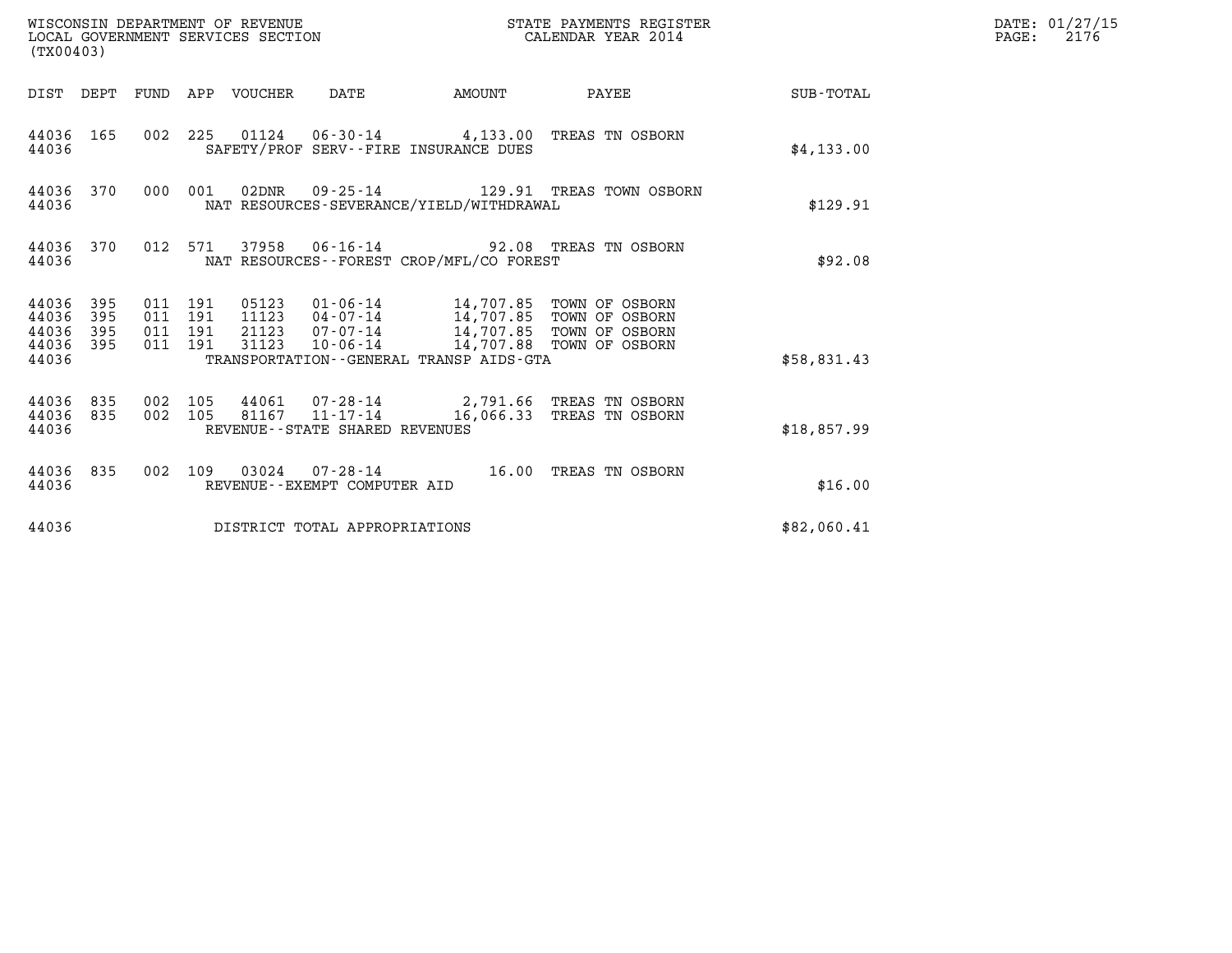WISCONSIN DEPARTMENT OF REVENUE
LOCAL GOVERNMENT SERVICES SECTION
(TX00403)

STATE PAYMENTS REGISTER
CALENDAR YEAR 2014

DATE: 01/27/15
PAGE: 2176

| DIST | DEPT | FUND | APP | VOUCHER | DATE | AMOUNT | PAYEE | SUB-TOTAL |
|---|---|---|---|---|---|---|---|---|
| 44036 | 165 | 002 | 225 | 01124 | 06-30-14 | 4,133.00 | TREAS TN OSBORN | |
| 44036 | | | | SAFETY/PROF SERV--FIRE INSURANCE DUES | | | | $4,133.00 |
| 44036 | 370 | 000 | 001 | 02DNR | 09-25-14 | 129.91 | TREAS TOWN OSBORN | |
| 44036 | | | | NAT RESOURCES-SEVERANCE/YIELD/WITHDRAWAL | | | | $129.91 |
| 44036 | 370 | 012 | 571 | 37958 | 06-16-14 | 92.08 | TREAS TN OSBORN | |
| 44036 | | | | NAT RESOURCES--FOREST CROP/MFL/CO FOREST | | | | $92.08 |
| 44036 | 395 | 011 | 191 | 05123 | 01-06-14 | 14,707.85 | TOWN OF OSBORN | |
| 44036 | 395 | 011 | 191 | 11123 | 04-07-14 | 14,707.85 | TOWN OF OSBORN | |
| 44036 | 395 | 011 | 191 | 21123 | 07-07-14 | 14,707.85 | TOWN OF OSBORN | |
| 44036 | 395 | 011 | 191 | 31123 | 10-06-14 | 14,707.88 | TOWN OF OSBORN | |
| 44036 | | | | TRANSPORTATION--GENERAL TRANSP AIDS-GTA | | | | $58,831.43 |
| 44036 | 835 | 002 | 105 | 44061 | 07-28-14 | 2,791.66 | TREAS TN OSBORN | |
| 44036 | 835 | 002 | 105 | 81167 | 11-17-14 | 16,066.33 | TREAS TN OSBORN | |
| 44036 | | | | REVENUE--STATE SHARED REVENUES | | | | $18,857.99 |
| 44036 | 835 | 002 | 109 | 03024 | 07-28-14 | 16.00 | TREAS TN OSBORN | |
| 44036 | | | | REVENUE--EXEMPT COMPUTER AID | | | | $16.00 |
| 44036 | | | | DISTRICT TOTAL APPROPRIATIONS | | | | $82,060.41 |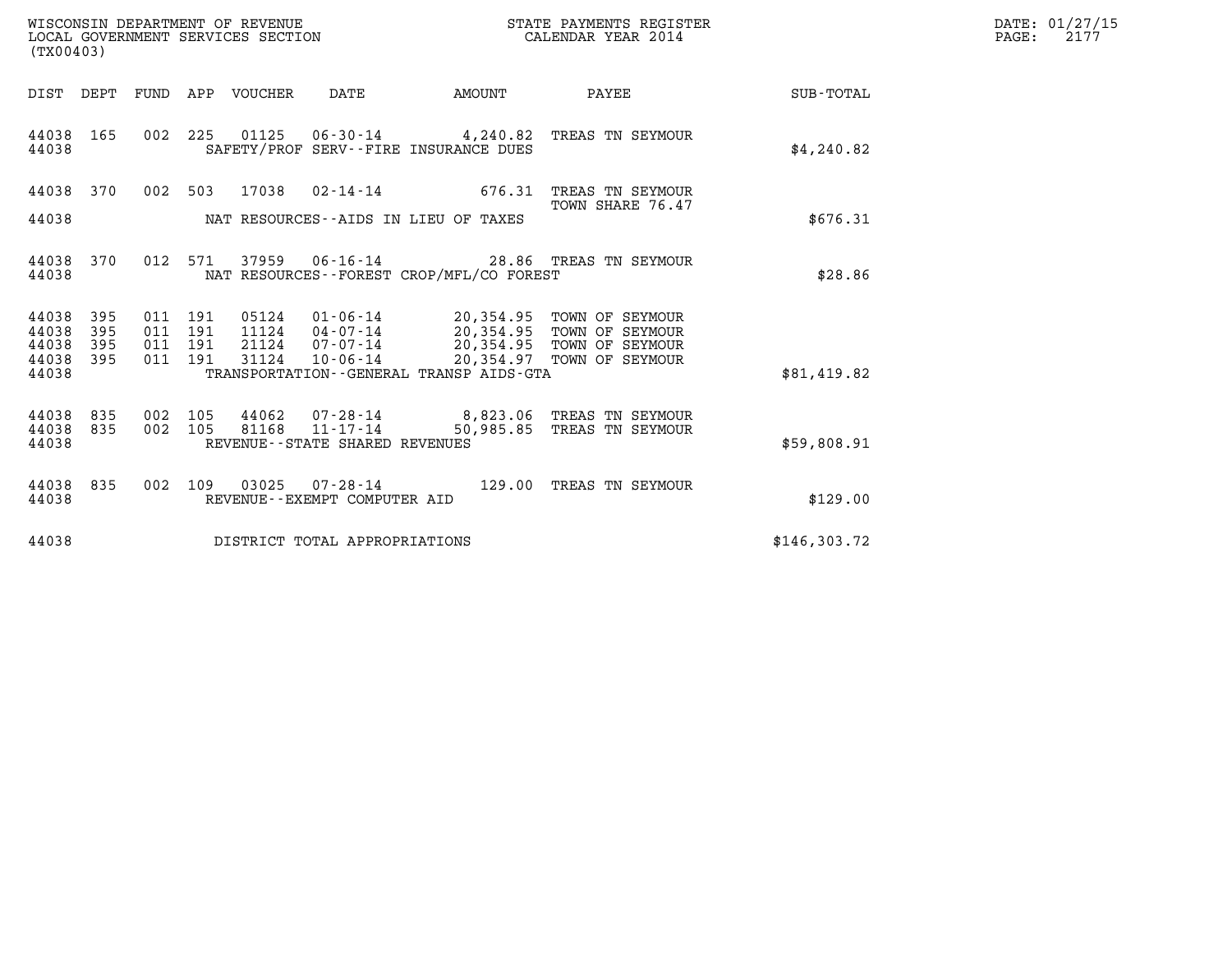WISCONSIN DEPARTMENT OF REVENUE
LOCAL GOVERNMENT SERVICES SECTION
(TX00403)

STATE PAYMENTS REGISTER
CALENDAR YEAR 2014

DATE: 01/27/15
PAGE: 2177

| DIST | DEPT | FUND | APP | VOUCHER | DATE | AMOUNT | PAYEE | SUB-TOTAL |
|---|---|---|---|---|---|---|---|---|
| 44038 | 165 | 002 | 225 | 01125 | 06-30-14 | 4,240.82 | TREAS TN SEYMOUR | |
| 44038 | | | | | SAFETY/PROF SERV--FIRE INSURANCE DUES | | | $4,240.82 |
| 44038 | 370 | 002 | 503 | 17038 | 02-14-14 | 676.31 | TREAS TN SEYMOUR TOWN SHARE 76.47 | |
| 44038 | | | | | NAT RESOURCES--AIDS IN LIEU OF TAXES | | | $676.31 |
| 44038 | 370 | 012 | 571 | 37959 | 06-16-14 | 28.86 | TREAS TN SEYMOUR | |
| 44038 | | | | | NAT RESOURCES--FOREST CROP/MFL/CO FOREST | | | $28.86 |
| 44038 | 395 | 011 | 191 | 05124 | 01-06-14 | 20,354.95 | TOWN OF SEYMOUR | |
| 44038 | 395 | 011 | 191 | 11124 | 04-07-14 | 20,354.95 | TOWN OF SEYMOUR | |
| 44038 | 395 | 011 | 191 | 21124 | 07-07-14 | 20,354.95 | TOWN OF SEYMOUR | |
| 44038 | 395 | 011 | 191 | 31124 | 10-06-14 | 20,354.97 | TOWN OF SEYMOUR | |
| 44038 | | | | | TRANSPORTATION--GENERAL TRANSP AIDS-GTA | | | $81,419.82 |
| 44038 | 835 | 002 | 105 | 44062 | 07-28-14 | 8,823.06 | TREAS TN SEYMOUR | |
| 44038 | 835 | 002 | 105 | 81168 | 11-17-14 | 50,985.85 | TREAS TN SEYMOUR | |
| 44038 | | | | | REVENUE--STATE SHARED REVENUES | | | $59,808.91 |
| 44038 | 835 | 002 | 109 | 03025 | 07-28-14 | 129.00 | TREAS TN SEYMOUR | |
| 44038 | | | | | REVENUE--EXEMPT COMPUTER AID | | | $129.00 |
| 44038 | | | | | DISTRICT TOTAL APPROPRIATIONS | | | $146,303.72 |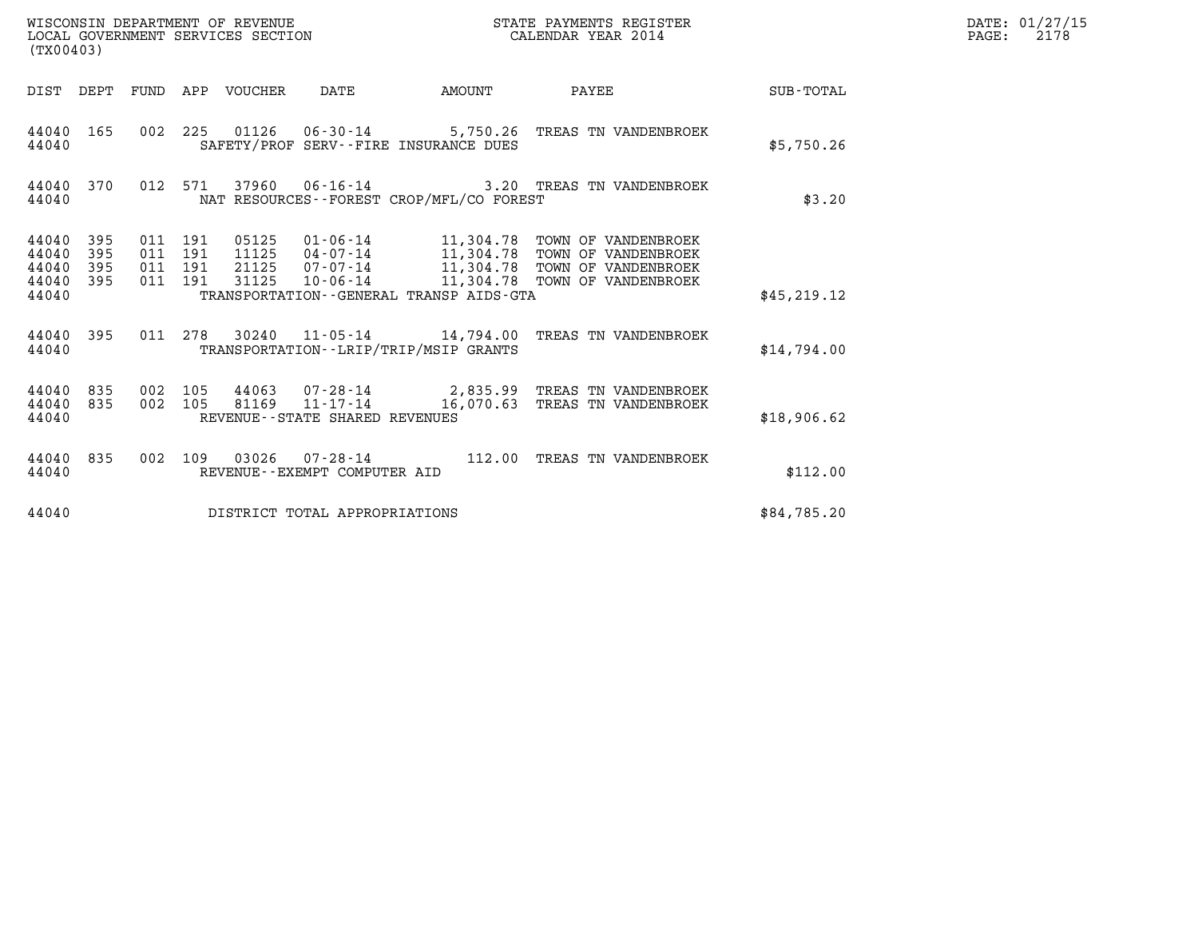WISCONSIN DEPARTMENT OF REVENUE
LOCAL GOVERNMENT SERVICES SECTION
(TX00403)

STATE PAYMENTS REGISTER
CALENDAR YEAR 2014

| DIST | DEPT | FUND | APP | VOUCHER | DATE | AMOUNT | PAYEE | SUB-TOTAL |
|---|---|---|---|---|---|---|---|---|
| 44040 | 165 | 002 | 225 | 01126 | 06-30-14 | 5,750.26 | TREAS TN VANDENBROEK | |
| 44040 | | | | SAFETY/PROF SERV--FIRE INSURANCE DUES | | | | $5,750.26 |
| 44040 | 370 | 012 | 571 | 37960 | 06-16-14 | 3.20 | TREAS TN VANDENBROEK | |
| 44040 | | | | NAT RESOURCES--FOREST CROP/MFL/CO FOREST | | | | $3.20 |
| 44040 | 395 | 011 | 191 | 05125 | 01-06-14 | 11,304.78 | TOWN OF VANDENBROEK | |
| 44040 | 395 | 011 | 191 | 11125 | 04-07-14 | 11,304.78 | TOWN OF VANDENBROEK | |
| 44040 | 395 | 011 | 191 | 21125 | 07-07-14 | 11,304.78 | TOWN OF VANDENBROEK | |
| 44040 | 395 | 011 | 191 | 31125 | 10-06-14 | 11,304.78 | TOWN OF VANDENBROEK | |
| 44040 | | | | TRANSPORTATION--GENERAL TRANSP AIDS-GTA | | | | $45,219.12 |
| 44040 | 395 | 011 | 278 | 30240 | 11-05-14 | 14,794.00 | TREAS TN VANDENBROEK | |
| 44040 | | | | TRANSPORTATION--LRIP/TRIP/MSIP GRANTS | | | | $14,794.00 |
| 44040 | 835 | 002 | 105 | 44063 | 07-28-14 | 2,835.99 | TREAS TN VANDENBROEK | |
| 44040 | 835 | 002 | 105 | 81169 | 11-17-14 | 16,070.63 | TREAS TN VANDENBROEK | |
| 44040 | | | | REVENUE--STATE SHARED REVENUES | | | | $18,906.62 |
| 44040 | 835 | 002 | 109 | 03026 | 07-28-14 | 112.00 | TREAS TN VANDENBROEK | |
| 44040 | | | | REVENUE--EXEMPT COMPUTER AID | | | | $112.00 |
| 44040 | | | | DISTRICT TOTAL APPROPRIATIONS | | | | $84,785.20 |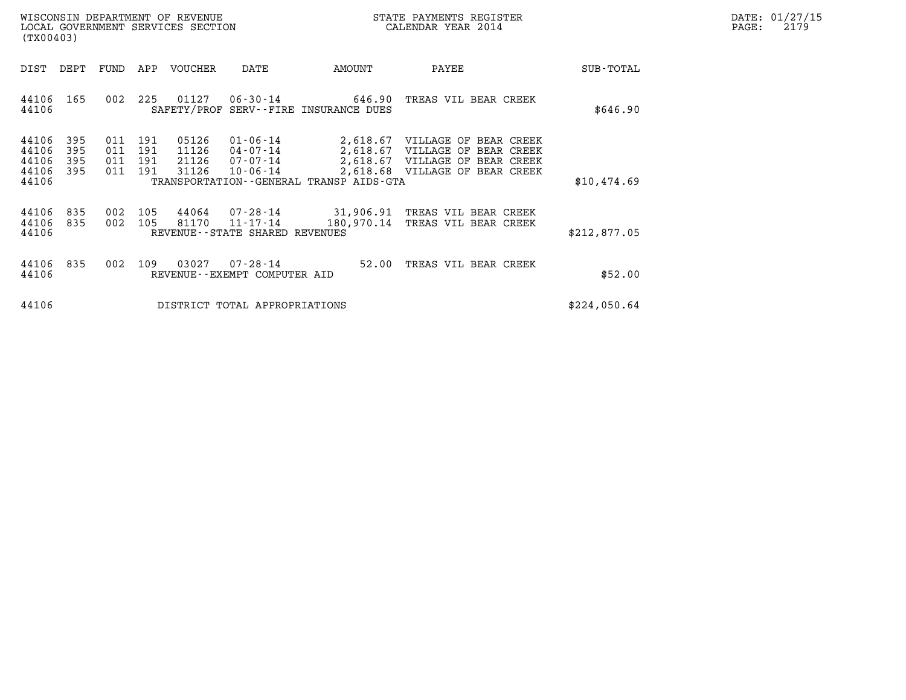WISCONSIN DEPARTMENT OF REVENUE
LOCAL GOVERNMENT SERVICES SECTION
(TX00403)

STATE PAYMENTS REGISTER
CALENDAR YEAR 2014

DATE: 01/27/15
PAGE: 2179

| DIST | DEPT | FUND | APP | VOUCHER | DATE | AMOUNT | PAYEE | SUB-TOTAL |
|---|---|---|---|---|---|---|---|---|
| 44106 | 165 | 002 | 225 | 01127 | 06-30-14 | 646.90 | TREAS VIL BEAR CREEK | |
| 44106 | | | | SAFETY/PROF SERV--FIRE INSURANCE DUES | | | | $646.90 |
| 44106 | 395 | 011 | 191 | 05126 | 01-06-14 | 2,618.67 | VILLAGE OF BEAR CREEK | |
| 44106 | 395 | 011 | 191 | 11126 | 04-07-14 | 2,618.67 | VILLAGE OF BEAR CREEK | |
| 44106 | 395 | 011 | 191 | 21126 | 07-07-14 | 2,618.67 | VILLAGE OF BEAR CREEK | |
| 44106 | 395 | 011 | 191 | 31126 | 10-06-14 | 2,618.68 | VILLAGE OF BEAR CREEK | |
| 44106 | | | | TRANSPORTATION--GENERAL TRANSP AIDS-GTA | | | | $10,474.69 |
| 44106 | 835 | 002 | 105 | 44064 | 07-28-14 | 31,906.91 | TREAS VIL BEAR CREEK | |
| 44106 | 835 | 002 | 105 | 81170 | 11-17-14 | 180,970.14 | TREAS VIL BEAR CREEK | |
| 44106 | | | | REVENUE--STATE SHARED REVENUES | | | | $212,877.05 |
| 44106 | 835 | 002 | 109 | 03027 | 07-28-14 | 52.00 | TREAS VIL BEAR CREEK | |
| 44106 | | | | REVENUE--EXEMPT COMPUTER AID | | | | $52.00 |
| 44106 | | | | DISTRICT TOTAL APPROPRIATIONS | | | | $224,050.64 |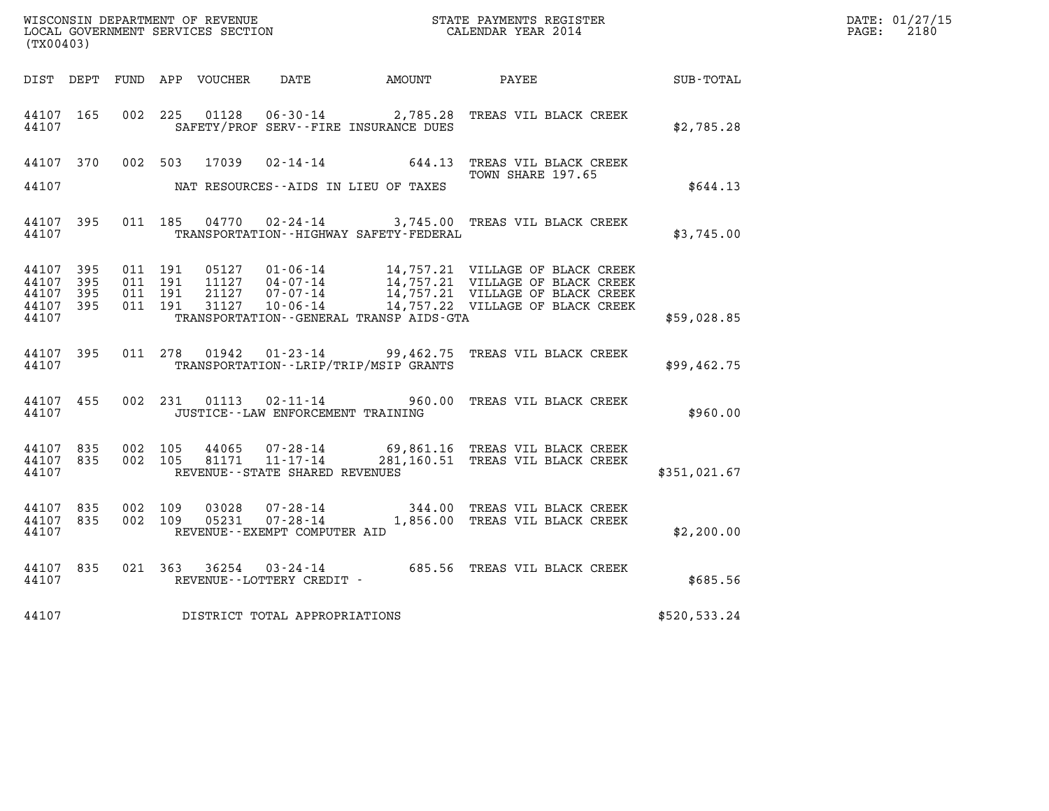WISCONSIN DEPARTMENT OF REVENUE
LOCAL GOVERNMENT SERVICES SECTION
(TX00403)

STATE PAYMENTS REGISTER
CALENDAR YEAR 2014

DATE: 01/27/15
PAGE: 2180

| DIST | DEPT | FUND | APP | VOUCHER | DATE | AMOUNT | PAYEE | SUB-TOTAL |
|---|---|---|---|---|---|---|---|---|
| 44107 | 165 | 002 | 225 | 01128 | 06-30-14 | 2,785.28 | TREAS VIL BLACK CREEK | |
| 44107 | | | | | SAFETY/PROF SERV--FIRE INSURANCE DUES | | | $2,785.28 |
| 44107 | 370 | 002 | 503 | 17039 | 02-14-14 | 644.13 | TREAS VIL BLACK CREEK TOWN SHARE 197.65 | |
| 44107 | | | | | NAT RESOURCES--AIDS IN LIEU OF TAXES | | | $644.13 |
| 44107 | 395 | 011 | 185 | 04770 | 02-24-14 | 3,745.00 | TREAS VIL BLACK CREEK | |
| 44107 | | | | | TRANSPORTATION--HIGHWAY SAFETY-FEDERAL | | | $3,745.00 |
| 44107 | 395 | 011 | 191 | 05127 | 01-06-14 | 14,757.21 | VILLAGE OF BLACK CREEK | |
| 44107 | 395 | 011 | 191 | 11127 | 04-07-14 | 14,757.21 | VILLAGE OF BLACK CREEK | |
| 44107 | 395 | 011 | 191 | 21127 | 07-07-14 | 14,757.21 | VILLAGE OF BLACK CREEK | |
| 44107 | 395 | 011 | 191 | 31127 | 10-06-14 | 14,757.22 | VILLAGE OF BLACK CREEK | |
| 44107 | | | | | TRANSPORTATION--GENERAL TRANSP AIDS-GTA | | | $59,028.85 |
| 44107 | 395 | 011 | 278 | 01942 | 01-23-14 | 99,462.75 | TREAS VIL BLACK CREEK | |
| 44107 | | | | | TRANSPORTATION--LRIP/TRIP/MSIP GRANTS | | | $99,462.75 |
| 44107 | 455 | 002 | 231 | 01113 | 02-11-14 | 960.00 | TREAS VIL BLACK CREEK | |
| 44107 | | | | | JUSTICE--LAW ENFORCEMENT TRAINING | | | $960.00 |
| 44107 | 835 | 002 | 105 | 44065 | 07-28-14 | 69,861.16 | TREAS VIL BLACK CREEK | |
| 44107 | 835 | 002 | 105 | 81171 | 11-17-14 | 281,160.51 | TREAS VIL BLACK CREEK | |
| 44107 | | | | | REVENUE--STATE SHARED REVENUES | | | $351,021.67 |
| 44107 | 835 | 002 | 109 | 03028 | 07-28-14 | 344.00 | TREAS VIL BLACK CREEK | |
| 44107 | 835 | 002 | 109 | 05231 | 07-28-14 | 1,856.00 | TREAS VIL BLACK CREEK | |
| 44107 | | | | | REVENUE--EXEMPT COMPUTER AID | | | $2,200.00 |
| 44107 | 835 | 021 | 363 | 36254 | 03-24-14 | 685.56 | TREAS VIL BLACK CREEK | |
| 44107 | | | | | REVENUE--LOTTERY CREDIT - | | | $685.56 |
| 44107 | | | | | DISTRICT TOTAL APPROPRIATIONS | | | $520,533.24 |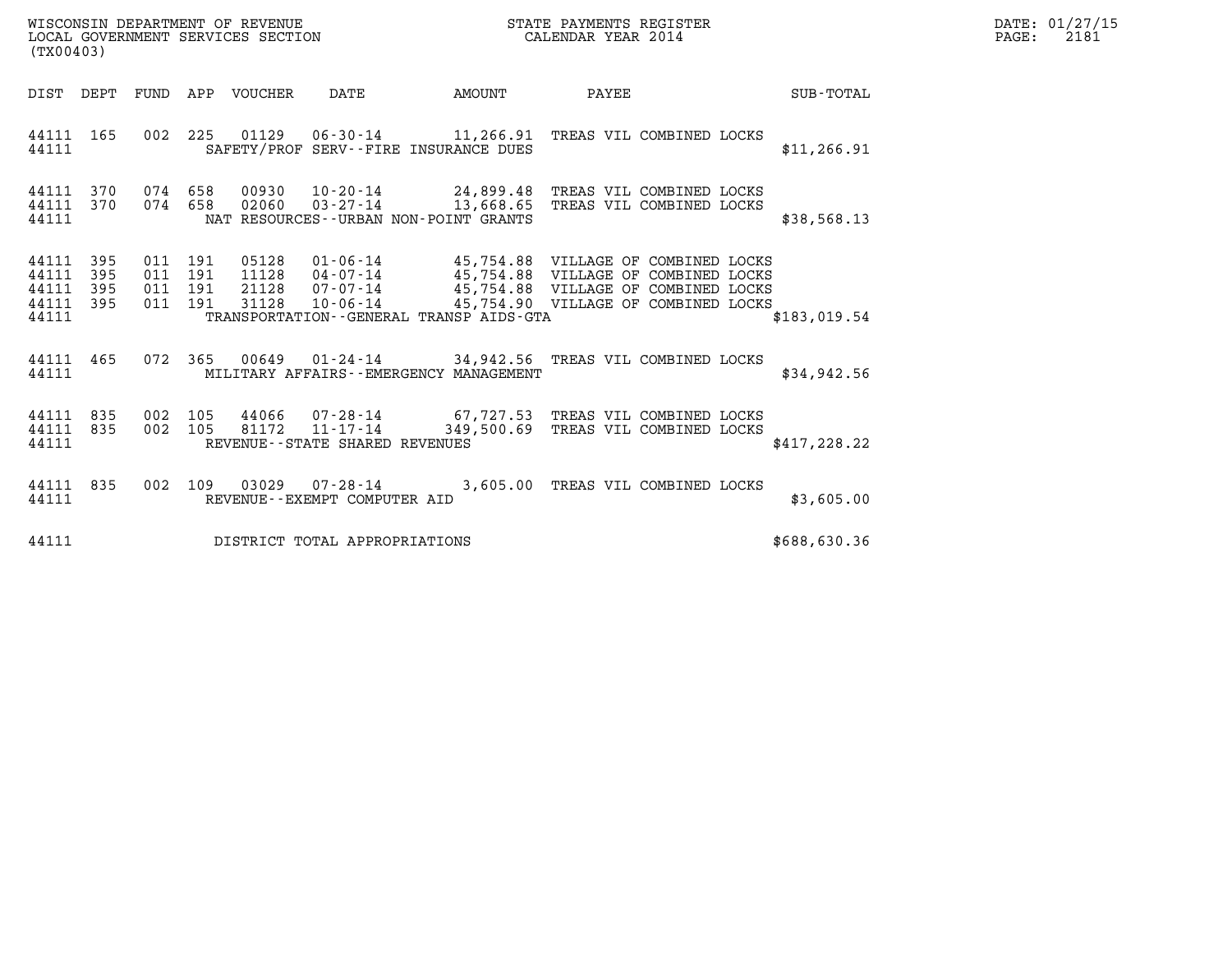WISCONSIN DEPARTMENT OF REVENUE
LOCAL GOVERNMENT SERVICES SECTION
(TX00403)

STATE PAYMENTS REGISTER
CALENDAR YEAR 2014

DATE: 01/27/15

| DIST | DEPT | FUND | APP | VOUCHER | DATE | AMOUNT | PAYEE | SUB-TOTAL |
|---|---|---|---|---|---|---|---|---|
| 44111 | 165 | 002 | 225 | 01129 | 06-30-14 | 11,266.91 | TREAS VIL COMBINED LOCKS | |
| 44111 | | | | | SAFETY/PROF SERV--FIRE INSURANCE DUES | | | $11,266.91 |
| 44111 | 370 | 074 | 658 | 00930 | 10-20-14 | 24,899.48 | TREAS VIL COMBINED LOCKS | |
| 44111 | 370 | 074 | 658 | 02060 | 03-27-14 | 13,668.65 | TREAS VIL COMBINED LOCKS | |
| 44111 | | | | | NAT RESOURCES--URBAN NON-POINT GRANTS | | | $38,568.13 |
| 44111 | 395 | 011 | 191 | 05128 | 01-06-14 | 45,754.88 | VILLAGE OF COMBINED LOCKS | |
| 44111 | 395 | 011 | 191 | 11128 | 04-07-14 | 45,754.88 | VILLAGE OF COMBINED LOCKS | |
| 44111 | 395 | 011 | 191 | 21128 | 07-07-14 | 45,754.88 | VILLAGE OF COMBINED LOCKS | |
| 44111 | 395 | 011 | 191 | 31128 | 10-06-14 | 45,754.90 | VILLAGE OF COMBINED LOCKS | |
| 44111 | | | | | TRANSPORTATION--GENERAL TRANSP AIDS-GTA | | | $183,019.54 |
| 44111 | 465 | 072 | 365 | 00649 | 01-24-14 | 34,942.56 | TREAS VIL COMBINED LOCKS | |
| 44111 | | | | | MILITARY AFFAIRS--EMERGENCY MANAGEMENT | | | $34,942.56 |
| 44111 | 835 | 002 | 105 | 44066 | 07-28-14 | 67,727.53 | TREAS VIL COMBINED LOCKS | |
| 44111 | 835 | 002 | 105 | 81172 | 11-17-14 | 349,500.69 | TREAS VIL COMBINED LOCKS | |
| 44111 | | | | | REVENUE--STATE SHARED REVENUES | | | $417,228.22 |
| 44111 | 835 | 002 | 109 | 03029 | 07-28-14 | 3,605.00 | TREAS VIL COMBINED LOCKS | |
| 44111 | | | | | REVENUE--EXEMPT COMPUTER AID | | | $3,605.00 |
| 44111 | | | | | DISTRICT TOTAL APPROPRIATIONS | | | $688,630.36 |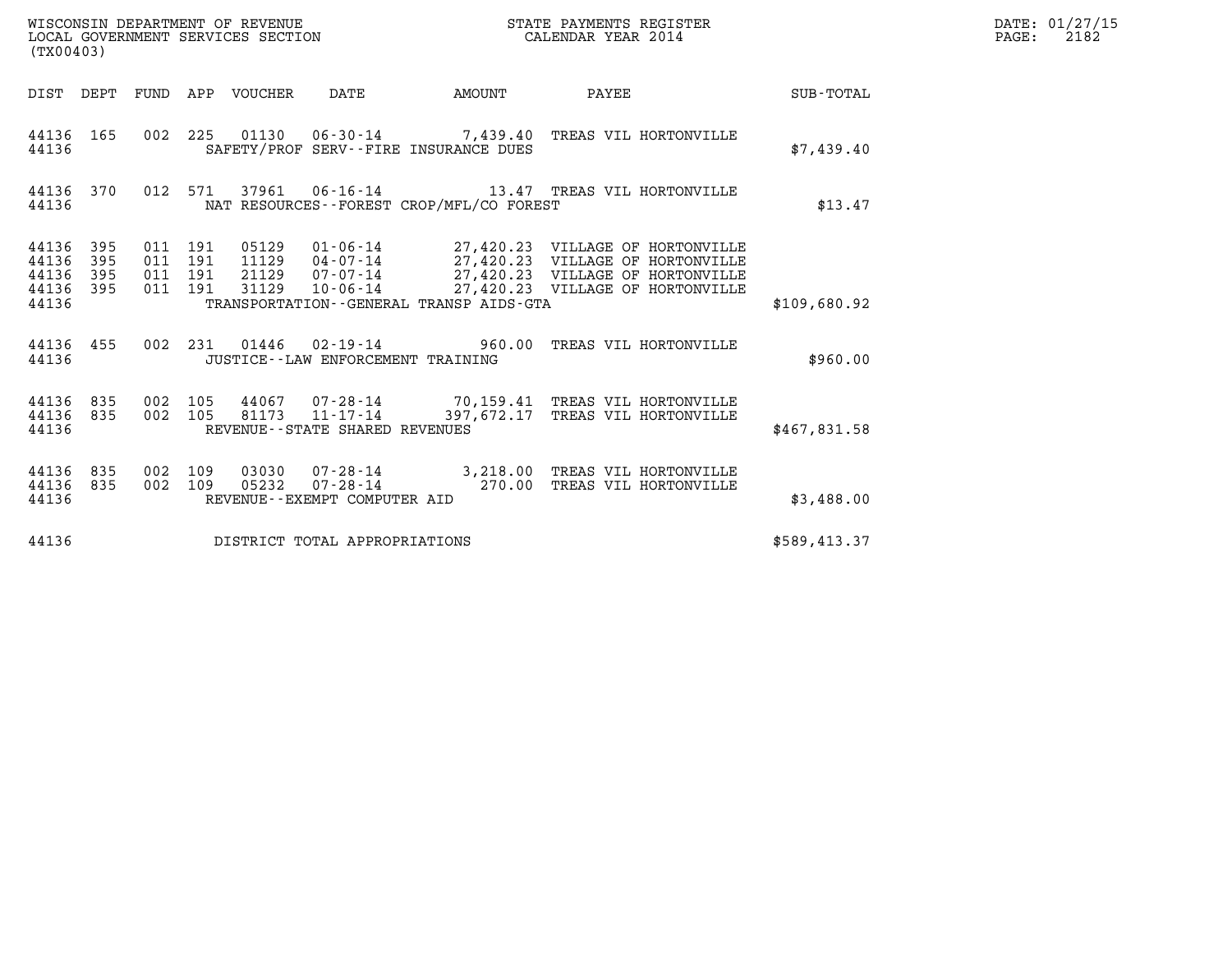WISCONSIN DEPARTMENT OF REVENUE
LOCAL GOVERNMENT SERVICES SECTION
(TX00403)

STATE PAYMENTS REGISTER
CALENDAR YEAR 2014

DATE: 01/27/15
PAGE: 2182

| DIST | DEPT | FUND | APP | VOUCHER | DATE | AMOUNT | PAYEE | SUB-TOTAL |
|---|---|---|---|---|---|---|---|---|
| 44136 | 165 | 002 | 225 | 01130 | 06-30-14 | 7,439.40 | TREAS VIL HORTONVILLE | |
| 44136 | | | | | SAFETY/PROF SERV--FIRE INSURANCE DUES | | | $7,439.40 |
| 44136 | 370 | 012 | 571 | 37961 | 06-16-14 | 13.47 | TREAS VIL HORTONVILLE | |
| 44136 | | | | | NAT RESOURCES--FOREST CROP/MFL/CO FOREST | | | $13.47 |
| 44136 | 395 | 011 | 191 | 05129 | 01-06-14 | 27,420.23 | VILLAGE OF HORTONVILLE | |
| 44136 | 395 | 011 | 191 | 11129 | 04-07-14 | 27,420.23 | VILLAGE OF HORTONVILLE | |
| 44136 | 395 | 011 | 191 | 21129 | 07-07-14 | 27,420.23 | VILLAGE OF HORTONVILLE | |
| 44136 | 395 | 011 | 191 | 31129 | 10-06-14 | 27,420.23 | VILLAGE OF HORTONVILLE | |
| 44136 | | | | | TRANSPORTATION--GENERAL TRANSP AIDS-GTA | | | $109,680.92 |
| 44136 | 455 | 002 | 231 | 01446 | 02-19-14 | 960.00 | TREAS VIL HORTONVILLE | |
| 44136 | | | | | JUSTICE--LAW ENFORCEMENT TRAINING | | | $960.00 |
| 44136 | 835 | 002 | 105 | 44067 | 07-28-14 | 70,159.41 | TREAS VIL HORTONVILLE | |
| 44136 | 835 | 002 | 105 | 81173 | 11-17-14 | 397,672.17 | TREAS VIL HORTONVILLE | |
| 44136 | | | | | REVENUE--STATE SHARED REVENUES | | | $467,831.58 |
| 44136 | 835 | 002 | 109 | 03030 | 07-28-14 | 3,218.00 | TREAS VIL HORTONVILLE | |
| 44136 | 835 | 002 | 109 | 05232 | 07-28-14 | 270.00 | TREAS VIL HORTONVILLE | |
| 44136 | | | | | REVENUE--EXEMPT COMPUTER AID | | | $3,488.00 |
| 44136 | | | | | DISTRICT TOTAL APPROPRIATIONS | | | $589,413.37 |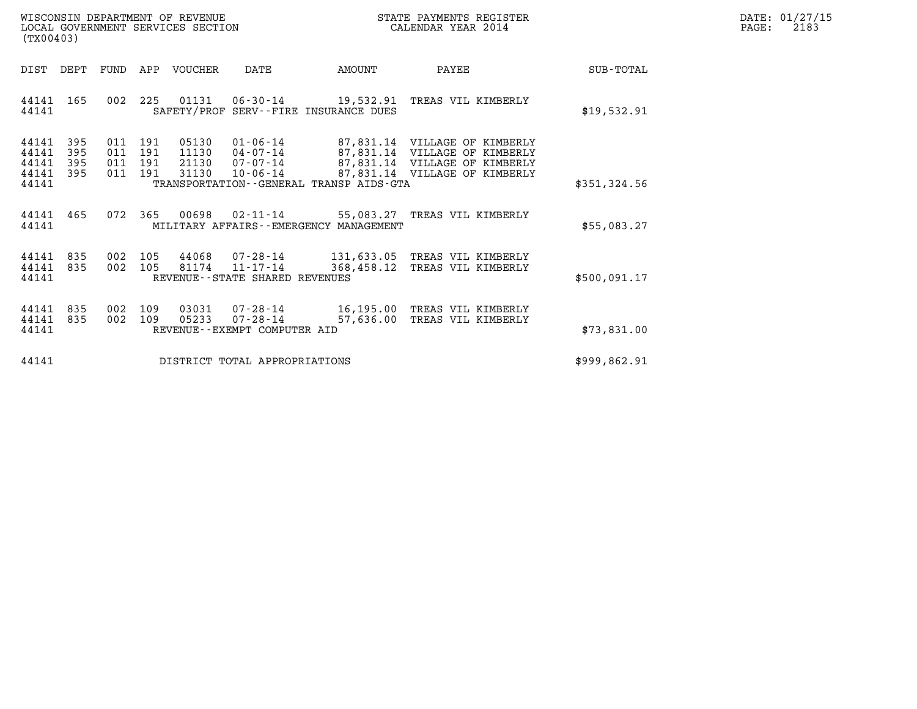WISCONSIN DEPARTMENT OF REVENUE
LOCAL GOVERNMENT SERVICES SECTION
(TX00403)

STATE PAYMENTS REGISTER
CALENDAR YEAR 2014

DATE: 01/27/15
PAGE: 2183

| DIST | DEPT | FUND | APP | VOUCHER | DATE | AMOUNT | PAYEE | SUB-TOTAL |
|---|---|---|---|---|---|---|---|---|
| 44141 | 165 | 002 | 225 | 01131 | 06-30-14 | 19,532.91 | TREAS VIL KIMBERLY | |
| 44141 | | | | | SAFETY/PROF SERV--FIRE INSURANCE DUES | | | $19,532.91 |
| 44141 | 395 | 011 | 191 | 05130 | 01-06-14 | 87,831.14 | VILLAGE OF KIMBERLY | |
| 44141 | 395 | 011 | 191 | 11130 | 04-07-14 | 87,831.14 | VILLAGE OF KIMBERLY | |
| 44141 | 395 | 011 | 191 | 21130 | 07-07-14 | 87,831.14 | VILLAGE OF KIMBERLY | |
| 44141 | 395 | 011 | 191 | 31130 | 10-06-14 | 87,831.14 | VILLAGE OF KIMBERLY | |
| 44141 | | | | | TRANSPORTATION--GENERAL TRANSP AIDS-GTA | | | $351,324.56 |
| 44141 | 465 | 072 | 365 | 00698 | 02-11-14 | 55,083.27 | TREAS VIL KIMBERLY | |
| 44141 | | | | | MILITARY AFFAIRS--EMERGENCY MANAGEMENT | | | $55,083.27 |
| 44141 | 835 | 002 | 105 | 44068 | 07-28-14 | 131,633.05 | TREAS VIL KIMBERLY | |
| 44141 | 835 | 002 | 105 | 81174 | 11-17-14 | 368,458.12 | TREAS VIL KIMBERLY | |
| 44141 | | | | | REVENUE--STATE SHARED REVENUES | | | $500,091.17 |
| 44141 | 835 | 002 | 109 | 03031 | 07-28-14 | 16,195.00 | TREAS VIL KIMBERLY | |
| 44141 | 835 | 002 | 109 | 05233 | 07-28-14 | 57,636.00 | TREAS VIL KIMBERLY | |
| 44141 | | | | | REVENUE--EXEMPT COMPUTER AID | | | $73,831.00 |
| 44141 | | | | | DISTRICT TOTAL APPROPRIATIONS | | | $999,862.91 |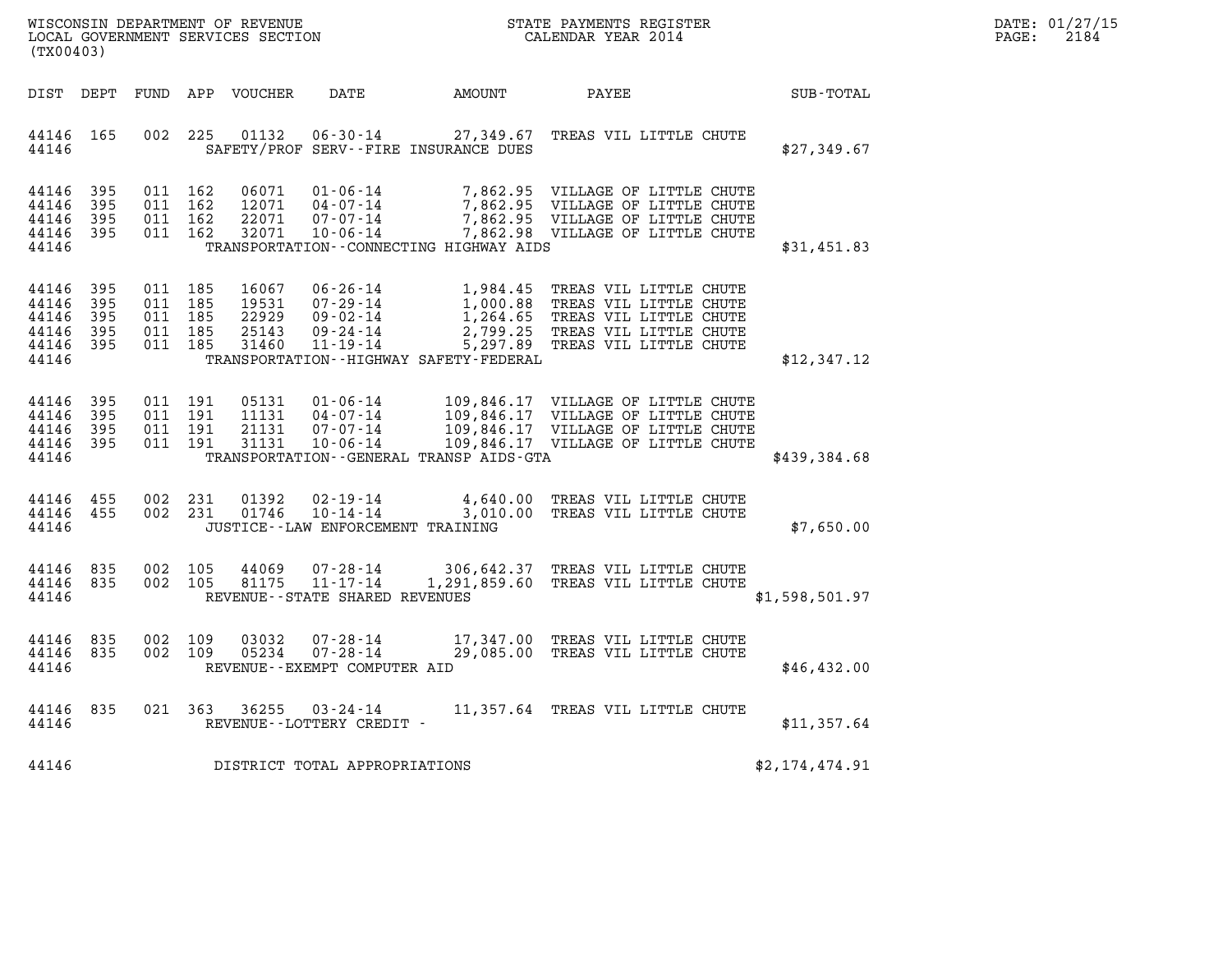WISCONSIN DEPARTMENT OF REVENUE
LOCAL GOVERNMENT SERVICES SECTION
(TX00403)

STATE PAYMENTS REGISTER
CALENDAR YEAR 2014

DATE: 01/27/15
PAGE: 2184

| DIST | DEPT | FUND | APP | VOUCHER | DATE | AMOUNT | PAYEE | SUB-TOTAL |
|---|---|---|---|---|---|---|---|---|
| 44146 | 165 | 002 | 225 | 01132 | 06-30-14 | 27,349.67 | TREAS VIL LITTLE CHUTE | |
| 44146 | | | | | SAFETY/PROF SERV--FIRE INSURANCE DUES | | | $27,349.67 |
| 44146 | 395 | 011 | 162 | 06071 | 01-06-14 | 7,862.95 | VILLAGE OF LITTLE CHUTE | |
| 44146 | 395 | 011 | 162 | 12071 | 04-07-14 | 7,862.95 | VILLAGE OF LITTLE CHUTE | |
| 44146 | 395 | 011 | 162 | 22071 | 07-07-14 | 7,862.95 | VILLAGE OF LITTLE CHUTE | |
| 44146 | 395 | 011 | 162 | 32071 | 10-06-14 | 7,862.98 | VILLAGE OF LITTLE CHUTE | |
| 44146 | | | | | TRANSPORTATION--CONNECTING HIGHWAY AIDS | | | $31,451.83 |
| 44146 | 395 | 011 | 185 | 16067 | 06-26-14 | 1,984.45 | TREAS VIL LITTLE CHUTE | |
| 44146 | 395 | 011 | 185 | 19531 | 07-29-14 | 1,000.88 | TREAS VIL LITTLE CHUTE | |
| 44146 | 395 | 011 | 185 | 22929 | 09-02-14 | 1,264.65 | TREAS VIL LITTLE CHUTE | |
| 44146 | 395 | 011 | 185 | 25143 | 09-24-14 | 2,799.25 | TREAS VIL LITTLE CHUTE | |
| 44146 | 395 | 011 | 185 | 31460 | 11-19-14 | 5,297.89 | TREAS VIL LITTLE CHUTE | |
| 44146 | | | | | TRANSPORTATION--HIGHWAY SAFETY-FEDERAL | | | $12,347.12 |
| 44146 | 395 | 011 | 191 | 05131 | 01-06-14 | 109,846.17 | VILLAGE OF LITTLE CHUTE | |
| 44146 | 395 | 011 | 191 | 11131 | 04-07-14 | 109,846.17 | VILLAGE OF LITTLE CHUTE | |
| 44146 | 395 | 011 | 191 | 21131 | 07-07-14 | 109,846.17 | VILLAGE OF LITTLE CHUTE | |
| 44146 | 395 | 011 | 191 | 31131 | 10-06-14 | 109,846.17 | VILLAGE OF LITTLE CHUTE | |
| 44146 | | | | | TRANSPORTATION--GENERAL TRANSP AIDS-GTA | | | $439,384.68 |
| 44146 | 455 | 002 | 231 | 01392 | 02-19-14 | 4,640.00 | TREAS VIL LITTLE CHUTE | |
| 44146 | 455 | 002 | 231 | 01746 | 10-14-14 | 3,010.00 | TREAS VIL LITTLE CHUTE | |
| 44146 | | | | | JUSTICE--LAW ENFORCEMENT TRAINING | | | $7,650.00 |
| 44146 | 835 | 002 | 105 | 44069 | 07-28-14 | 306,642.37 | TREAS VIL LITTLE CHUTE | |
| 44146 | 835 | 002 | 105 | 81175 | 11-17-14 | 1,291,859.60 | TREAS VIL LITTLE CHUTE | |
| 44146 | | | | | REVENUE--STATE SHARED REVENUES | | | $1,598,501.97 |
| 44146 | 835 | 002 | 109 | 03032 | 07-28-14 | 17,347.00 | TREAS VIL LITTLE CHUTE | |
| 44146 | 835 | 002 | 109 | 05234 | 07-28-14 | 29,085.00 | TREAS VIL LITTLE CHUTE | |
| 44146 | | | | | REVENUE--EXEMPT COMPUTER AID | | | $46,432.00 |
| 44146 | 835 | 021 | 363 | 36255 | 03-24-14 | 11,357.64 | TREAS VIL LITTLE CHUTE | |
| 44146 | | | | | REVENUE--LOTTERY CREDIT - | | | $11,357.64 |
| 44146 | | | | | DISTRICT TOTAL APPROPRIATIONS | | | $2,174,474.91 |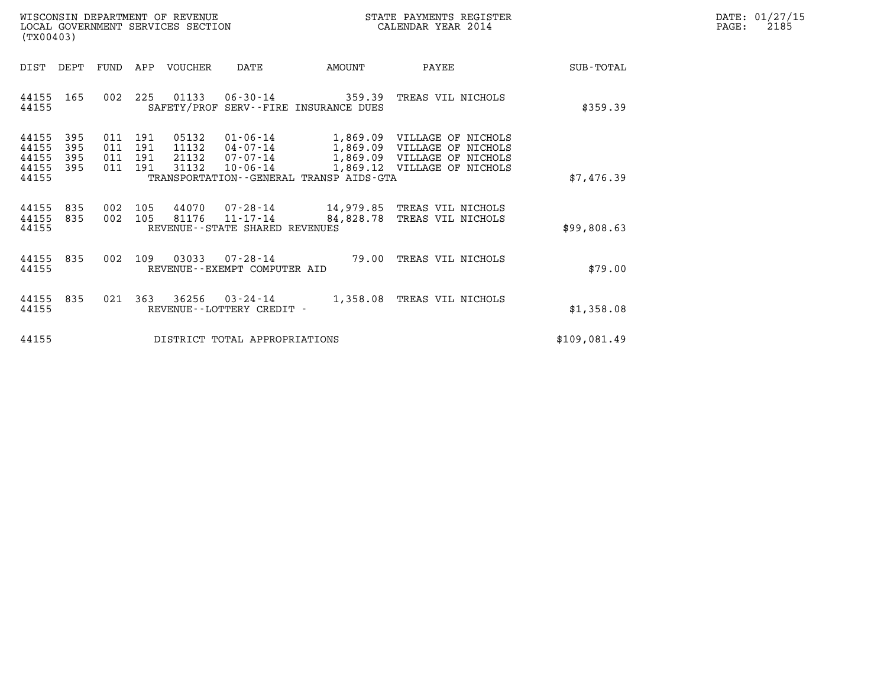WISCONSIN DEPARTMENT OF REVENUE
LOCAL GOVERNMENT SERVICES SECTION
(TX00403)

STATE PAYMENTS REGISTER
CALENDAR YEAR 2014

DATE: 01/27/15
PAGE: 2185

| DIST | DEPT | FUND | APP | VOUCHER | DATE | AMOUNT | PAYEE | SUB-TOTAL |
|---|---|---|---|---|---|---|---|---|
| 44155 | 165 | 002 | 225 | 01133 | 06-30-14 | 359.39 | TREAS VIL NICHOLS | |
| 44155 | | | | SAFETY/PROF SERV--FIRE INSURANCE DUES | | | | $359.39 |
| 44155 | 395 | 011 | 191 | 05132 | 01-06-14 | 1,869.09 | VILLAGE OF NICHOLS | |
| 44155 | 395 | 011 | 191 | 11132 | 04-07-14 | 1,869.09 | VILLAGE OF NICHOLS | |
| 44155 | 395 | 011 | 191 | 21132 | 07-07-14 | 1,869.09 | VILLAGE OF NICHOLS | |
| 44155 | 395 | 011 | 191 | 31132 | 10-06-14 | 1,869.12 | VILLAGE OF NICHOLS | |
| 44155 | | | | TRANSPORTATION--GENERAL TRANSP AIDS-GTA | | | | $7,476.39 |
| 44155 | 835 | 002 | 105 | 44070 | 07-28-14 | 14,979.85 | TREAS VIL NICHOLS | |
| 44155 | 835 | 002 | 105 | 81176 | 11-17-14 | 84,828.78 | TREAS VIL NICHOLS | |
| 44155 | | | | REVENUE--STATE SHARED REVENUES | | | | $99,808.63 |
| 44155 | 835 | 002 | 109 | 03033 | 07-28-14 | 79.00 | TREAS VIL NICHOLS | |
| 44155 | | | | REVENUE--EXEMPT COMPUTER AID | | | | $79.00 |
| 44155 | 835 | 021 | 363 | 36256 | 03-24-14 | 1,358.08 | TREAS VIL NICHOLS | |
| 44155 | | | | REVENUE--LOTTERY CREDIT - | | | | $1,358.08 |
| 44155 | | | | DISTRICT TOTAL APPROPRIATIONS | | | | $109,081.49 |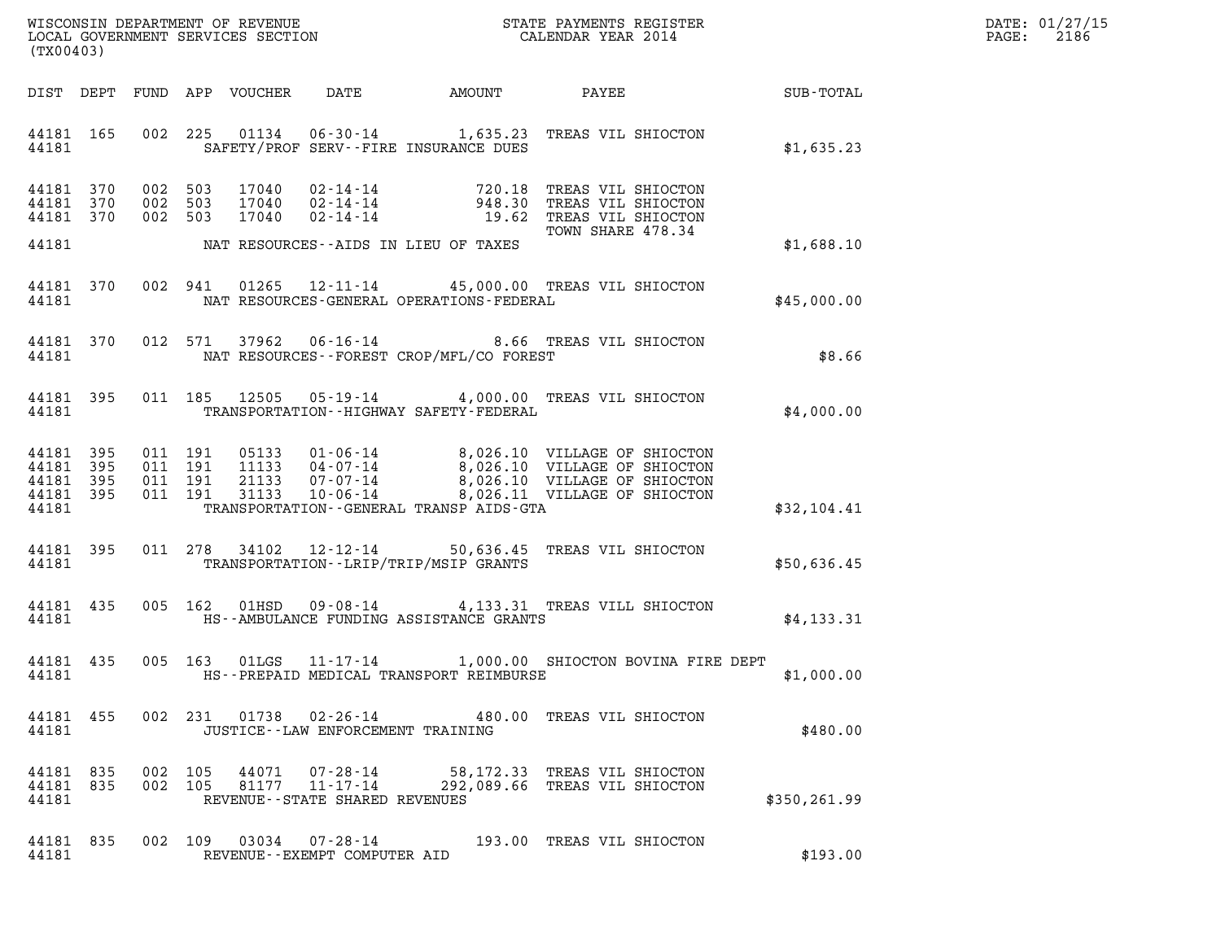WISCONSIN DEPARTMENT OF REVENUE
LOCAL GOVERNMENT SERVICES SECTION
(TX00403)

STATE PAYMENTS REGISTER
CALENDAR YEAR 2014

DATE: 01/27/15
PAGE: 2186

| DIST | DEPT | FUND | APP | VOUCHER | DATE | AMOUNT | PAYEE | SUB-TOTAL |
|---|---|---|---|---|---|---|---|---|
| 44181 | 165 | 002 | 225 | 01134 | 06-30-14 | 1,635.23 | TREAS VIL SHIOCTON | |
| 44181 | | | | | SAFETY/PROF SERV--FIRE INSURANCE DUES | | | $1,635.23 |
| 44181 | 370 | 002 | 503 | 17040 | 02-14-14 | 720.18 | TREAS VIL SHIOCTON | |
| 44181 | 370 | 002 | 503 | 17040 | 02-14-14 | 948.30 | TREAS VIL SHIOCTON | |
| 44181 | 370 | 002 | 503 | 17040 | 02-14-14 | 19.62 | TREAS VIL SHIOCTON | |
| | | | | | | | TOWN SHARE 478.34 | |
| 44181 | | | | | NAT RESOURCES--AIDS IN LIEU OF TAXES | | | $1,688.10 |
| 44181 | 370 | 002 | 941 | 01265 | 12-11-14 | 45,000.00 | TREAS VIL SHIOCTON | |
| 44181 | | | | | NAT RESOURCES-GENERAL OPERATIONS-FEDERAL | | | $45,000.00 |
| 44181 | 370 | 012 | 571 | 37962 | 06-16-14 | 8.66 | TREAS VIL SHIOCTON | |
| 44181 | | | | | NAT RESOURCES--FOREST CROP/MFL/CO FOREST | | | $8.66 |
| 44181 | 395 | 011 | 185 | 12505 | 05-19-14 | 4,000.00 | TREAS VIL SHIOCTON | |
| 44181 | | | | | TRANSPORTATION--HIGHWAY SAFETY-FEDERAL | | | $4,000.00 |
| 44181 | 395 | 011 | 191 | 05133 | 01-06-14 | 8,026.10 | VILLAGE OF SHIOCTON | |
| 44181 | 395 | 011 | 191 | 11133 | 04-07-14 | 8,026.10 | VILLAGE OF SHIOCTON | |
| 44181 | 395 | 011 | 191 | 21133 | 07-07-14 | 8,026.10 | VILLAGE OF SHIOCTON | |
| 44181 | 395 | 011 | 191 | 31133 | 10-06-14 | 8,026.11 | VILLAGE OF SHIOCTON | |
| 44181 | | | | | TRANSPORTATION--GENERAL TRANSP AIDS-GTA | | | $32,104.41 |
| 44181 | 395 | 011 | 278 | 34102 | 12-12-14 | 50,636.45 | TREAS VIL SHIOCTON | |
| 44181 | | | | | TRANSPORTATION--LRIP/TRIP/MSIP GRANTS | | | $50,636.45 |
| 44181 | 435 | 005 | 162 | 01HSD | 09-08-14 | 4,133.31 | TREAS VILL SHIOCTON | |
| 44181 | | | | | HS--AMBULANCE FUNDING ASSISTANCE GRANTS | | | $4,133.31 |
| 44181 | 435 | 005 | 163 | 01LGS | 11-17-14 | 1,000.00 | SHIOCTON BOVINA FIRE DEPT | |
| 44181 | | | | | HS--PREPAID MEDICAL TRANSPORT REIMBURSE | | | $1,000.00 |
| 44181 | 455 | 002 | 231 | 01738 | 02-26-14 | 480.00 | TREAS VIL SHIOCTON | |
| 44181 | | | | | JUSTICE--LAW ENFORCEMENT TRAINING | | | $480.00 |
| 44181 | 835 | 002 | 105 | 44071 | 07-28-14 | 58,172.33 | TREAS VIL SHIOCTON | |
| 44181 | 835 | 002 | 105 | 81177 | 11-17-14 | 292,089.66 | TREAS VIL SHIOCTON | |
| 44181 | | | | | REVENUE--STATE SHARED REVENUES | | | $350,261.99 |
| 44181 | 835 | 002 | 109 | 03034 | 07-28-14 | 193.00 | TREAS VIL SHIOCTON | |
| 44181 | | | | | REVENUE--EXEMPT COMPUTER AID | | | $193.00 |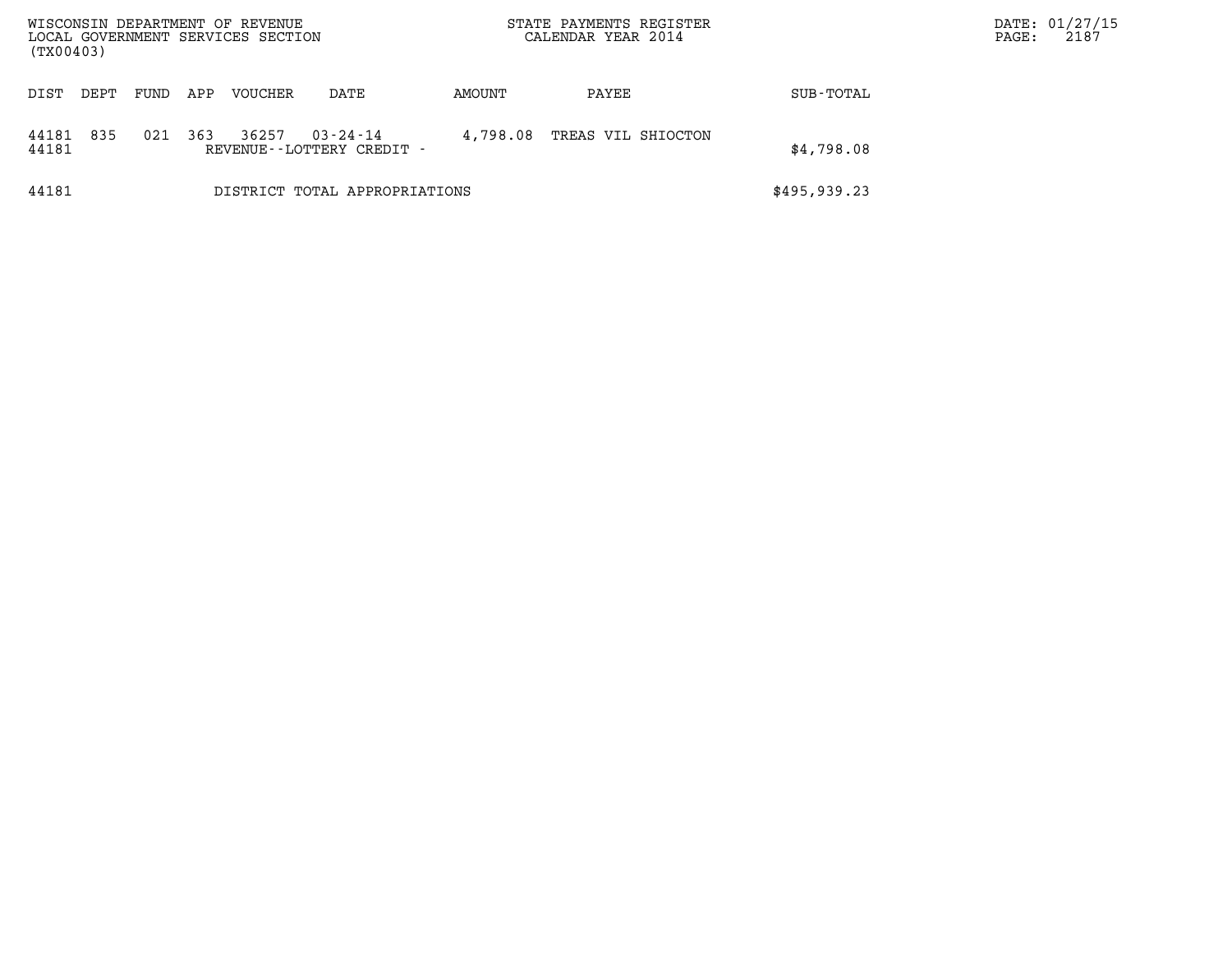WISCONSIN DEPARTMENT OF REVENUE
LOCAL GOVERNMENT SERVICES SECTION
(TX00403)

STATE PAYMENTS REGISTER
CALENDAR YEAR 2014

DATE: 01/27/15
PAGE: 2187

| DIST | DEPT | FUND | APP | VOUCHER | DATE | AMOUNT | PAYEE | SUB-TOTAL |
|---|---|---|---|---|---|---|---|---|
| 44181 | 835 | 021 | 363 | 36257 | 03-24-14 | 4,798.08 | TREAS VIL SHIOCTON | |
| 44181 | | | | REVENUE--LOTTERY CREDIT - | | | | $4,798.08 |
| 44181 | | | | DISTRICT TOTAL APPROPRIATIONS | | | | $495,939.23 |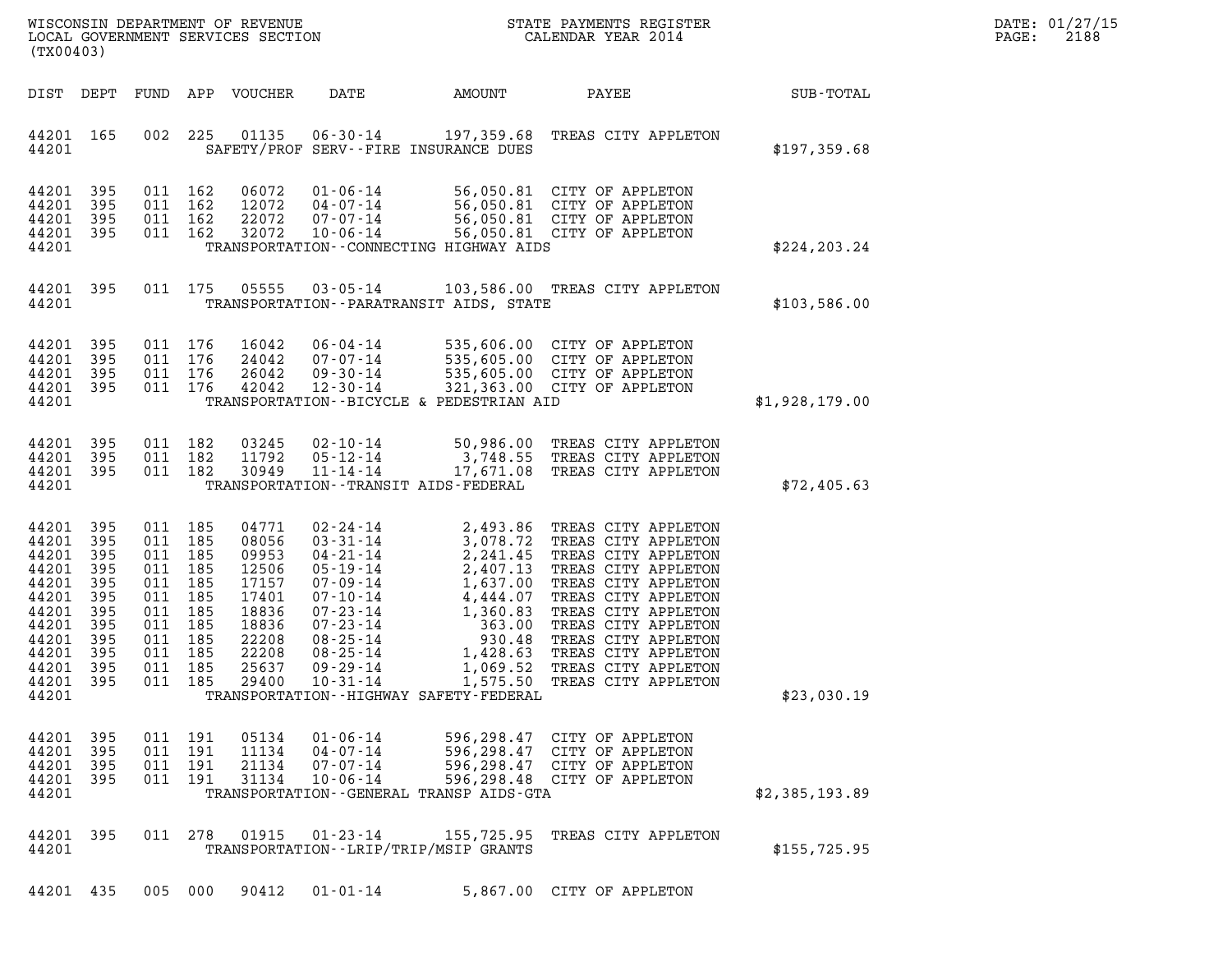WISCONSIN DEPARTMENT OF REVENUE
LOCAL GOVERNMENT SERVICES SECTION
(TX00403)

STATE PAYMENTS REGISTER
CALENDAR YEAR 2014

DATE: 01/27/15
PAGE: 2188

| DIST | DEPT | FUND | APP | VOUCHER | DATE | AMOUNT | PAYEE | SUB-TOTAL |
|---|---|---|---|---|---|---|---|---|
| 44201 | 165 | 002 | 225 | 01135 | 06-30-14 | 197,359.68 | TREAS CITY APPLETON | |
| 44201 | | | | | SAFETY/PROF SERV--FIRE INSURANCE DUES | | | $197,359.68 |
| 44201 | 395 | 011 | 162 | 06072 | 01-06-14 | 56,050.81 | CITY OF APPLETON | |
| 44201 | 395 | 011 | 162 | 12072 | 04-07-14 | 56,050.81 | CITY OF APPLETON | |
| 44201 | 395 | 011 | 162 | 22072 | 07-07-14 | 56,050.81 | CITY OF APPLETON | |
| 44201 | 395 | 011 | 162 | 32072 | 10-06-14 | 56,050.81 | CITY OF APPLETON | |
| 44201 | | | | | TRANSPORTATION--CONNECTING HIGHWAY AIDS | | | $224,203.24 |
| 44201 | 395 | 011 | 175 | 05555 | 03-05-14 | 103,586.00 | TREAS CITY APPLETON | |
| 44201 | | | | | TRANSPORTATION--PARATRANSIT AIDS, STATE | | | $103,586.00 |
| 44201 | 395 | 011 | 176 | 16042 | 06-04-14 | 535,606.00 | CITY OF APPLETON | |
| 44201 | 395 | 011 | 176 | 24042 | 07-07-14 | 535,605.00 | CITY OF APPLETON | |
| 44201 | 395 | 011 | 176 | 26042 | 09-30-14 | 535,605.00 | CITY OF APPLETON | |
| 44201 | 395 | 011 | 176 | 42042 | 12-30-14 | 321,363.00 | CITY OF APPLETON | |
| 44201 | | | | | TRANSPORTATION--BICYCLE & PEDESTRIAN AID | | | $1,928,179.00 |
| 44201 | 395 | 011 | 182 | 03245 | 02-10-14 | 50,986.00 | TREAS CITY APPLETON | |
| 44201 | 395 | 011 | 182 | 11792 | 05-12-14 | 3,748.55 | TREAS CITY APPLETON | |
| 44201 | 395 | 011 | 182 | 30949 | 11-14-14 | 17,671.08 | TREAS CITY APPLETON | |
| 44201 | | | | | TRANSPORTATION--TRANSIT AIDS-FEDERAL | | | $72,405.63 |
| 44201 | 395 | 011 | 185 | 04771 | 02-24-14 | 2,493.86 | TREAS CITY APPLETON | |
| 44201 | 395 | 011 | 185 | 08056 | 03-31-14 | 3,078.72 | TREAS CITY APPLETON | |
| 44201 | 395 | 011 | 185 | 09953 | 04-21-14 | 2,241.45 | TREAS CITY APPLETON | |
| 44201 | 395 | 011 | 185 | 12506 | 05-19-14 | 2,407.13 | TREAS CITY APPLETON | |
| 44201 | 395 | 011 | 185 | 17157 | 07-09-14 | 1,637.00 | TREAS CITY APPLETON | |
| 44201 | 395 | 011 | 185 | 17401 | 07-10-14 | 4,444.07 | TREAS CITY APPLETON | |
| 44201 | 395 | 011 | 185 | 18836 | 07-23-14 | 1,360.83 | TREAS CITY APPLETON | |
| 44201 | 395 | 011 | 185 | 18836 | 07-23-14 | 363.00 | TREAS CITY APPLETON | |
| 44201 | 395 | 011 | 185 | 22208 | 08-25-14 | 930.48 | TREAS CITY APPLETON | |
| 44201 | 395 | 011 | 185 | 22208 | 08-25-14 | 1,428.63 | TREAS CITY APPLETON | |
| 44201 | 395 | 011 | 185 | 25637 | 09-29-14 | 1,069.52 | TREAS CITY APPLETON | |
| 44201 | 395 | 011 | 185 | 29400 | 10-31-14 | 1,575.50 | TREAS CITY APPLETON | |
| 44201 | | | | | TRANSPORTATION--HIGHWAY SAFETY-FEDERAL | | | $23,030.19 |
| 44201 | 395 | 011 | 191 | 05134 | 01-06-14 | 596,298.47 | CITY OF APPLETON | |
| 44201 | 395 | 011 | 191 | 11134 | 04-07-14 | 596,298.47 | CITY OF APPLETON | |
| 44201 | 395 | 011 | 191 | 21134 | 07-07-14 | 596,298.47 | CITY OF APPLETON | |
| 44201 | 395 | 011 | 191 | 31134 | 10-06-14 | 596,298.48 | CITY OF APPLETON | |
| 44201 | | | | | TRANSPORTATION--GENERAL TRANSP AIDS-GTA | | | $2,385,193.89 |
| 44201 | 395 | 011 | 278 | 01915 | 01-23-14 | 155,725.95 | TREAS CITY APPLETON | |
| 44201 | | | | | TRANSPORTATION--LRIP/TRIP/MSIP GRANTS | | | $155,725.95 |
| 44201 | 435 | 005 | 000 | 90412 | 01-01-14 | 5,867.00 | CITY OF APPLETON | |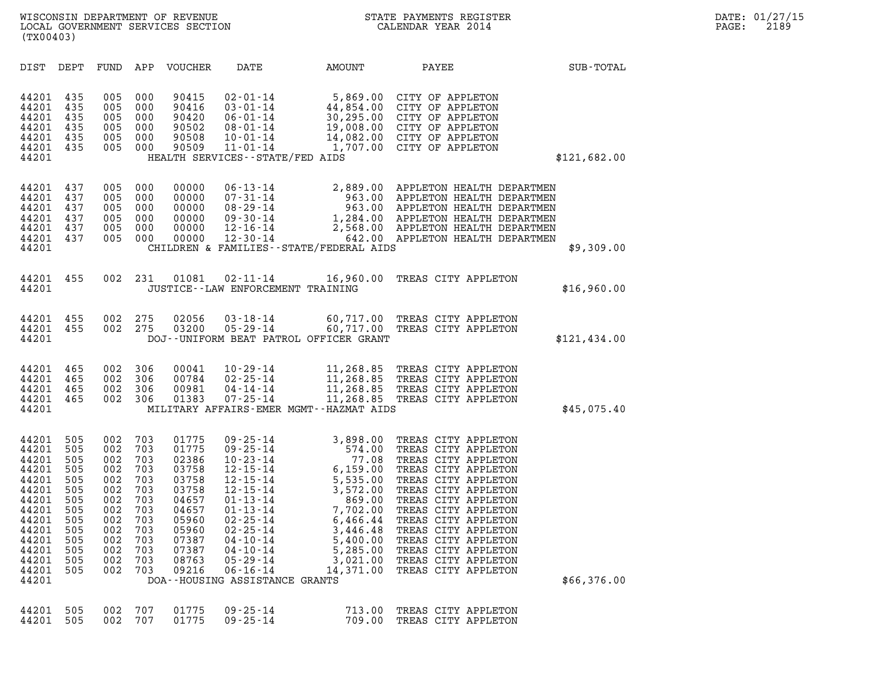WISCONSIN DEPARTMENT OF REVENUE
LOCAL GOVERNMENT SERVICES SECTION
(TX00403)

STATE PAYMENTS REGISTER
CALENDAR YEAR 2014

| DIST | DEPT | FUND | APP | VOUCHER | DATE | AMOUNT | PAYEE | SUB-TOTAL |
|---|---|---|---|---|---|---|---|---|
| 44201 | 435 | 005 | 000 | 90415 | 02-01-14 | 5,869.00 | CITY OF APPLETON | |
| 44201 | 435 | 005 | 000 | 90416 | 03-01-14 | 44,854.00 | CITY OF APPLETON | |
| 44201 | 435 | 005 | 000 | 90420 | 06-01-14 | 30,295.00 | CITY OF APPLETON | |
| 44201 | 435 | 005 | 000 | 90502 | 08-01-14 | 19,008.00 | CITY OF APPLETON | |
| 44201 | 435 | 005 | 000 | 90508 | 10-01-14 | 14,082.00 | CITY OF APPLETON | |
| 44201 | 435 | 005 | 000 | 90509 | 11-01-14 | 1,707.00 | CITY OF APPLETON | |
| 44201 | | | | | HEALTH SERVICES--STATE/FED AIDS | | | $121,682.00 |
| 44201 | 437 | 005 | 000 | 00000 | 06-13-14 | 2,889.00 | APPLETON HEALTH DEPARTMEN | |
| 44201 | 437 | 005 | 000 | 00000 | 07-31-14 | 963.00 | APPLETON HEALTH DEPARTMEN | |
| 44201 | 437 | 005 | 000 | 00000 | 08-29-14 | 963.00 | APPLETON HEALTH DEPARTMEN | |
| 44201 | 437 | 005 | 000 | 00000 | 09-30-14 | 1,284.00 | APPLETON HEALTH DEPARTMEN | |
| 44201 | 437 | 005 | 000 | 00000 | 12-16-14 | 2,568.00 | APPLETON HEALTH DEPARTMEN | |
| 44201 | 437 | 005 | 000 | 00000 | 12-30-14 | 642.00 | APPLETON HEALTH DEPARTMEN | |
| 44201 | | | | | CHILDREN & FAMILIES--STATE/FEDERAL AIDS | | | $9,309.00 |
| 44201 | 455 | 002 | 231 | 01081 | 02-11-14 | 16,960.00 | TREAS CITY APPLETON | |
| 44201 | | | | | JUSTICE--LAW ENFORCEMENT TRAINING | | | $16,960.00 |
| 44201 | 455 | 002 | 275 | 02056 | 03-18-14 | 60,717.00 | TREAS CITY APPLETON | |
| 44201 | 455 | 002 | 275 | 03200 | 05-29-14 | 60,717.00 | TREAS CITY APPLETON | |
| 44201 | | | | | DOJ--UNIFORM BEAT PATROL OFFICER GRANT | | | $121,434.00 |
| 44201 | 465 | 002 | 306 | 00041 | 10-29-14 | 11,268.85 | TREAS CITY APPLETON | |
| 44201 | 465 | 002 | 306 | 00784 | 02-25-14 | 11,268.85 | TREAS CITY APPLETON | |
| 44201 | 465 | 002 | 306 | 00981 | 04-14-14 | 11,268.85 | TREAS CITY APPLETON | |
| 44201 | 465 | 002 | 306 | 01383 | 07-25-14 | 11,268.85 | TREAS CITY APPLETON | |
| 44201 | | | | | MILITARY AFFAIRS-EMER MGMT--HAZMAT AIDS | | | $45,075.40 |
| 44201 | 505 | 002 | 703 | 01775 | 09-25-14 | 3,898.00 | TREAS CITY APPLETON | |
| 44201 | 505 | 002 | 703 | 01775 | 09-25-14 | 574.00 | TREAS CITY APPLETON | |
| 44201 | 505 | 002 | 703 | 02386 | 10-23-14 | 77.08 | TREAS CITY APPLETON | |
| 44201 | 505 | 002 | 703 | 03758 | 12-15-14 | 6,159.00 | TREAS CITY APPLETON | |
| 44201 | 505 | 002 | 703 | 03758 | 12-15-14 | 5,535.00 | TREAS CITY APPLETON | |
| 44201 | 505 | 002 | 703 | 03758 | 12-15-14 | 3,572.00 | TREAS CITY APPLETON | |
| 44201 | 505 | 002 | 703 | 04657 | 01-13-14 | 869.00 | TREAS CITY APPLETON | |
| 44201 | 505 | 002 | 703 | 04657 | 01-13-14 | 7,702.00 | TREAS CITY APPLETON | |
| 44201 | 505 | 002 | 703 | 05960 | 02-25-14 | 6,466.44 | TREAS CITY APPLETON | |
| 44201 | 505 | 002 | 703 | 05960 | 02-25-14 | 3,446.48 | TREAS CITY APPLETON | |
| 44201 | 505 | 002 | 703 | 07387 | 04-10-14 | 5,400.00 | TREAS CITY APPLETON | |
| 44201 | 505 | 002 | 703 | 07387 | 04-10-14 | 5,285.00 | TREAS CITY APPLETON | |
| 44201 | 505 | 002 | 703 | 08763 | 05-29-14 | 3,021.00 | TREAS CITY APPLETON | |
| 44201 | 505 | 002 | 703 | 09216 | 06-16-14 | 14,371.00 | TREAS CITY APPLETON | |
| 44201 | | | | | DOA--HOUSING ASSISTANCE GRANTS | | | $66,376.00 |
| 44201 | 505 | 002 | 707 | 01775 | 09-25-14 | 713.00 | TREAS CITY APPLETON | |
| 44201 | 505 | 002 | 707 | 01775 | 09-25-14 | 709.00 | TREAS CITY APPLETON | |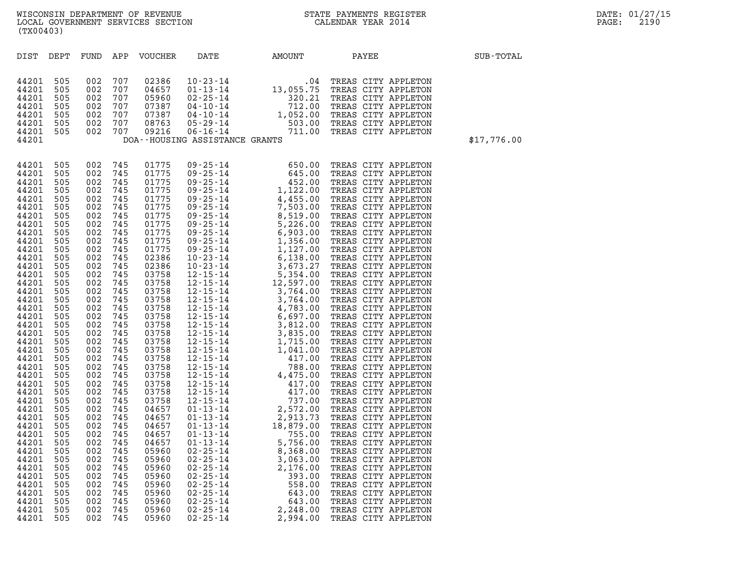WISCONSIN DEPARTMENT OF REVENUE
LOCAL GOVERNMENT SERVICES SECTION
(TX00403)

STATE PAYMENTS REGISTER
CALENDAR YEAR 2014

DATE: 01/27/15

| DIST | DEPT | FUND | APP | VOUCHER | DATE | AMOUNT | PAYEE | SUB-TOTAL |
|---|---|---|---|---|---|---|---|---|
| 44201 | 505 | 002 | 707 | 02386 | 10-23-14 | .04 | TREAS CITY APPLETON | |
| 44201 | 505 | 002 | 707 | 04657 | 01-13-14 | 13,055.75 | TREAS CITY APPLETON | |
| 44201 | 505 | 002 | 707 | 05960 | 02-25-14 | 320.21 | TREAS CITY APPLETON | |
| 44201 | 505 | 002 | 707 | 07387 | 04-10-14 | 712.00 | TREAS CITY APPLETON | |
| 44201 | 505 | 002 | 707 | 07387 | 04-10-14 | 1,052.00 | TREAS CITY APPLETON | |
| 44201 | 505 | 002 | 707 | 08763 | 05-29-14 | 503.00 | TREAS CITY APPLETON | |
| 44201 | 505 | 002 | 707 | 09216 | 06-16-14 | 711.00 | TREAS CITY APPLETON | |
| 44201 | | | | | DOA--HOUSING ASSISTANCE GRANTS | | | $17,776.00 |
| 44201 | 505 | 002 | 745 | 01775 | 09-25-14 | 650.00 | TREAS CITY APPLETON | |
| 44201 | 505 | 002 | 745 | 01775 | 09-25-14 | 645.00 | TREAS CITY APPLETON | |
| 44201 | 505 | 002 | 745 | 01775 | 09-25-14 | 452.00 | TREAS CITY APPLETON | |
| 44201 | 505 | 002 | 745 | 01775 | 09-25-14 | 1,122.00 | TREAS CITY APPLETON | |
| 44201 | 505 | 002 | 745 | 01775 | 09-25-14 | 4,455.00 | TREAS CITY APPLETON | |
| 44201 | 505 | 002 | 745 | 01775 | 09-25-14 | 7,503.00 | TREAS CITY APPLETON | |
| 44201 | 505 | 002 | 745 | 01775 | 09-25-14 | 8,519.00 | TREAS CITY APPLETON | |
| 44201 | 505 | 002 | 745 | 01775 | 09-25-14 | 5,226.00 | TREAS CITY APPLETON | |
| 44201 | 505 | 002 | 745 | 01775 | 09-25-14 | 6,903.00 | TREAS CITY APPLETON | |
| 44201 | 505 | 002 | 745 | 01775 | 09-25-14 | 1,356.00 | TREAS CITY APPLETON | |
| 44201 | 505 | 002 | 745 | 01775 | 09-25-14 | 1,127.00 | TREAS CITY APPLETON | |
| 44201 | 505 | 002 | 745 | 02386 | 10-23-14 | 6,138.00 | TREAS CITY APPLETON | |
| 44201 | 505 | 002 | 745 | 02386 | 10-23-14 | 3,673.27 | TREAS CITY APPLETON | |
| 44201 | 505 | 002 | 745 | 03758 | 12-15-14 | 5,354.00 | TREAS CITY APPLETON | |
| 44201 | 505 | 002 | 745 | 03758 | 12-15-14 | 12,597.00 | TREAS CITY APPLETON | |
| 44201 | 505 | 002 | 745 | 03758 | 12-15-14 | 3,764.00 | TREAS CITY APPLETON | |
| 44201 | 505 | 002 | 745 | 03758 | 12-15-14 | 3,764.00 | TREAS CITY APPLETON | |
| 44201 | 505 | 002 | 745 | 03758 | 12-15-14 | 4,783.00 | TREAS CITY APPLETON | |
| 44201 | 505 | 002 | 745 | 03758 | 12-15-14 | 6,697.00 | TREAS CITY APPLETON | |
| 44201 | 505 | 002 | 745 | 03758 | 12-15-14 | 3,812.00 | TREAS CITY APPLETON | |
| 44201 | 505 | 002 | 745 | 03758 | 12-15-14 | 3,835.00 | TREAS CITY APPLETON | |
| 44201 | 505 | 002 | 745 | 03758 | 12-15-14 | 1,715.00 | TREAS CITY APPLETON | |
| 44201 | 505 | 002 | 745 | 03758 | 12-15-14 | 1,041.00 | TREAS CITY APPLETON | |
| 44201 | 505 | 002 | 745 | 03758 | 12-15-14 | 417.00 | TREAS CITY APPLETON | |
| 44201 | 505 | 002 | 745 | 03758 | 12-15-14 | 788.00 | TREAS CITY APPLETON | |
| 44201 | 505 | 002 | 745 | 03758 | 12-15-14 | 4,475.00 | TREAS CITY APPLETON | |
| 44201 | 505 | 002 | 745 | 03758 | 12-15-14 | 417.00 | TREAS CITY APPLETON | |
| 44201 | 505 | 002 | 745 | 03758 | 12-15-14 | 417.00 | TREAS CITY APPLETON | |
| 44201 | 505 | 002 | 745 | 03758 | 12-15-14 | 737.00 | TREAS CITY APPLETON | |
| 44201 | 505 | 002 | 745 | 04657 | 01-13-14 | 2,572.00 | TREAS CITY APPLETON | |
| 44201 | 505 | 002 | 745 | 04657 | 01-13-14 | 2,913.73 | TREAS CITY APPLETON | |
| 44201 | 505 | 002 | 745 | 04657 | 01-13-14 | 18,879.00 | TREAS CITY APPLETON | |
| 44201 | 505 | 002 | 745 | 04657 | 01-13-14 | 755.00 | TREAS CITY APPLETON | |
| 44201 | 505 | 002 | 745 | 04657 | 01-13-14 | 5,756.00 | TREAS CITY APPLETON | |
| 44201 | 505 | 002 | 745 | 05960 | 02-25-14 | 8,368.00 | TREAS CITY APPLETON | |
| 44201 | 505 | 002 | 745 | 05960 | 02-25-14 | 3,063.00 | TREAS CITY APPLETON | |
| 44201 | 505 | 002 | 745 | 05960 | 02-25-14 | 2,176.00 | TREAS CITY APPLETON | |
| 44201 | 505 | 002 | 745 | 05960 | 02-25-14 | 393.00 | TREAS CITY APPLETON | |
| 44201 | 505 | 002 | 745 | 05960 | 02-25-14 | 558.00 | TREAS CITY APPLETON | |
| 44201 | 505 | 002 | 745 | 05960 | 02-25-14 | 643.00 | TREAS CITY APPLETON | |
| 44201 | 505 | 002 | 745 | 05960 | 02-25-14 | 643.00 | TREAS CITY APPLETON | |
| 44201 | 505 | 002 | 745 | 05960 | 02-25-14 | 2,248.00 | TREAS CITY APPLETON | |
| 44201 | 505 | 002 | 745 | 05960 | 02-25-14 | 2,994.00 | TREAS CITY APPLETON | |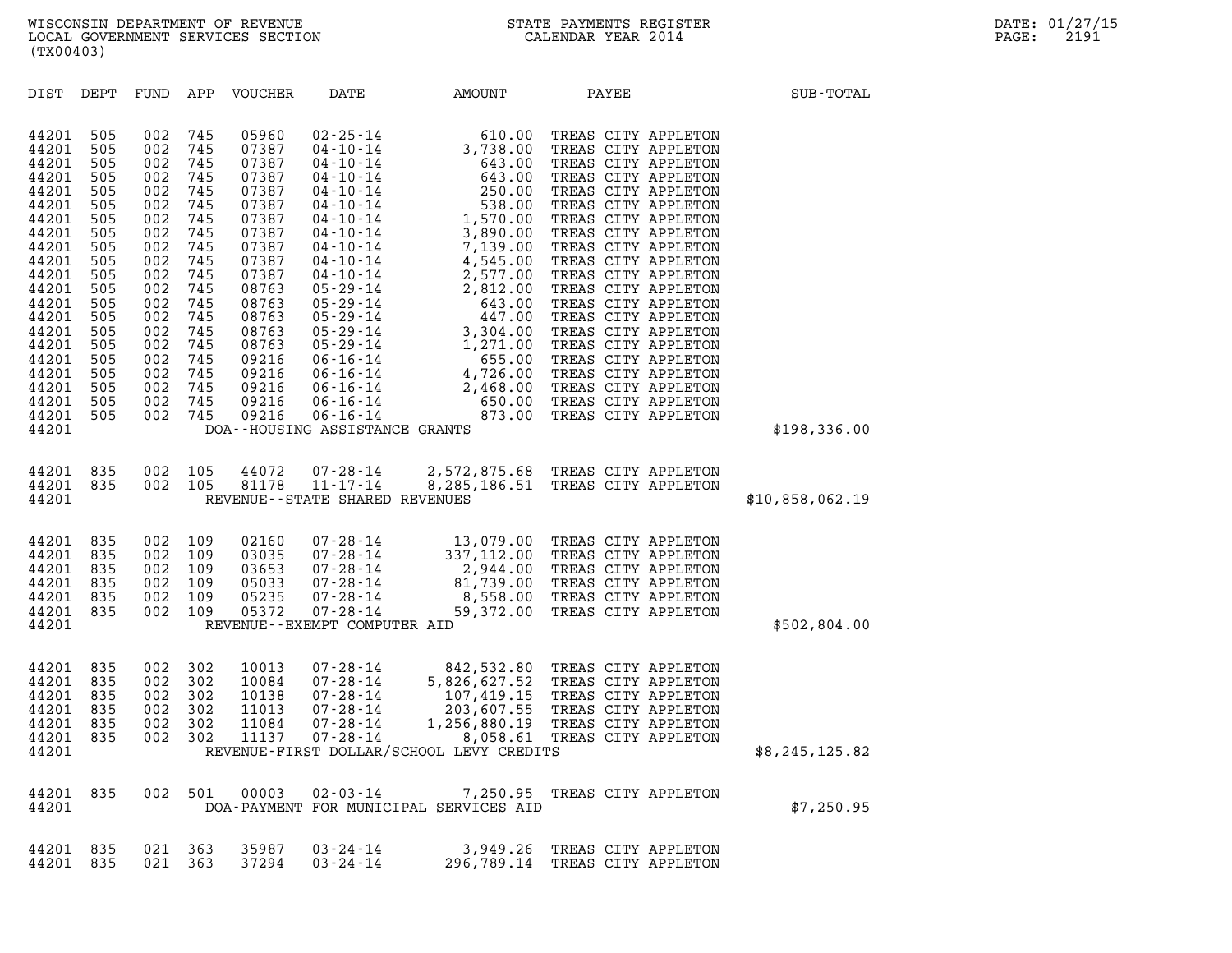WISCONSIN DEPARTMENT OF REVENUE
LOCAL GOVERNMENT SERVICES SECTION
(TX00403)

STATE PAYMENTS REGISTER
CALENDAR YEAR 2014

DATE: 01/27/15

| DIST | DEPT | FUND | APP | VOUCHER | DATE | AMOUNT | PAYEE | SUB-TOTAL |
|---|---|---|---|---|---|---|---|---|
| 44201 | 505 | 002 | 745 | 05960 | 02-25-14 | 610.00 | TREAS CITY APPLETON | |
| 44201 | 505 | 002 | 745 | 07387 | 04-10-14 | 3,738.00 | TREAS CITY APPLETON | |
| 44201 | 505 | 002 | 745 | 07387 | 04-10-14 | 643.00 | TREAS CITY APPLETON | |
| 44201 | 505 | 002 | 745 | 07387 | 04-10-14 | 643.00 | TREAS CITY APPLETON | |
| 44201 | 505 | 002 | 745 | 07387 | 04-10-14 | 250.00 | TREAS CITY APPLETON | |
| 44201 | 505 | 002 | 745 | 07387 | 04-10-14 | 538.00 | TREAS CITY APPLETON | |
| 44201 | 505 | 002 | 745 | 07387 | 04-10-14 | 1,570.00 | TREAS CITY APPLETON | |
| 44201 | 505 | 002 | 745 | 07387 | 04-10-14 | 3,890.00 | TREAS CITY APPLETON | |
| 44201 | 505 | 002 | 745 | 07387 | 04-10-14 | 7,139.00 | TREAS CITY APPLETON | |
| 44201 | 505 | 002 | 745 | 07387 | 04-10-14 | 4,545.00 | TREAS CITY APPLETON | |
| 44201 | 505 | 002 | 745 | 07387 | 04-10-14 | 2,577.00 | TREAS CITY APPLETON | |
| 44201 | 505 | 002 | 745 | 08763 | 05-29-14 | 2,812.00 | TREAS CITY APPLETON | |
| 44201 | 505 | 002 | 745 | 08763 | 05-29-14 | 643.00 | TREAS CITY APPLETON | |
| 44201 | 505 | 002 | 745 | 08763 | 05-29-14 | 447.00 | TREAS CITY APPLETON | |
| 44201 | 505 | 002 | 745 | 08763 | 05-29-14 | 3,304.00 | TREAS CITY APPLETON | |
| 44201 | 505 | 002 | 745 | 08763 | 05-29-14 | 1,271.00 | TREAS CITY APPLETON | |
| 44201 | 505 | 002 | 745 | 09216 | 06-16-14 | 655.00 | TREAS CITY APPLETON | |
| 44201 | 505 | 002 | 745 | 09216 | 06-16-14 | 4,726.00 | TREAS CITY APPLETON | |
| 44201 | 505 | 002 | 745 | 09216 | 06-16-14 | 2,468.00 | TREAS CITY APPLETON | |
| 44201 | 505 | 002 | 745 | 09216 | 06-16-14 | 650.00 | TREAS CITY APPLETON | |
| 44201 | 505 | 002 | 745 | 09216 | 06-16-14 | 873.00 | TREAS CITY APPLETON | |
| 44201 | | | | | DOA--HOUSING ASSISTANCE GRANTS | | | $198,336.00 |
| 44201 | 835 | 002 | 105 | 44072 | 07-28-14 | 2,572,875.68 | TREAS CITY APPLETON | |
| 44201 | 835 | 002 | 105 | 81178 | 11-17-14 | 8,285,186.51 | TREAS CITY APPLETON | |
| 44201 | | | | | REVENUE--STATE SHARED REVENUES | | | $10,858,062.19 |
| 44201 | 835 | 002 | 109 | 02160 | 07-28-14 | 13,079.00 | TREAS CITY APPLETON | |
| 44201 | 835 | 002 | 109 | 03035 | 07-28-14 | 337,112.00 | TREAS CITY APPLETON | |
| 44201 | 835 | 002 | 109 | 03653 | 07-28-14 | 2,944.00 | TREAS CITY APPLETON | |
| 44201 | 835 | 002 | 109 | 05033 | 07-28-14 | 81,739.00 | TREAS CITY APPLETON | |
| 44201 | 835 | 002 | 109 | 05235 | 07-28-14 | 8,558.00 | TREAS CITY APPLETON | |
| 44201 | 835 | 002 | 109 | 05372 | 07-28-14 | 59,372.00 | TREAS CITY APPLETON | |
| 44201 | | | | | REVENUE--EXEMPT COMPUTER AID | | | $502,804.00 |
| 44201 | 835 | 002 | 302 | 10013 | 07-28-14 | 842,532.80 | TREAS CITY APPLETON | |
| 44201 | 835 | 002 | 302 | 10084 | 07-28-14 | 5,826,627.52 | TREAS CITY APPLETON | |
| 44201 | 835 | 002 | 302 | 10138 | 07-28-14 | 107,419.15 | TREAS CITY APPLETON | |
| 44201 | 835 | 002 | 302 | 11013 | 07-28-14 | 203,607.55 | TREAS CITY APPLETON | |
| 44201 | 835 | 002 | 302 | 11084 | 07-28-14 | 1,256,880.19 | TREAS CITY APPLETON | |
| 44201 | 835 | 002 | 302 | 11137 | 07-28-14 | 8,058.61 | TREAS CITY APPLETON | |
| 44201 | | | | | REVENUE-FIRST DOLLAR/SCHOOL LEVY CREDITS | | | $8,245,125.82 |
| 44201 | 835 | 002 | 501 | 00003 | 02-03-14 | 7,250.95 | TREAS CITY APPLETON | |
| 44201 | | | | | DOA-PAYMENT FOR MUNICIPAL SERVICES AID | | | $7,250.95 |
| 44201 | 835 | 021 | 363 | 35987 | 03-24-14 | 3,949.26 | TREAS CITY APPLETON | |
| 44201 | 835 | 021 | 363 | 37294 | 03-24-14 | 296,789.14 | TREAS CITY APPLETON | |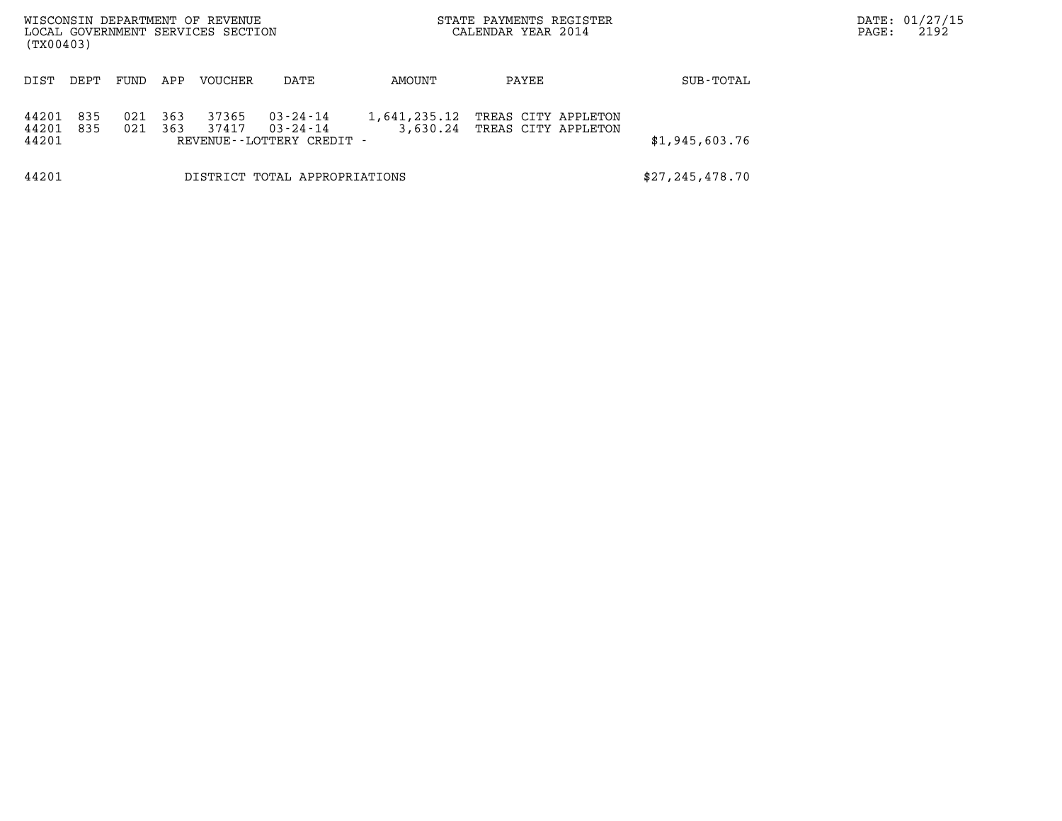| DIST | DEPT | FUND | APP | VOUCHER | DATE | AMOUNT | PAYEE | SUB-TOTAL |
|---|---|---|---|---|---|---|---|---|
| 44201 | 835 | 021 | 363 | 37365 | 03-24-14 | 1,641,235.12 | TREAS CITY APPLETON | |
| 44201 | 835 | 021 | 363 | 37417 | 03-24-14 | 3,630.24 | TREAS CITY APPLETON | |
| 44201 | | | | REVENUE--LOTTERY CREDIT - | | | | $1,945,603.76 |
| 44201 | | | | DISTRICT TOTAL APPROPRIATIONS | | | | $27,245,478.70 |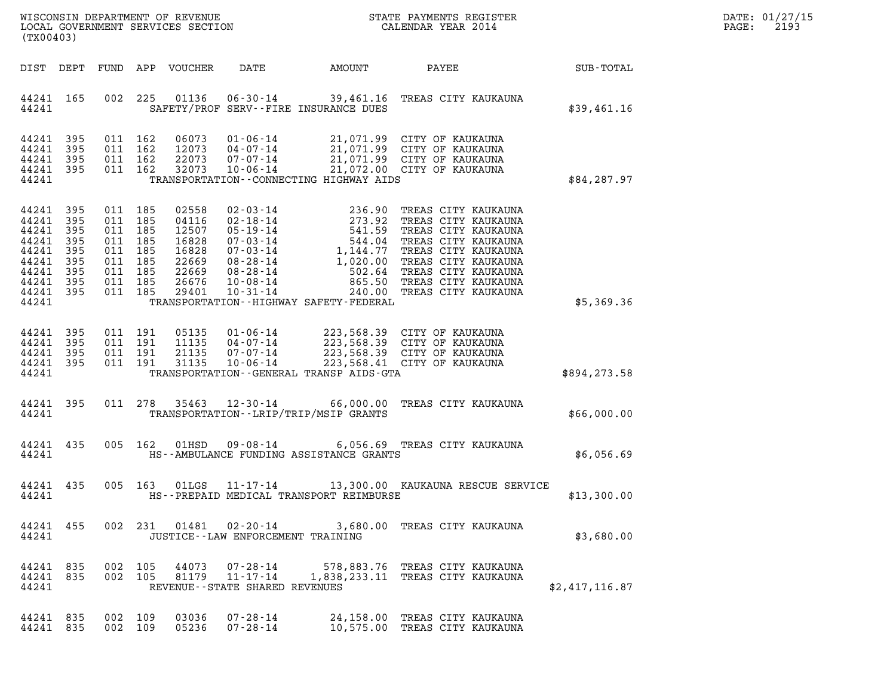WISCONSIN DEPARTMENT OF REVENUE
LOCAL GOVERNMENT SERVICES SECTION
(TX00403)

STATE PAYMENTS REGISTER
CALENDAR YEAR 2014

DATE: 01/27/15

| DIST | DEPT | FUND | APP | VOUCHER | DATE | AMOUNT | PAYEE | SUB-TOTAL |
|---|---|---|---|---|---|---|---|---|
| 44241 | 165 | 002 | 225 | 01136 | 06-30-14 | 39,461.16 | TREAS CITY KAUKAUNA | |
| 44241 | | | | | SAFETY/PROF SERV--FIRE INSURANCE DUES | | | $39,461.16 |
| 44241 | 395 | 011 | 162 | 06073 | 01-06-14 | 21,071.99 | CITY OF KAUKAUNA | |
| 44241 | 395 | 011 | 162 | 12073 | 04-07-14 | 21,071.99 | CITY OF KAUKAUNA | |
| 44241 | 395 | 011 | 162 | 22073 | 07-07-14 | 21,071.99 | CITY OF KAUKAUNA | |
| 44241 | 395 | 011 | 162 | 32073 | 10-06-14 | 21,072.00 | CITY OF KAUKAUNA | |
| 44241 | | | | | TRANSPORTATION--CONNECTING HIGHWAY AIDS | | | $84,287.97 |
| 44241 | 395 | 011 | 185 | 02558 | 02-03-14 | 236.90 | TREAS CITY KAUKAUNA | |
| 44241 | 395 | 011 | 185 | 04116 | 02-18-14 | 273.92 | TREAS CITY KAUKAUNA | |
| 44241 | 395 | 011 | 185 | 12507 | 05-19-14 | 541.59 | TREAS CITY KAUKAUNA | |
| 44241 | 395 | 011 | 185 | 16828 | 07-03-14 | 544.04 | TREAS CITY KAUKAUNA | |
| 44241 | 395 | 011 | 185 | 16828 | 07-03-14 | 1,144.77 | TREAS CITY KAUKAUNA | |
| 44241 | 395 | 011 | 185 | 22669 | 08-28-14 | 1,020.00 | TREAS CITY KAUKAUNA | |
| 44241 | 395 | 011 | 185 | 22669 | 08-28-14 | 502.64 | TREAS CITY KAUKAUNA | |
| 44241 | 395 | 011 | 185 | 26676 | 10-08-14 | 865.50 | TREAS CITY KAUKAUNA | |
| 44241 | 395 | 011 | 185 | 29401 | 10-31-14 | 240.00 | TREAS CITY KAUKAUNA | |
| 44241 | | | | | TRANSPORTATION--HIGHWAY SAFETY-FEDERAL | | | $5,369.36 |
| 44241 | 395 | 011 | 191 | 05135 | 01-06-14 | 223,568.39 | CITY OF KAUKAUNA | |
| 44241 | 395 | 011 | 191 | 11135 | 04-07-14 | 223,568.39 | CITY OF KAUKAUNA | |
| 44241 | 395 | 011 | 191 | 21135 | 07-07-14 | 223,568.39 | CITY OF KAUKAUNA | |
| 44241 | 395 | 011 | 191 | 31135 | 10-06-14 | 223,568.41 | CITY OF KAUKAUNA | |
| 44241 | | | | | TRANSPORTATION--GENERAL TRANSP AIDS-GTA | | | $894,273.58 |
| 44241 | 395 | 011 | 278 | 35463 | 12-30-14 | 66,000.00 | TREAS CITY KAUKAUNA | |
| 44241 | | | | | TRANSPORTATION--LRIP/TRIP/MSIP GRANTS | | | $66,000.00 |
| 44241 | 435 | 005 | 162 | 01HSD | 09-08-14 | 6,056.69 | TREAS CITY KAUKAUNA | |
| 44241 | | | | | HS--AMBULANCE FUNDING ASSISTANCE GRANTS | | | $6,056.69 |
| 44241 | 435 | 005 | 163 | 01LGS | 11-17-14 | 13,300.00 | KAUKAUNA RESCUE SERVICE | |
| 44241 | | | | | HS--PREPAID MEDICAL TRANSPORT REIMBURSE | | | $13,300.00 |
| 44241 | 455 | 002 | 231 | 01481 | 02-20-14 | 3,680.00 | TREAS CITY KAUKAUNA | |
| 44241 | | | | | JUSTICE--LAW ENFORCEMENT TRAINING | | | $3,680.00 |
| 44241 | 835 | 002 | 105 | 44073 | 07-28-14 | 578,883.76 | TREAS CITY KAUKAUNA | |
| 44241 | 835 | 002 | 105 | 81179 | 11-17-14 | 1,838,233.11 | TREAS CITY KAUKAUNA | |
| 44241 | | | | | REVENUE--STATE SHARED REVENUES | | | $2,417,116.87 |
| 44241 | 835 | 002 | 109 | 03036 | 07-28-14 | 24,158.00 | TREAS CITY KAUKAUNA | |
| 44241 | 835 | 002 | 109 | 05236 | 07-28-14 | 10,575.00 | TREAS CITY KAUKAUNA | |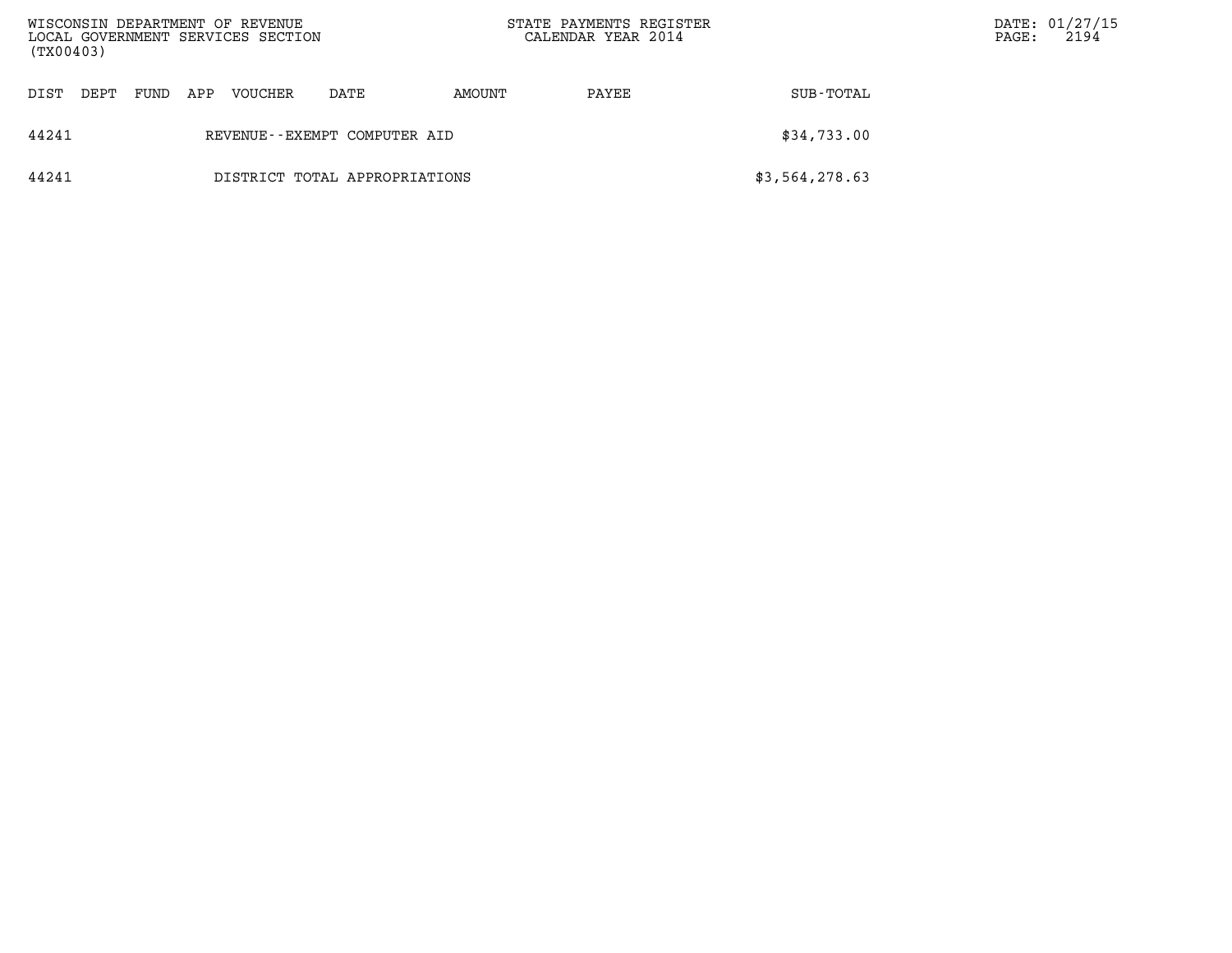| DIST | DEPT | FUND | APP | VOUCHER | DATE | AMOUNT | PAYEE | SUB-TOTAL |
|---|---|---|---|---|---|---|---|---|
| 44241 | | | | REVENUE--EXEMPT COMPUTER AID | | | | $34,733.00 |
| 44241 | | | | DISTRICT TOTAL APPROPRIATIONS | | | | $3,564,278.63 |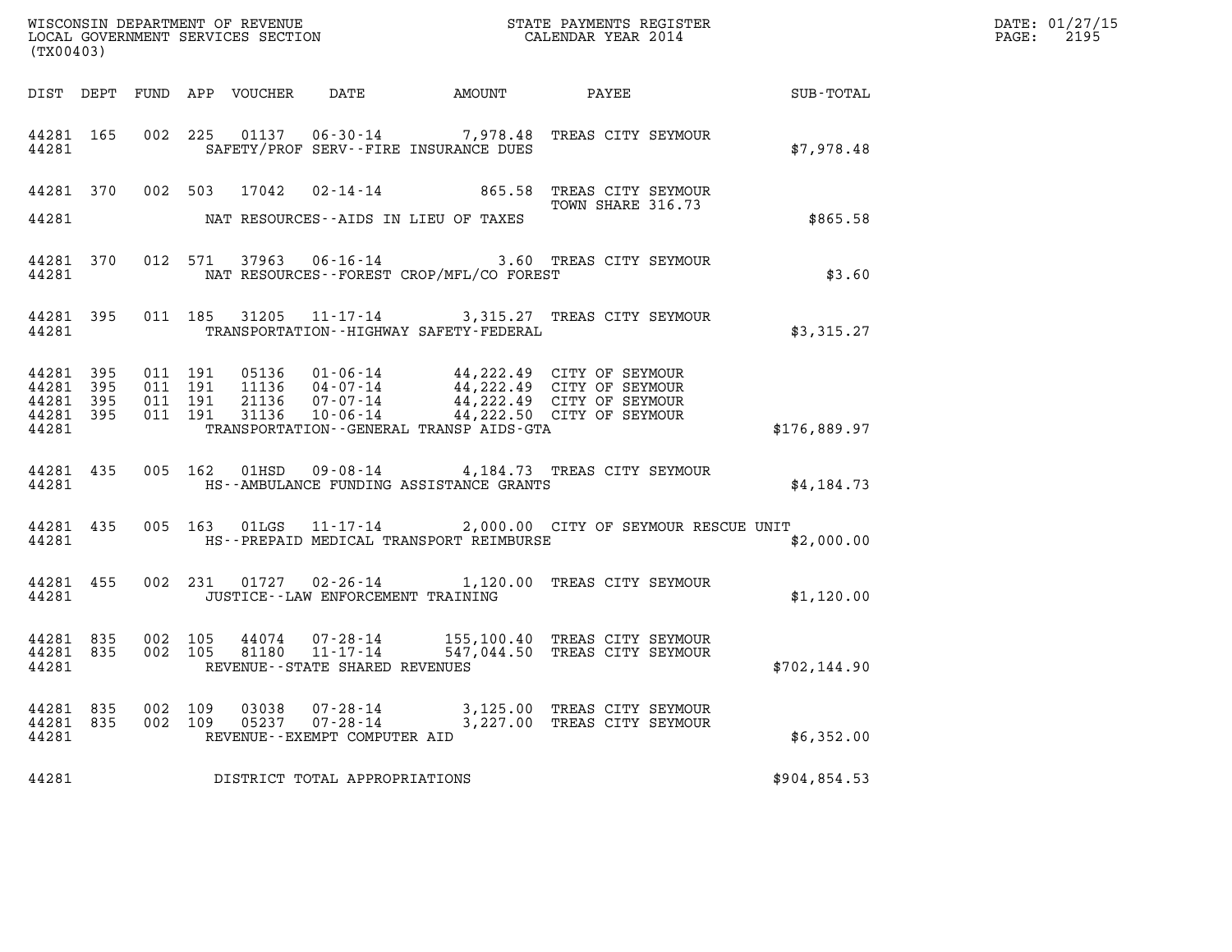WISCONSIN DEPARTMENT OF REVENUE
LOCAL GOVERNMENT SERVICES SECTION
(TX00403)

STATE PAYMENTS REGISTER
CALENDAR YEAR 2014

DATE: 01/27/15
PAGE: 2195

| DIST | DEPT | FUND | APP | VOUCHER | DATE | AMOUNT | PAYEE | SUB-TOTAL |
|---|---|---|---|---|---|---|---|---|
| 44281 | 165 | 002 | 225 | 01137 | 06-30-14 | 7,978.48 | TREAS CITY SEYMOUR | |
| 44281 | | | | | SAFETY/PROF SERV--FIRE INSURANCE DUES | | | $7,978.48 |
| 44281 | 370 | 002 | 503 | 17042 | 02-14-14 | 865.58 | TREAS CITY SEYMOUR TOWN SHARE 316.73 | |
| 44281 | | | | | NAT RESOURCES--AIDS IN LIEU OF TAXES | | | $865.58 |
| 44281 | 370 | 012 | 571 | 37963 | 06-16-14 | 3.60 | TREAS CITY SEYMOUR | |
| 44281 | | | | | NAT RESOURCES--FOREST CROP/MFL/CO FOREST | | | $3.60 |
| 44281 | 395 | 011 | 185 | 31205 | 11-17-14 | 3,315.27 | TREAS CITY SEYMOUR | |
| 44281 | | | | | TRANSPORTATION--HIGHWAY SAFETY-FEDERAL | | | $3,315.27 |
| 44281 | 395 | 011 | 191 | 05136 | 01-06-14 | 44,222.49 | CITY OF SEYMOUR | |
| 44281 | 395 | 011 | 191 | 11136 | 04-07-14 | 44,222.49 | CITY OF SEYMOUR | |
| 44281 | 395 | 011 | 191 | 21136 | 07-07-14 | 44,222.49 | CITY OF SEYMOUR | |
| 44281 | 395 | 011 | 191 | 31136 | 10-06-14 | 44,222.50 | CITY OF SEYMOUR | |
| 44281 | | | | | TRANSPORTATION--GENERAL TRANSP AIDS-GTA | | | $176,889.97 |
| 44281 | 435 | 005 | 162 | 01HSD | 09-08-14 | 4,184.73 | TREAS CITY SEYMOUR | |
| 44281 | | | | | HS--AMBULANCE FUNDING ASSISTANCE GRANTS | | | $4,184.73 |
| 44281 | 435 | 005 | 163 | 01LGS | 11-17-14 | 2,000.00 | CITY OF SEYMOUR RESCUE UNIT | |
| 44281 | | | | | HS--PREPAID MEDICAL TRANSPORT REIMBURSE | | | $2,000.00 |
| 44281 | 455 | 002 | 231 | 01727 | 02-26-14 | 1,120.00 | TREAS CITY SEYMOUR | |
| 44281 | | | | | JUSTICE--LAW ENFORCEMENT TRAINING | | | $1,120.00 |
| 44281 | 835 | 002 | 105 | 44074 | 07-28-14 | 155,100.40 | TREAS CITY SEYMOUR | |
| 44281 | 835 | 002 | 105 | 81180 | 11-17-14 | 547,044.50 | TREAS CITY SEYMOUR | |
| 44281 | | | | | REVENUE--STATE SHARED REVENUES | | | $702,144.90 |
| 44281 | 835 | 002 | 109 | 03038 | 07-28-14 | 3,125.00 | TREAS CITY SEYMOUR | |
| 44281 | 835 | 002 | 109 | 05237 | 07-28-14 | 3,227.00 | TREAS CITY SEYMOUR | |
| 44281 | | | | | REVENUE--EXEMPT COMPUTER AID | | | $6,352.00 |
| 44281 | | | | | DISTRICT TOTAL APPROPRIATIONS | | | $904,854.53 |